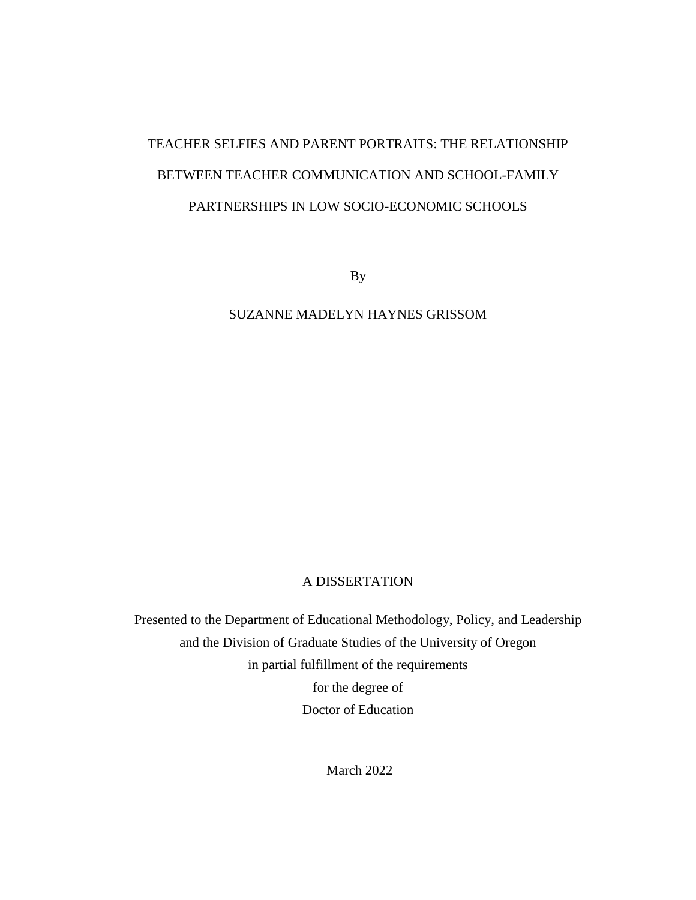# TEACHER SELFIES AND PARENT PORTRAITS: THE RELATIONSHIP BETWEEN TEACHER COMMUNICATION AND SCHOOL-FAMILY PARTNERSHIPS IN LOW SOCIO-ECONOMIC SCHOOLS

By

SUZANNE MADELYN HAYNES GRISSOM

A DISSERTATION

Presented to the Department of Educational Methodology, Policy, and Leadership
and the Division of Graduate Studies of the University of Oregon
in partial fulfillment of the requirements
for the degree of
Doctor of Education

March 2022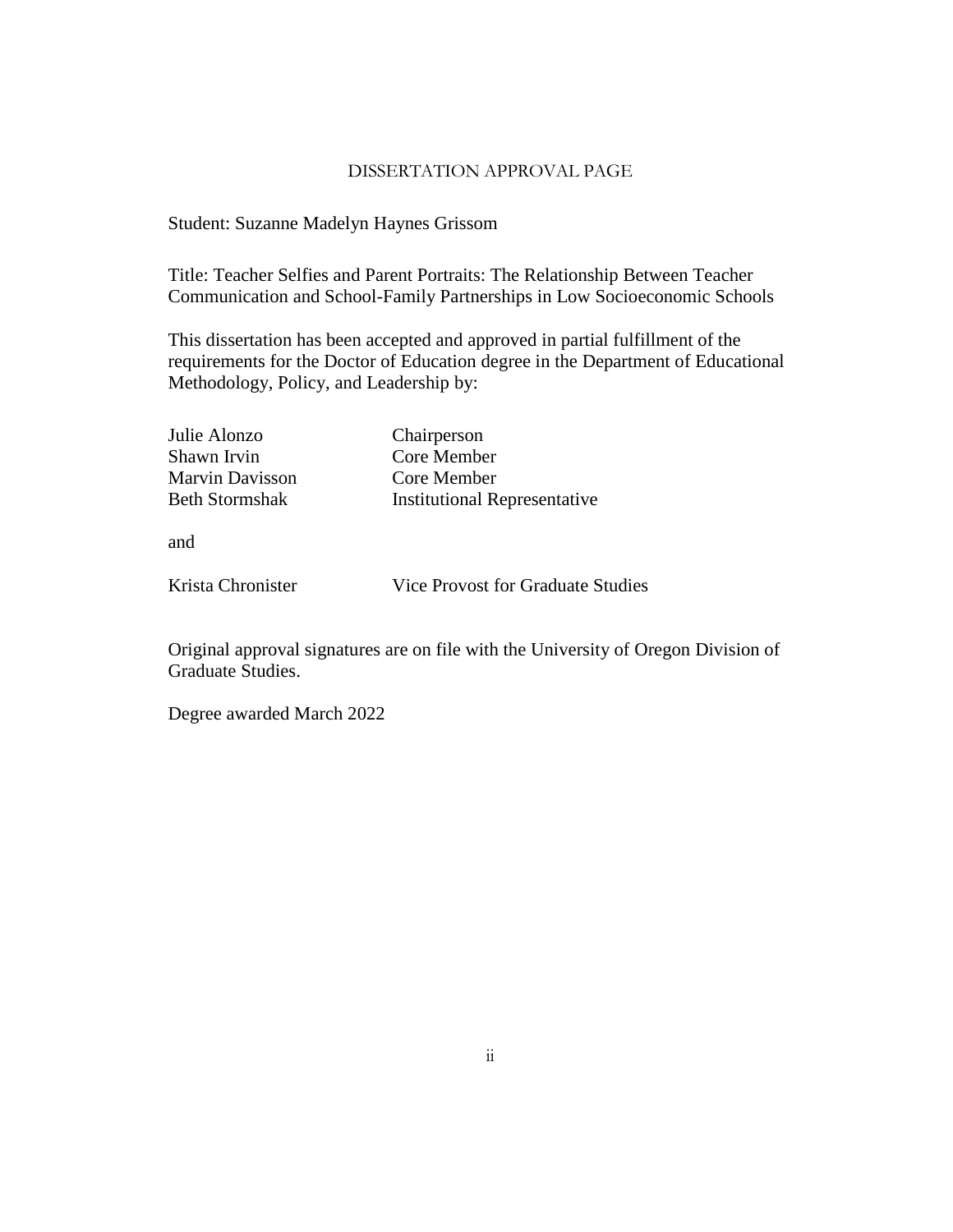## DISSERTATION APPROVAL PAGE

Student: Suzanne Madelyn Haynes Grissom

Title: Teacher Selfies and Parent Portraits: The Relationship Between Teacher Communication and School-Family Partnerships in Low Socioeconomic Schools

This dissertation has been accepted and approved in partial fulfillment of the requirements for the Doctor of Education degree in the Department of Educational Methodology, Policy, and Leadership by:

| | |
|---|---|
| Julie Alonzo | Chairperson |
| Shawn Irvin | Core Member |
| Marvin Davisson | Core Member |
| Beth Stormshak | Institutional Representative |

and

| | |
|---|---|
| Krista Chronister | Vice Provost for Graduate Studies |

Original approval signatures are on file with the University of Oregon Division of Graduate Studies.

Degree awarded March 2022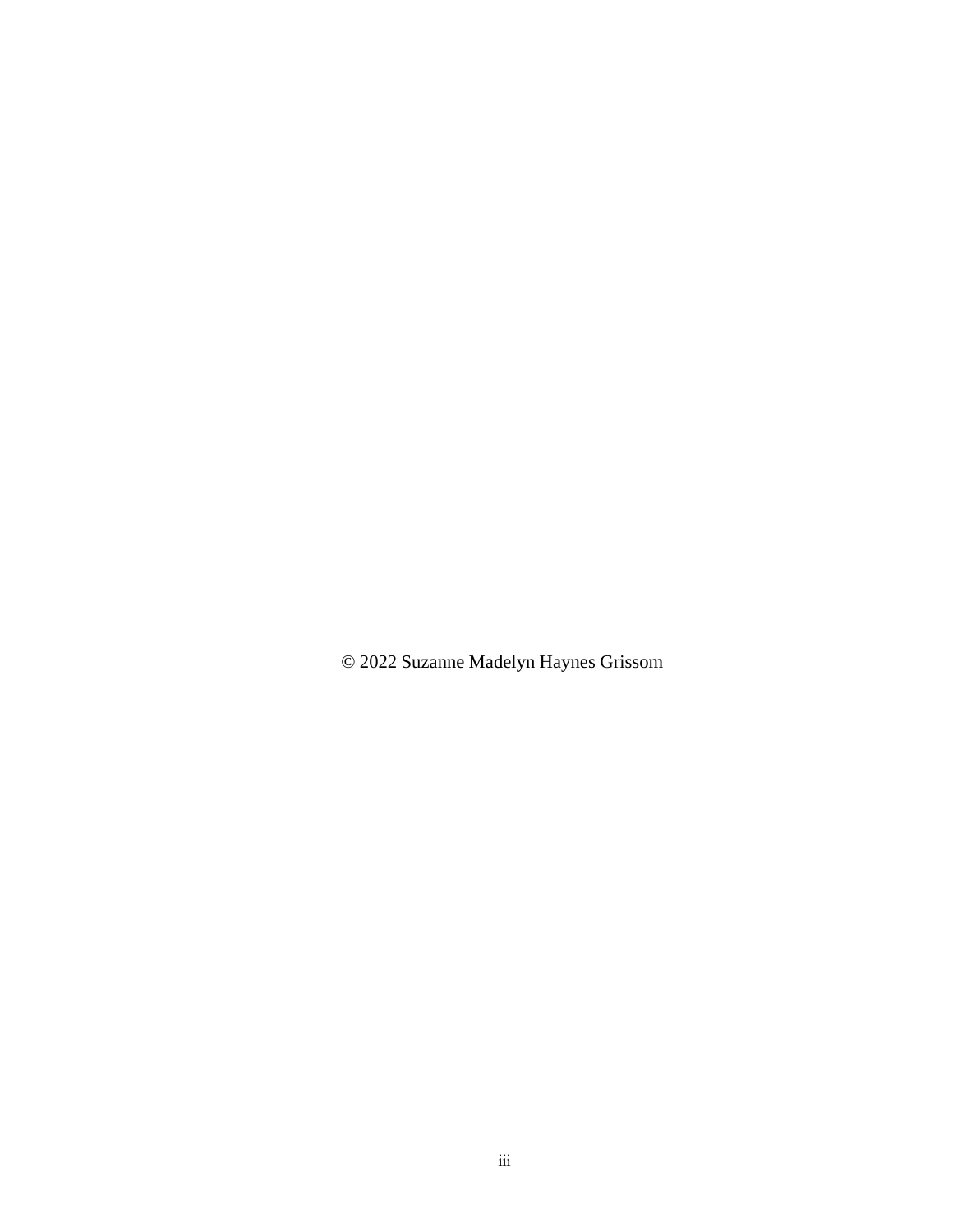© 2022 Suzanne Madelyn Haynes Grissom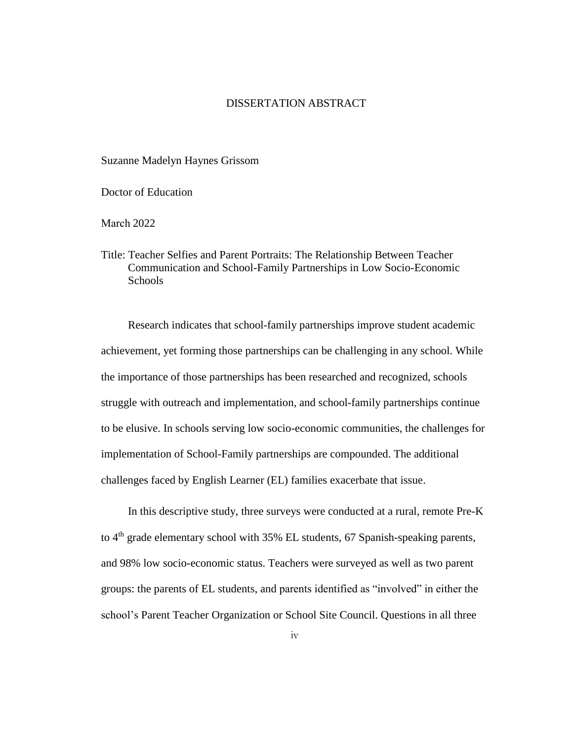# DISSERTATION ABSTRACT

Suzanne Madelyn Haynes Grissom

Doctor of Education

March 2022

Title: Teacher Selfies and Parent Portraits: The Relationship Between Teacher Communication and School-Family Partnerships in Low Socio-Economic Schools

Research indicates that school-family partnerships improve student academic achievement, yet forming those partnerships can be challenging in any school. While the importance of those partnerships has been researched and recognized, schools struggle with outreach and implementation, and school-family partnerships continue to be elusive. In schools serving low socio-economic communities, the challenges for implementation of School-Family partnerships are compounded. The additional challenges faced by English Learner (EL) families exacerbate that issue.

In this descriptive study, three surveys were conducted at a rural, remote Pre-K to 4th grade elementary school with 35% EL students, 67 Spanish-speaking parents, and 98% low socio-economic status. Teachers were surveyed as well as two parent groups: the parents of EL students, and parents identified as "involved" in either the school's Parent Teacher Organization or School Site Council. Questions in all three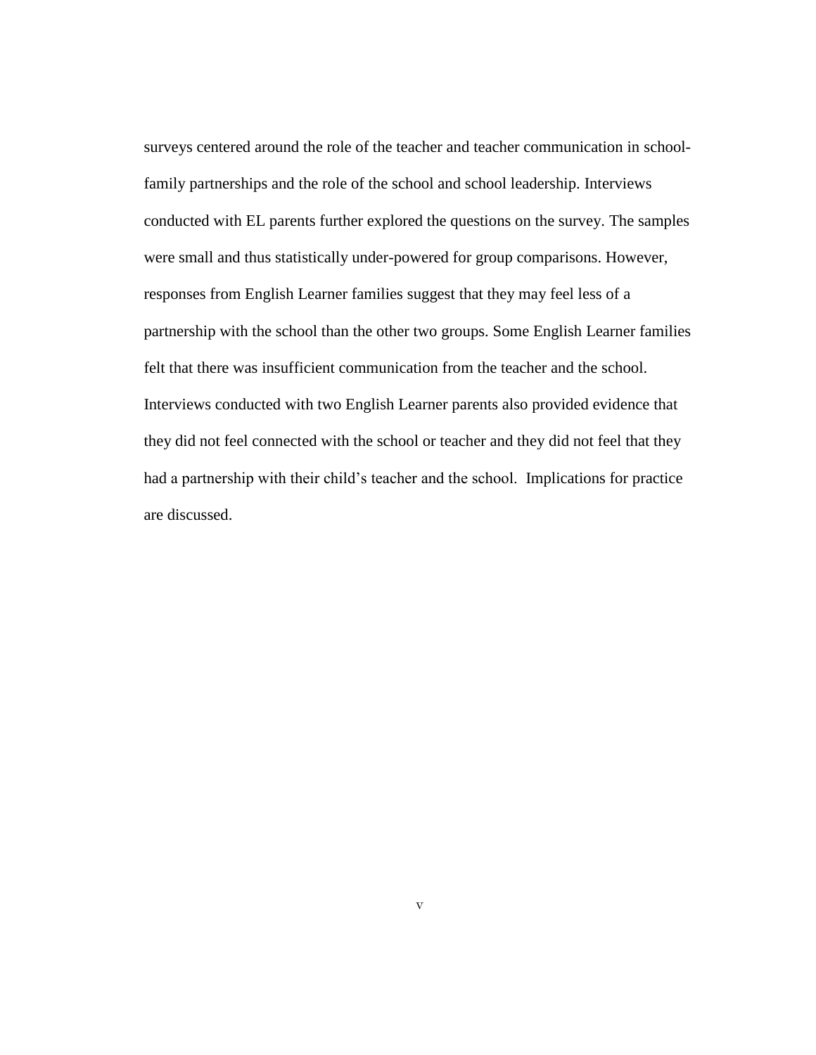surveys centered around the role of the teacher and teacher communication in school-family partnerships and the role of the school and school leadership. Interviews conducted with EL parents further explored the questions on the survey. The samples were small and thus statistically under-powered for group comparisons. However, responses from English Learner families suggest that they may feel less of a partnership with the school than the other two groups. Some English Learner families felt that there was insufficient communication from the teacher and the school. Interviews conducted with two English Learner parents also provided evidence that they did not feel connected with the school or teacher and they did not feel that they had a partnership with their child's teacher and the school. Implications for practice are discussed.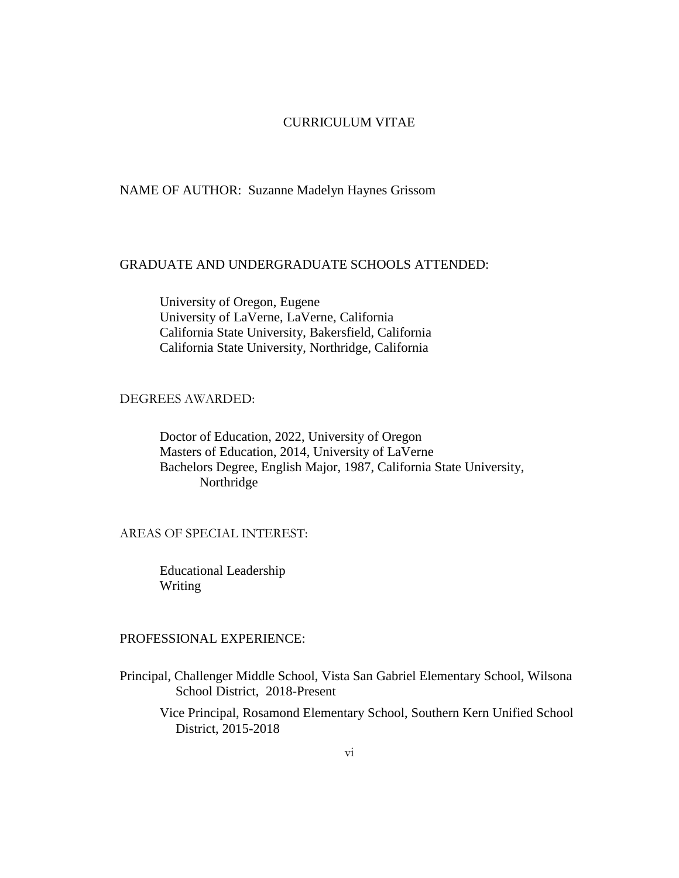# CURRICULUM VITAE

NAME OF AUTHOR: Suzanne Madelyn Haynes Grissom

GRADUATE AND UNDERGRADUATE SCHOOLS ATTENDED:

University of Oregon, Eugene
University of LaVerne, LaVerne, California
California State University, Bakersfield, California
California State University, Northridge, California

DEGREES AWARDED:

Doctor of Education, 2022, University of Oregon
Masters of Education, 2014, University of LaVerne
Bachelors Degree, English Major, 1987, California State University, Northridge

AREAS OF SPECIAL INTEREST:

Educational Leadership
Writing

PROFESSIONAL EXPERIENCE:

Principal, Challenger Middle School, Vista San Gabriel Elementary School, Wilsona School District, 2018-Present

Vice Principal, Rosamond Elementary School, Southern Kern Unified School District, 2015-2018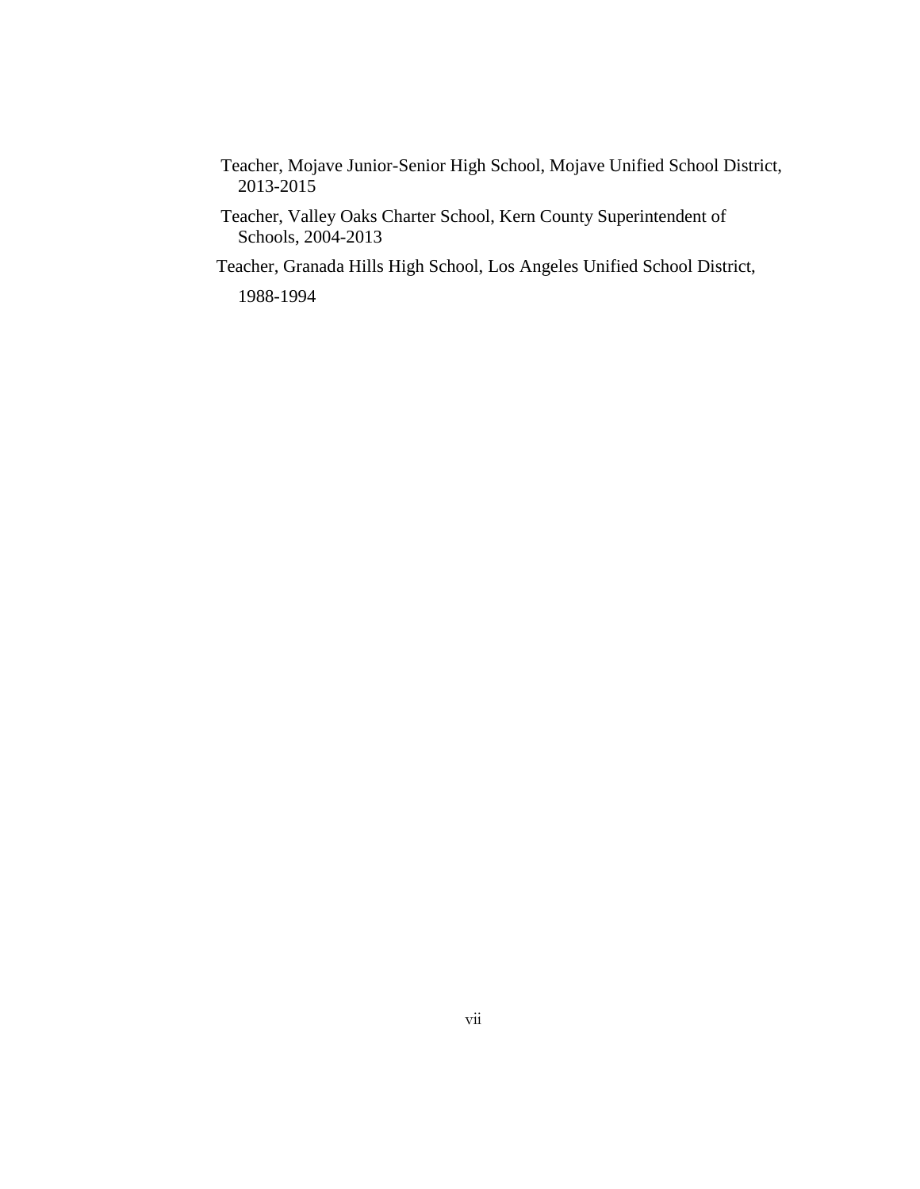Teacher, Mojave Junior-Senior High School, Mojave Unified School District, 2013-2015

Teacher, Valley Oaks Charter School, Kern County Superintendent of Schools, 2004-2013

Teacher, Granada Hills High School, Los Angeles Unified School District, 1988-1994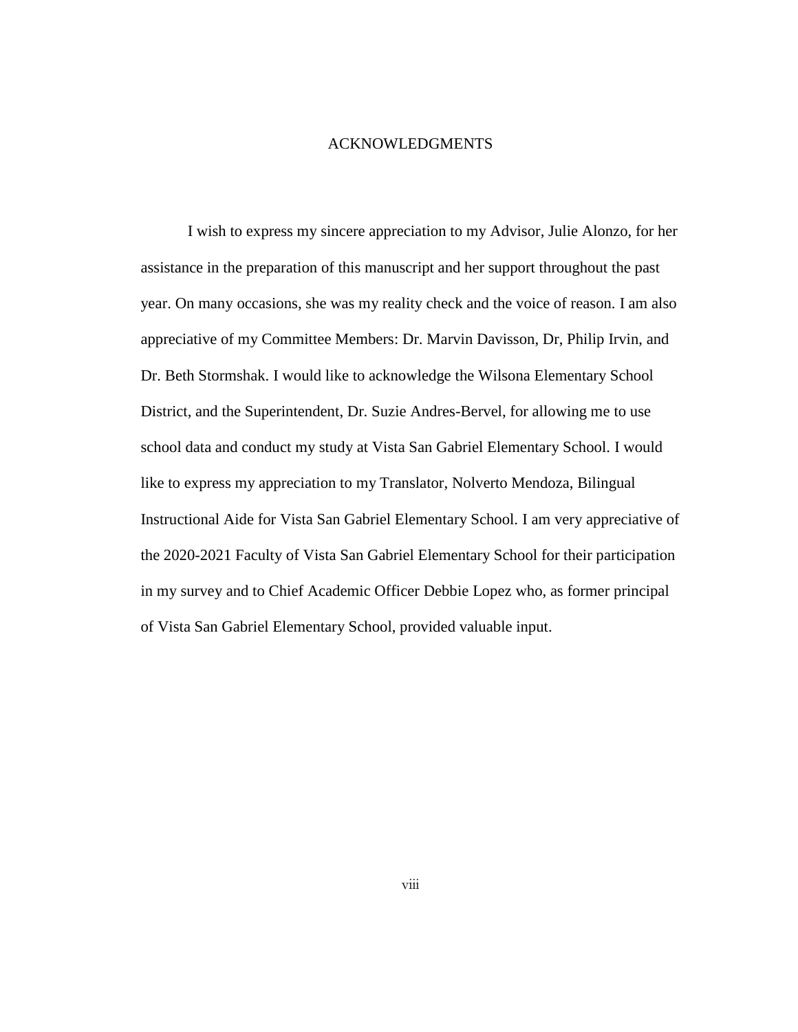# ACKNOWLEDGMENTS

I wish to express my sincere appreciation to my Advisor, Julie Alonzo, for her assistance in the preparation of this manuscript and her support throughout the past year. On many occasions, she was my reality check and the voice of reason. I am also appreciative of my Committee Members: Dr. Marvin Davisson, Dr, Philip Irvin, and Dr. Beth Stormshak. I would like to acknowledge the Wilsona Elementary School District, and the Superintendent, Dr. Suzie Andres-Bervel, for allowing me to use school data and conduct my study at Vista San Gabriel Elementary School. I would like to express my appreciation to my Translator, Nolverto Mendoza, Bilingual Instructional Aide for Vista San Gabriel Elementary School. I am very appreciative of the 2020-2021 Faculty of Vista San Gabriel Elementary School for their participation in my survey and to Chief Academic Officer Debbie Lopez who, as former principal of Vista San Gabriel Elementary School, provided valuable input.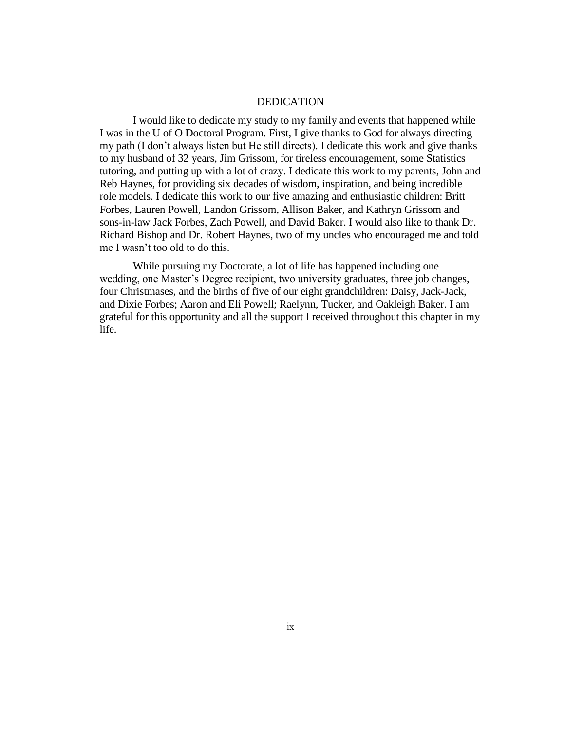# DEDICATION

I would like to dedicate my study to my family and events that happened while I was in the U of O Doctoral Program. First, I give thanks to God for always directing my path (I don't always listen but He still directs). I dedicate this work and give thanks to my husband of 32 years, Jim Grissom, for tireless encouragement, some Statistics tutoring, and putting up with a lot of crazy. I dedicate this work to my parents, John and Reb Haynes, for providing six decades of wisdom, inspiration, and being incredible role models. I dedicate this work to our five amazing and enthusiastic children: Britt Forbes, Lauren Powell, Landon Grissom, Allison Baker, and Kathryn Grissom and sons-in-law Jack Forbes, Zach Powell, and David Baker. I would also like to thank Dr. Richard Bishop and Dr. Robert Haynes, two of my uncles who encouraged me and told me I wasn't too old to do this.

While pursuing my Doctorate, a lot of life has happened including one wedding, one Master's Degree recipient, two university graduates, three job changes, four Christmases, and the births of five of our eight grandchildren: Daisy, Jack-Jack, and Dixie Forbes; Aaron and Eli Powell; Raelynn, Tucker, and Oakleigh Baker. I am grateful for this opportunity and all the support I received throughout this chapter in my life.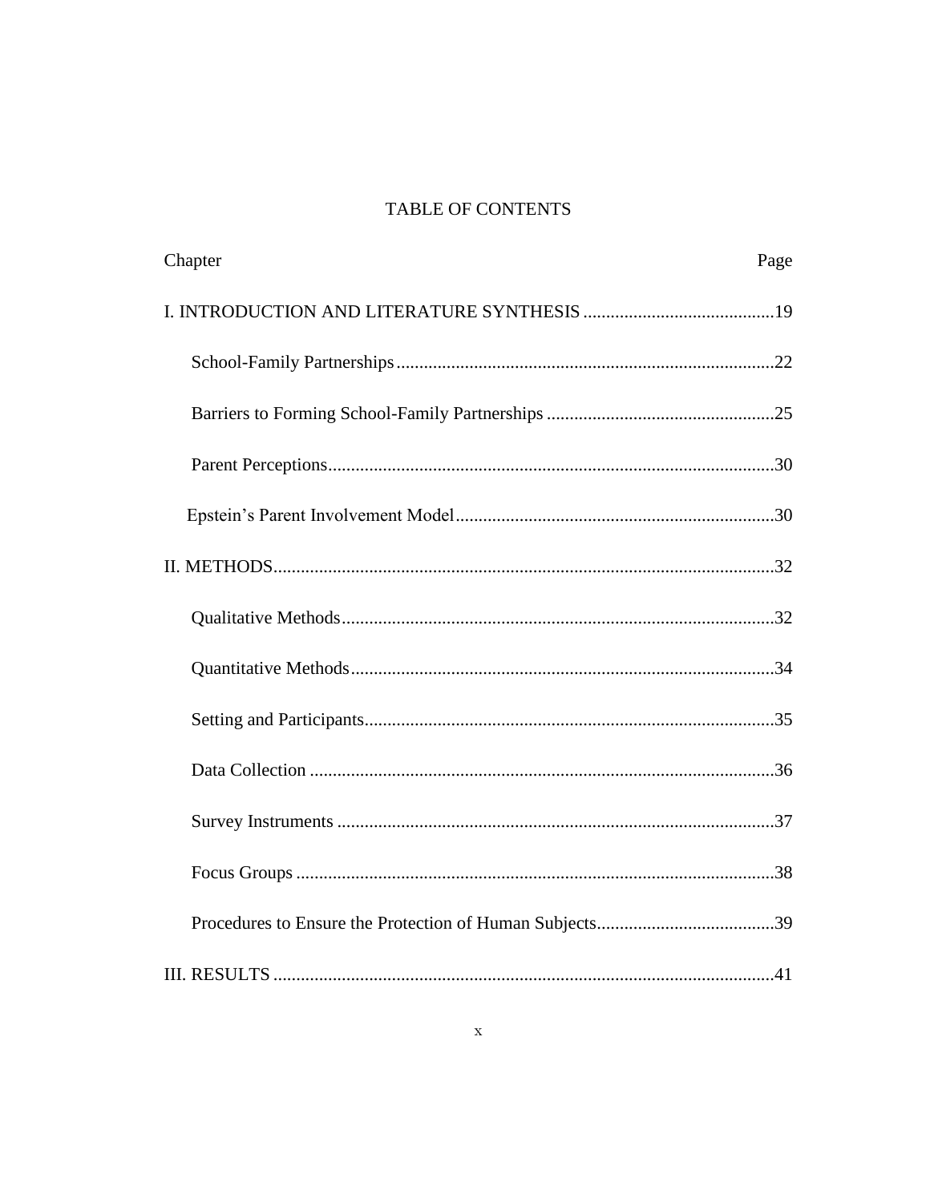# TABLE OF CONTENTS

| Chapter | Page |
|---|---|
| I. INTRODUCTION AND LITERATURE SYNTHESIS | 19 |
| School-Family Partnerships | 22 |
| Barriers to Forming School-Family Partnerships | 25 |
| Parent Perceptions | 30 |
| Epstein's Parent Involvement Model | 30 |
| II. METHODS | 32 |
| Qualitative Methods | 32 |
| Quantitative Methods | 34 |
| Setting and Participants | 35 |
| Data Collection | 36 |
| Survey Instruments | 37 |
| Focus Groups | 38 |
| Procedures to Ensure the Protection of Human Subjects | 39 |
| III. RESULTS | 41 |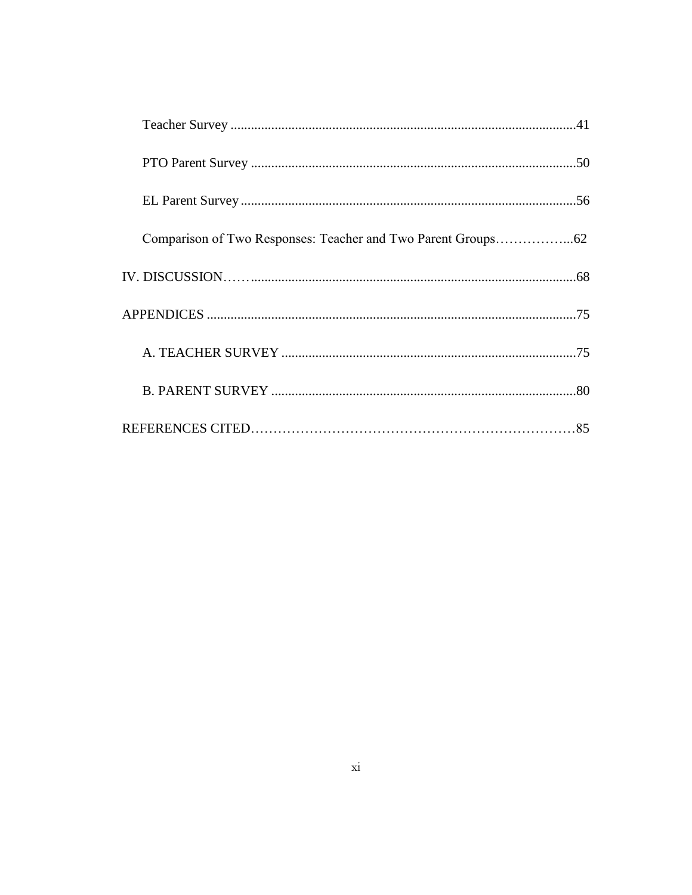Teacher Survey .....................................................................................................41

PTO Parent Survey ...............................................................................................50

EL Parent Survey..................................................................................................56

Comparison of Two Responses: Teacher and Two Parent Groups……………...62

IV. DISCUSSION…….................................................................................................68

APPENDICES ............................................................................................................75

A. TEACHER SURVEY ......................................................................................75

B. PARENT SURVEY .........................................................................................80

REFERENCES CITED………………………………………………………………85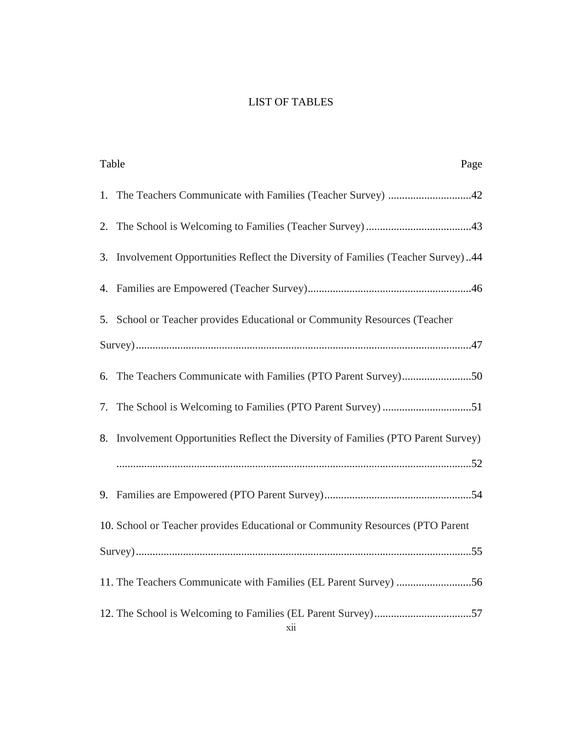# LIST OF TABLES

Table Page

1. The Teachers Communicate with Families (Teacher Survey) ..............................42
2. The School is Welcoming to Families (Teacher Survey) ......................................43
3. Involvement Opportunities Reflect the Diversity of Families (Teacher Survey) ..44
4. Families are Empowered (Teacher Survey)...........................................................46
5. School or Teacher provides Educational or Community Resources (Teacher Survey)........................................................................................................................47
6. The Teachers Communicate with Families (PTO Parent Survey).........................50
7. The School is Welcoming to Families (PTO Parent Survey) ................................51
8. Involvement Opportunities Reflect the Diversity of Families (PTO Parent Survey) ..............................................................................................................................52
9. Families are Empowered (PTO Parent Survey).....................................................54
10. School or Teacher provides Educational or Community Resources (PTO Parent Survey)........................................................................................................................55
11. The Teachers Communicate with Families (EL Parent Survey) ...........................56
12. The School is Welcoming to Families (EL Parent Survey)...................................57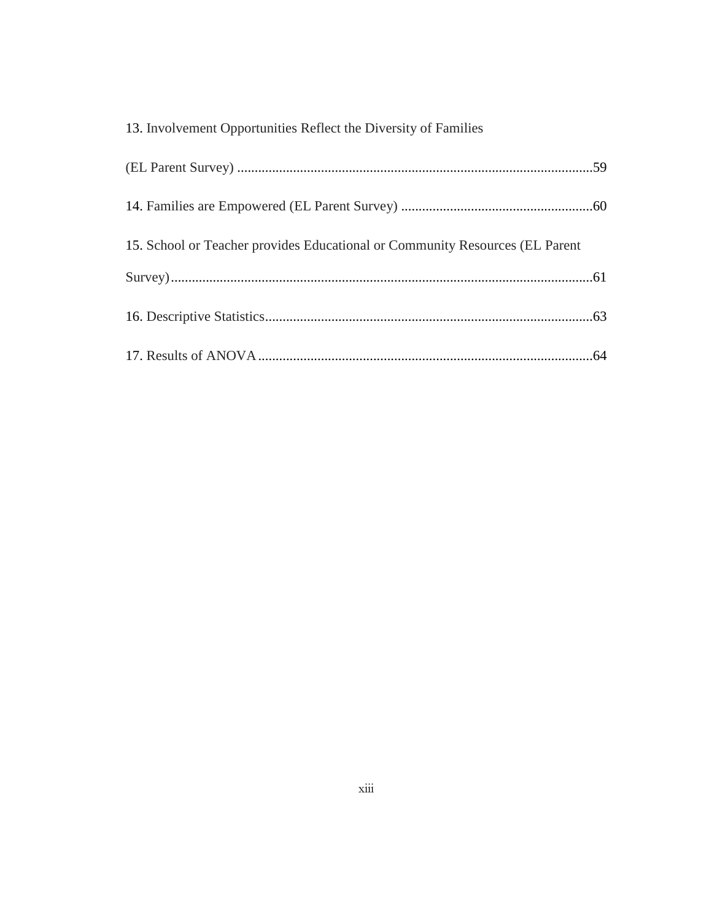13. Involvement Opportunities Reflect the Diversity of Families (EL Parent Survey) ....................................................................................................59

14. Families are Empowered (EL Parent Survey) .......................................................60

15. School or Teacher provides Educational or Community Resources (EL Parent Survey)........................................................................................................................61

16. Descriptive Statistics.............................................................................................63

17. Results of ANOVA...............................................................................................64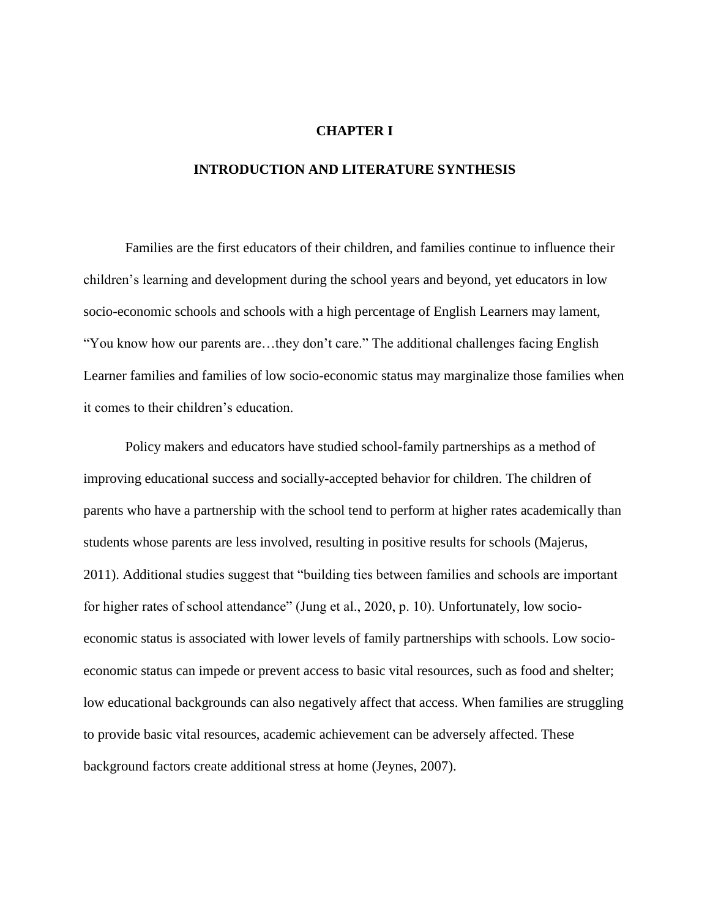# CHAPTER I

# INTRODUCTION AND LITERATURE SYNTHESIS

Families are the first educators of their children, and families continue to influence their children's learning and development during the school years and beyond, yet educators in low socio-economic schools and schools with a high percentage of English Learners may lament, "You know how our parents are…they don't care." The additional challenges facing English Learner families and families of low socio-economic status may marginalize those families when it comes to their children's education.

Policy makers and educators have studied school-family partnerships as a method of improving educational success and socially-accepted behavior for children. The children of parents who have a partnership with the school tend to perform at higher rates academically than students whose parents are less involved, resulting in positive results for schools (Majerus, 2011). Additional studies suggest that "building ties between families and schools are important for higher rates of school attendance" (Jung et al., 2020, p. 10). Unfortunately, low socio-economic status is associated with lower levels of family partnerships with schools. Low socio-economic status can impede or prevent access to basic vital resources, such as food and shelter; low educational backgrounds can also negatively affect that access. When families are struggling to provide basic vital resources, academic achievement can be adversely affected. These background factors create additional stress at home (Jeynes, 2007).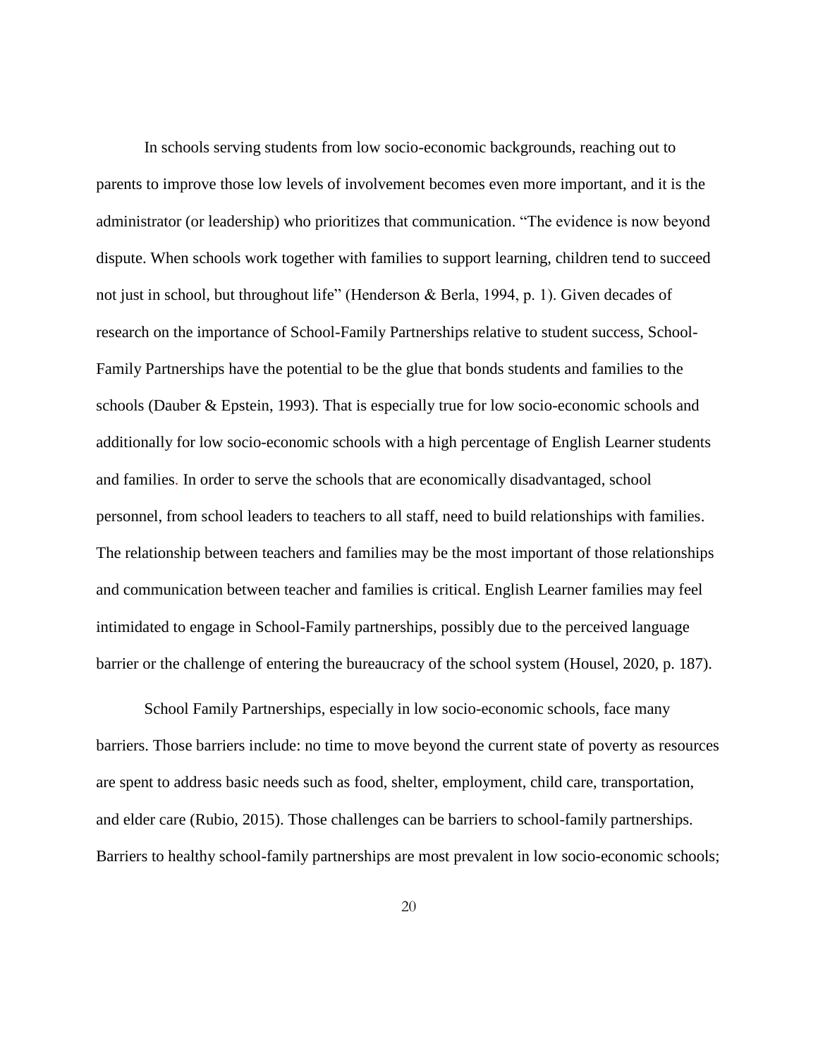In schools serving students from low socio-economic backgrounds, reaching out to parents to improve those low levels of involvement becomes even more important, and it is the administrator (or leadership) who prioritizes that communication. “The evidence is now beyond dispute. When schools work together with families to support learning, children tend to succeed not just in school, but throughout life” (Henderson & Berla, 1994, p. 1). Given decades of research on the importance of School-Family Partnerships relative to student success, School-Family Partnerships have the potential to be the glue that bonds students and families to the schools (Dauber & Epstein, 1993). That is especially true for low socio-economic schools and additionally for low socio-economic schools with a high percentage of English Learner students and families. In order to serve the schools that are economically disadvantaged, school personnel, from school leaders to teachers to all staff, need to build relationships with families. The relationship between teachers and families may be the most important of those relationships and communication between teacher and families is critical. English Learner families may feel intimidated to engage in School-Family partnerships, possibly due to the perceived language barrier or the challenge of entering the bureaucracy of the school system (Housel, 2020, p. 187).

School Family Partnerships, especially in low socio-economic schools, face many barriers. Those barriers include: no time to move beyond the current state of poverty as resources are spent to address basic needs such as food, shelter, employment, child care, transportation, and elder care (Rubio, 2015). Those challenges can be barriers to school-family partnerships. Barriers to healthy school-family partnerships are most prevalent in low socio-economic schools;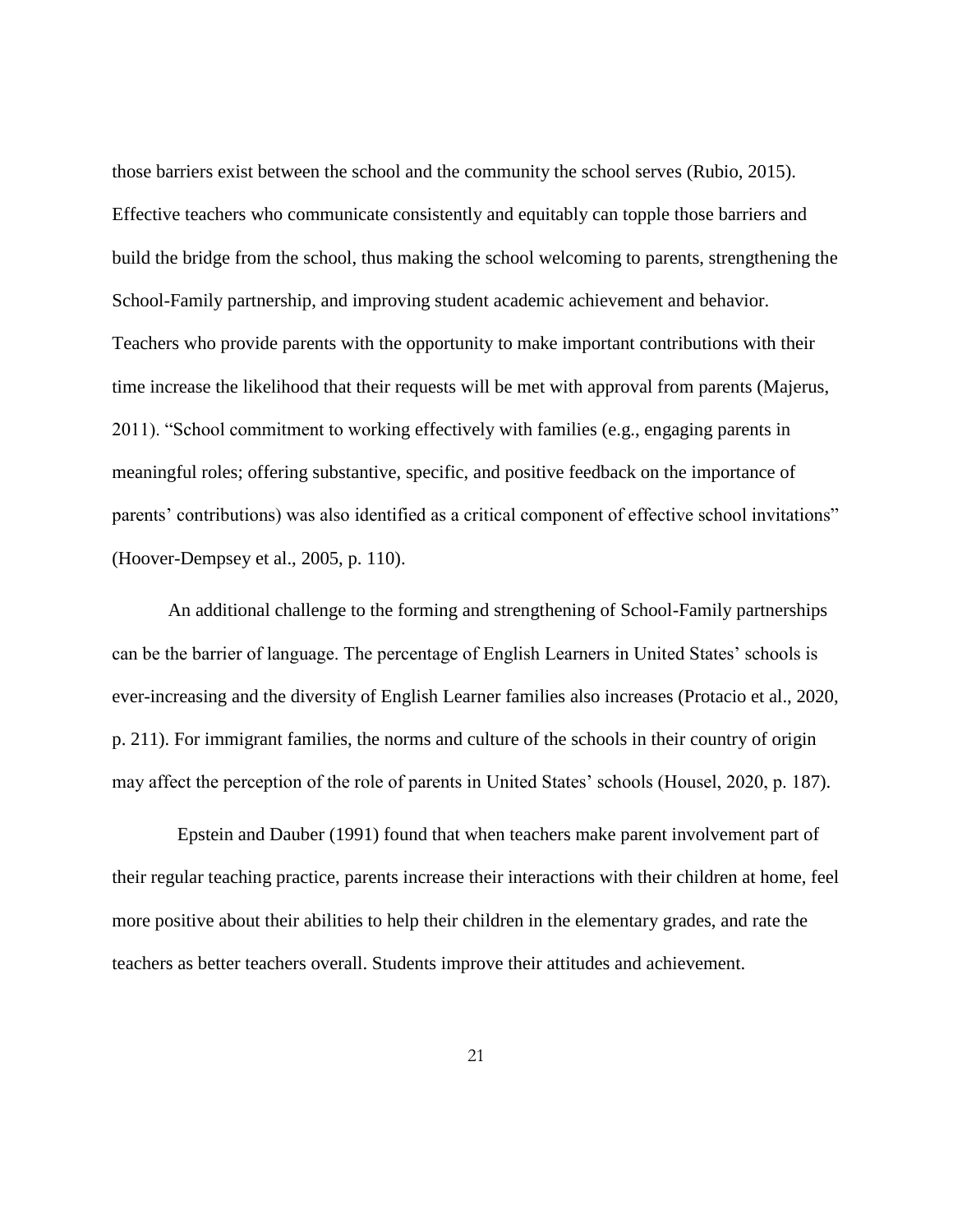those barriers exist between the school and the community the school serves (Rubio, 2015). Effective teachers who communicate consistently and equitably can topple those barriers and build the bridge from the school, thus making the school welcoming to parents, strengthening the School-Family partnership, and improving student academic achievement and behavior. Teachers who provide parents with the opportunity to make important contributions with their time increase the likelihood that their requests will be met with approval from parents (Majerus, 2011). "School commitment to working effectively with families (e.g., engaging parents in meaningful roles; offering substantive, specific, and positive feedback on the importance of parents' contributions) was also identified as a critical component of effective school invitations" (Hoover-Dempsey et al., 2005, p. 110).

An additional challenge to the forming and strengthening of School-Family partnerships can be the barrier of language. The percentage of English Learners in United States' schools is ever-increasing and the diversity of English Learner families also increases (Protacio et al., 2020, p. 211). For immigrant families, the norms and culture of the schools in their country of origin may affect the perception of the role of parents in United States' schools (Housel, 2020, p. 187).

Epstein and Dauber (1991) found that when teachers make parent involvement part of their regular teaching practice, parents increase their interactions with their children at home, feel more positive about their abilities to help their children in the elementary grades, and rate the teachers as better teachers overall. Students improve their attitudes and achievement.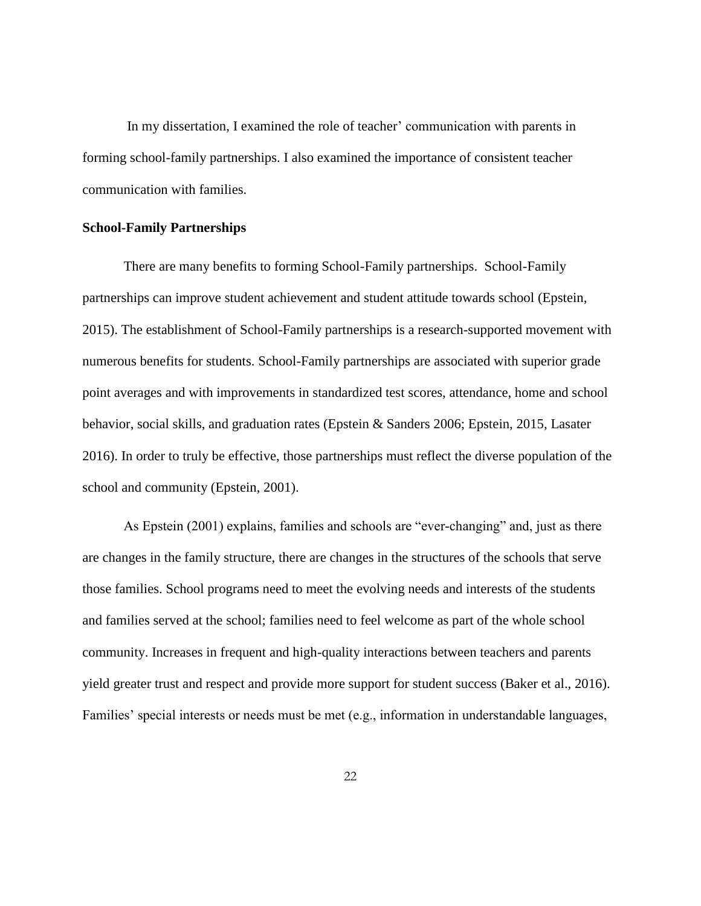In my dissertation, I examined the role of teacher' communication with parents in forming school-family partnerships. I also examined the importance of consistent teacher communication with families.

**School-Family Partnerships**

There are many benefits to forming School-Family partnerships. School-Family partnerships can improve student achievement and student attitude towards school (Epstein, 2015). The establishment of School-Family partnerships is a research-supported movement with numerous benefits for students. School-Family partnerships are associated with superior grade point averages and with improvements in standardized test scores, attendance, home and school behavior, social skills, and graduation rates (Epstein & Sanders 2006; Epstein, 2015, Lasater 2016). In order to truly be effective, those partnerships must reflect the diverse population of the school and community (Epstein, 2001).

As Epstein (2001) explains, families and schools are "ever-changing" and, just as there are changes in the family structure, there are changes in the structures of the schools that serve those families. School programs need to meet the evolving needs and interests of the students and families served at the school; families need to feel welcome as part of the whole school community. Increases in frequent and high-quality interactions between teachers and parents yield greater trust and respect and provide more support for student success (Baker et al., 2016). Families' special interests or needs must be met (e.g., information in understandable languages,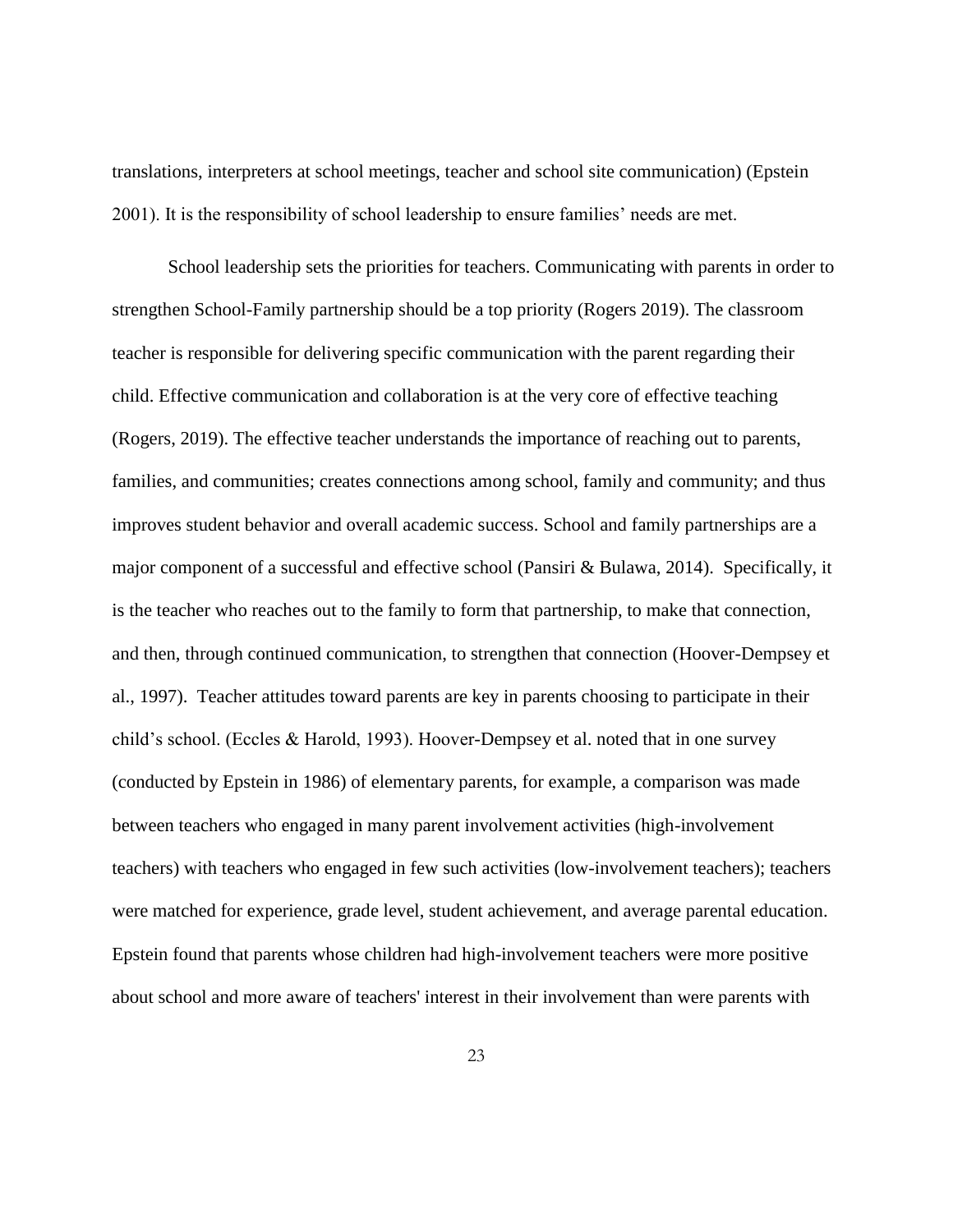translations, interpreters at school meetings, teacher and school site communication) (Epstein 2001). It is the responsibility of school leadership to ensure families' needs are met.

School leadership sets the priorities for teachers. Communicating with parents in order to strengthen School-Family partnership should be a top priority (Rogers 2019). The classroom teacher is responsible for delivering specific communication with the parent regarding their child. Effective communication and collaboration is at the very core of effective teaching (Rogers, 2019). The effective teacher understands the importance of reaching out to parents, families, and communities; creates connections among school, family and community; and thus improves student behavior and overall academic success. School and family partnerships are a major component of a successful and effective school (Pansiri & Bulawa, 2014). Specifically, it is the teacher who reaches out to the family to form that partnership, to make that connection, and then, through continued communication, to strengthen that connection (Hoover-Dempsey et al., 1997). Teacher attitudes toward parents are key in parents choosing to participate in their child's school. (Eccles & Harold, 1993). Hoover-Dempsey et al. noted that in one survey (conducted by Epstein in 1986) of elementary parents, for example, a comparison was made between teachers who engaged in many parent involvement activities (high-involvement teachers) with teachers who engaged in few such activities (low-involvement teachers); teachers were matched for experience, grade level, student achievement, and average parental education. Epstein found that parents whose children had high-involvement teachers were more positive about school and more aware of teachers' interest in their involvement than were parents with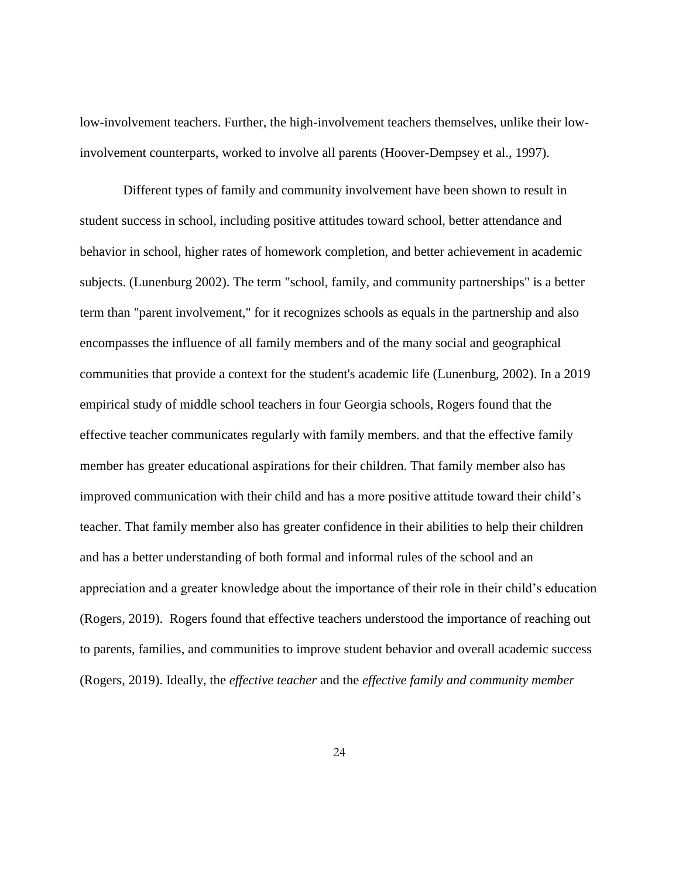low-involvement teachers. Further, the high-involvement teachers themselves, unlike their low-involvement counterparts, worked to involve all parents (Hoover-Dempsey et al., 1997).

Different types of family and community involvement have been shown to result in student success in school, including positive attitudes toward school, better attendance and behavior in school, higher rates of homework completion, and better achievement in academic subjects. (Lunenburg 2002). The term "school, family, and community partnerships" is a better term than "parent involvement," for it recognizes schools as equals in the partnership and also encompasses the influence of all family members and of the many social and geographical communities that provide a context for the student's academic life (Lunenburg, 2002). In a 2019 empirical study of middle school teachers in four Georgia schools, Rogers found that the effective teacher communicates regularly with family members. and that the effective family member has greater educational aspirations for their children. That family member also has improved communication with their child and has a more positive attitude toward their child's teacher. That family member also has greater confidence in their abilities to help their children and has a better understanding of both formal and informal rules of the school and an appreciation and a greater knowledge about the importance of their role in their child's education (Rogers, 2019). Rogers found that effective teachers understood the importance of reaching out to parents, families, and communities to improve student behavior and overall academic success (Rogers, 2019). Ideally, the *effective teacher* and the *effective family and community member*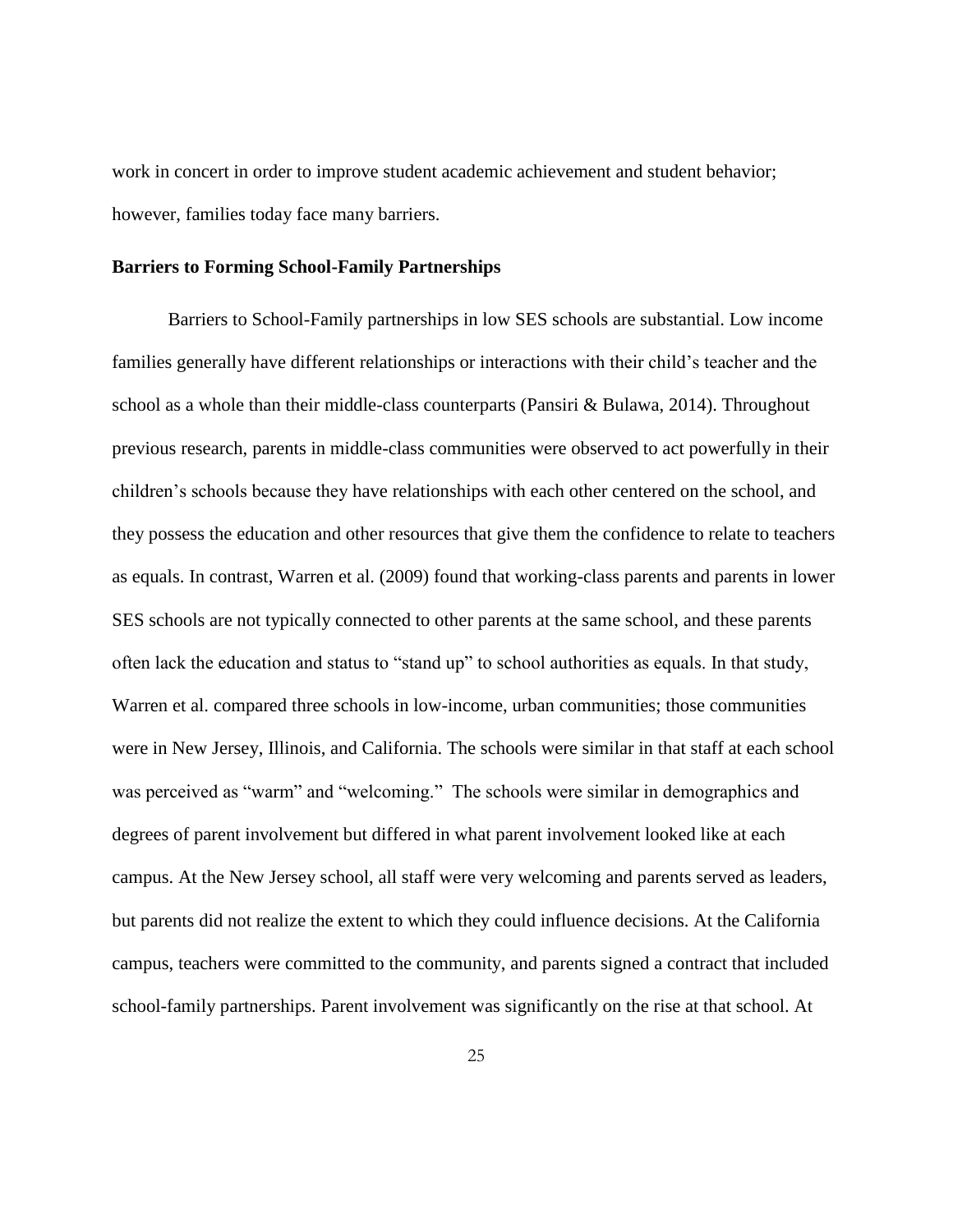work in concert in order to improve student academic achievement and student behavior; however, families today face many barriers.

## Barriers to Forming School-Family Partnerships

Barriers to School-Family partnerships in low SES schools are substantial. Low income families generally have different relationships or interactions with their child's teacher and the school as a whole than their middle-class counterparts (Pansiri & Bulawa, 2014). Throughout previous research, parents in middle-class communities were observed to act powerfully in their children's schools because they have relationships with each other centered on the school, and they possess the education and other resources that give them the confidence to relate to teachers as equals. In contrast, Warren et al. (2009) found that working-class parents and parents in lower SES schools are not typically connected to other parents at the same school, and these parents often lack the education and status to "stand up" to school authorities as equals. In that study, Warren et al. compared three schools in low-income, urban communities; those communities were in New Jersey, Illinois, and California. The schools were similar in that staff at each school was perceived as "warm" and "welcoming." The schools were similar in demographics and degrees of parent involvement but differed in what parent involvement looked like at each campus. At the New Jersey school, all staff were very welcoming and parents served as leaders, but parents did not realize the extent to which they could influence decisions. At the California campus, teachers were committed to the community, and parents signed a contract that included school-family partnerships. Parent involvement was significantly on the rise at that school. At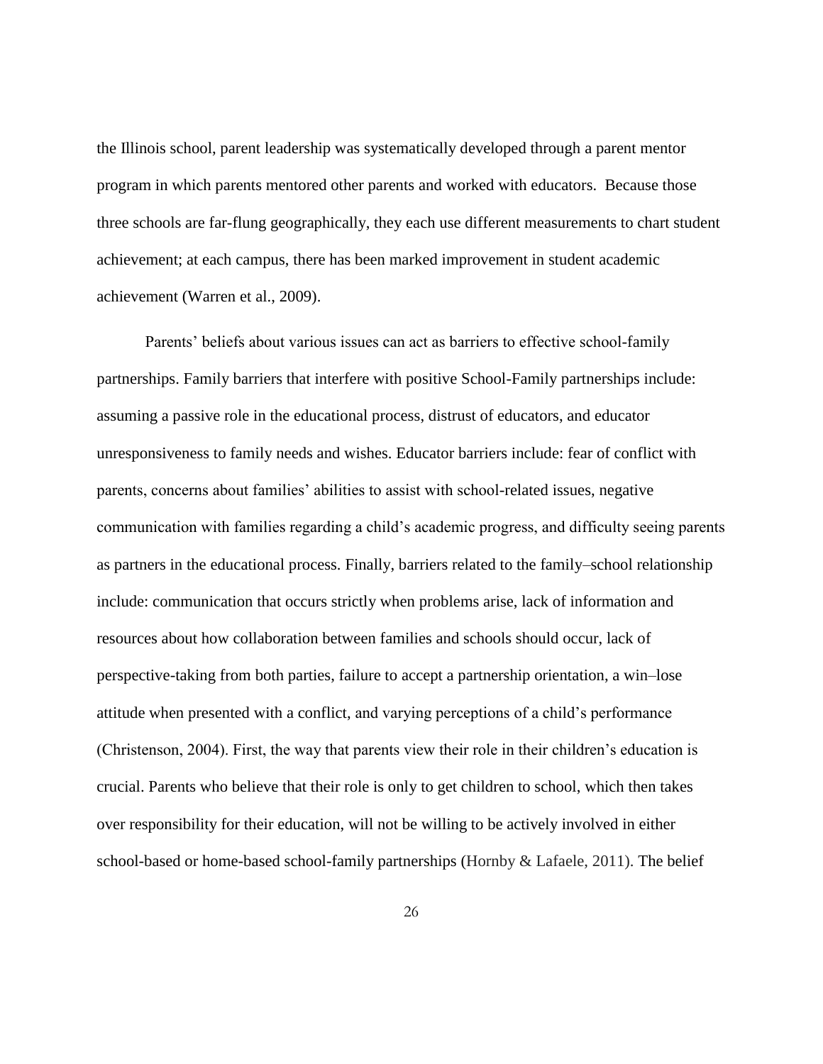the Illinois school, parent leadership was systematically developed through a parent mentor program in which parents mentored other parents and worked with educators. Because those three schools are far-flung geographically, they each use different measurements to chart student achievement; at each campus, there has been marked improvement in student academic achievement (Warren et al., 2009).

Parents' beliefs about various issues can act as barriers to effective school-family partnerships. Family barriers that interfere with positive School-Family partnerships include: assuming a passive role in the educational process, distrust of educators, and educator unresponsiveness to family needs and wishes. Educator barriers include: fear of conflict with parents, concerns about families' abilities to assist with school-related issues, negative communication with families regarding a child's academic progress, and difficulty seeing parents as partners in the educational process. Finally, barriers related to the family–school relationship include: communication that occurs strictly when problems arise, lack of information and resources about how collaboration between families and schools should occur, lack of perspective-taking from both parties, failure to accept a partnership orientation, a win–lose attitude when presented with a conflict, and varying perceptions of a child's performance (Christenson, 2004). First, the way that parents view their role in their children's education is crucial. Parents who believe that their role is only to get children to school, which then takes over responsibility for their education, will not be willing to be actively involved in either school-based or home-based school-family partnerships (Hornby & Lafaele, 2011). The belief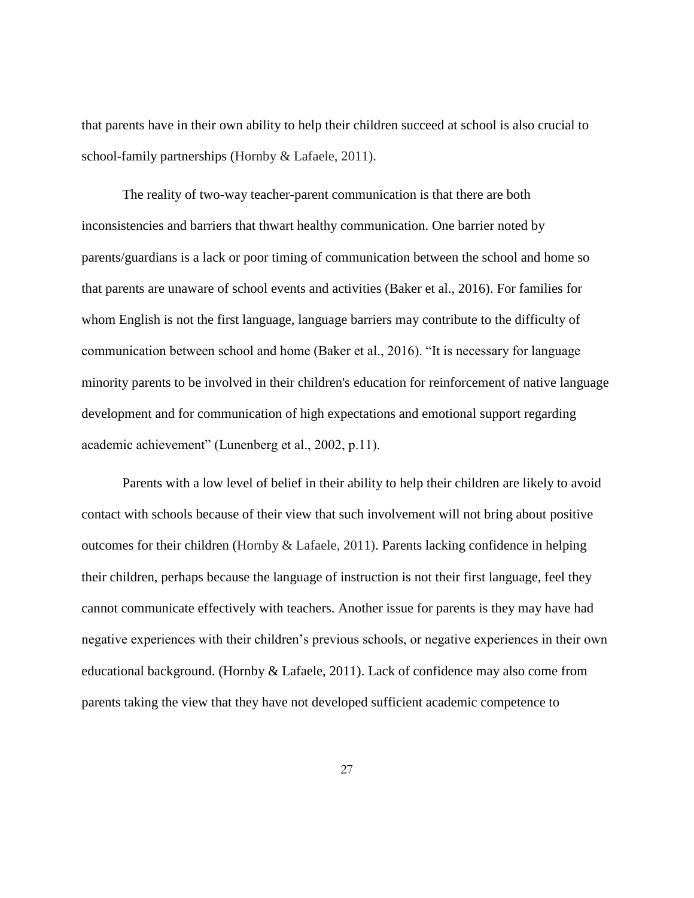that parents have in their own ability to help their children succeed at school is also crucial to school-family partnerships (Hornby & Lafaele, 2011).

The reality of two-way teacher-parent communication is that there are both inconsistencies and barriers that thwart healthy communication. One barrier noted by parents/guardians is a lack or poor timing of communication between the school and home so that parents are unaware of school events and activities (Baker et al., 2016). For families for whom English is not the first language, language barriers may contribute to the difficulty of communication between school and home (Baker et al., 2016). "It is necessary for language minority parents to be involved in their children's education for reinforcement of native language development and for communication of high expectations and emotional support regarding academic achievement" (Lunenberg et al., 2002, p.11).

Parents with a low level of belief in their ability to help their children are likely to avoid contact with schools because of their view that such involvement will not bring about positive outcomes for their children (Hornby & Lafaele, 2011). Parents lacking confidence in helping their children, perhaps because the language of instruction is not their first language, feel they cannot communicate effectively with teachers. Another issue for parents is they may have had negative experiences with their children's previous schools, or negative experiences in their own educational background. (Hornby & Lafaele, 2011). Lack of confidence may also come from parents taking the view that they have not developed sufficient academic competence to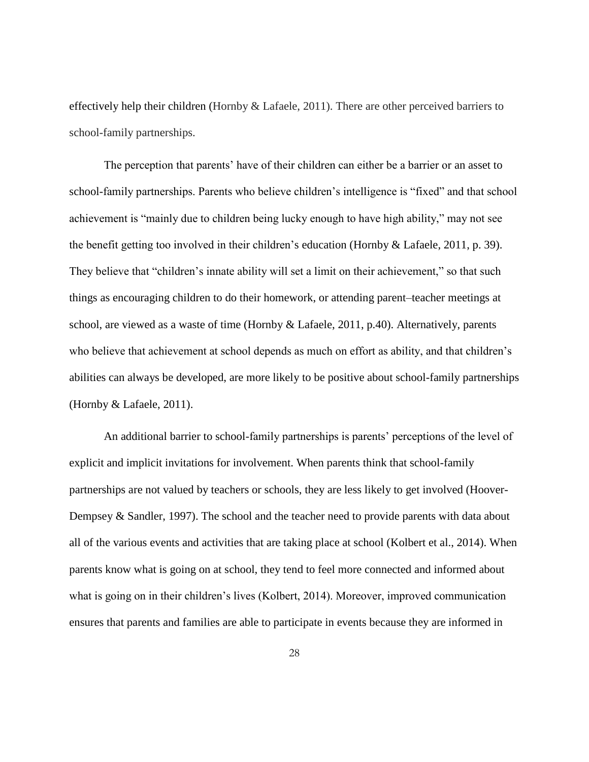effectively help their children (Hornby & Lafaele, 2011). There are other perceived barriers to school-family partnerships.

The perception that parents' have of their children can either be a barrier or an asset to school-family partnerships. Parents who believe children's intelligence is "fixed" and that school achievement is "mainly due to children being lucky enough to have high ability," may not see the benefit getting too involved in their children's education (Hornby & Lafaele, 2011, p. 39). They believe that "children's innate ability will set a limit on their achievement," so that such things as encouraging children to do their homework, or attending parent–teacher meetings at school, are viewed as a waste of time (Hornby & Lafaele, 2011, p.40). Alternatively, parents who believe that achievement at school depends as much on effort as ability, and that children's abilities can always be developed, are more likely to be positive about school-family partnerships (Hornby & Lafaele, 2011).

An additional barrier to school-family partnerships is parents' perceptions of the level of explicit and implicit invitations for involvement. When parents think that school-family partnerships are not valued by teachers or schools, they are less likely to get involved (Hoover-Dempsey & Sandler, 1997). The school and the teacher need to provide parents with data about all of the various events and activities that are taking place at school (Kolbert et al., 2014). When parents know what is going on at school, they tend to feel more connected and informed about what is going on in their children's lives (Kolbert, 2014). Moreover, improved communication ensures that parents and families are able to participate in events because they are informed in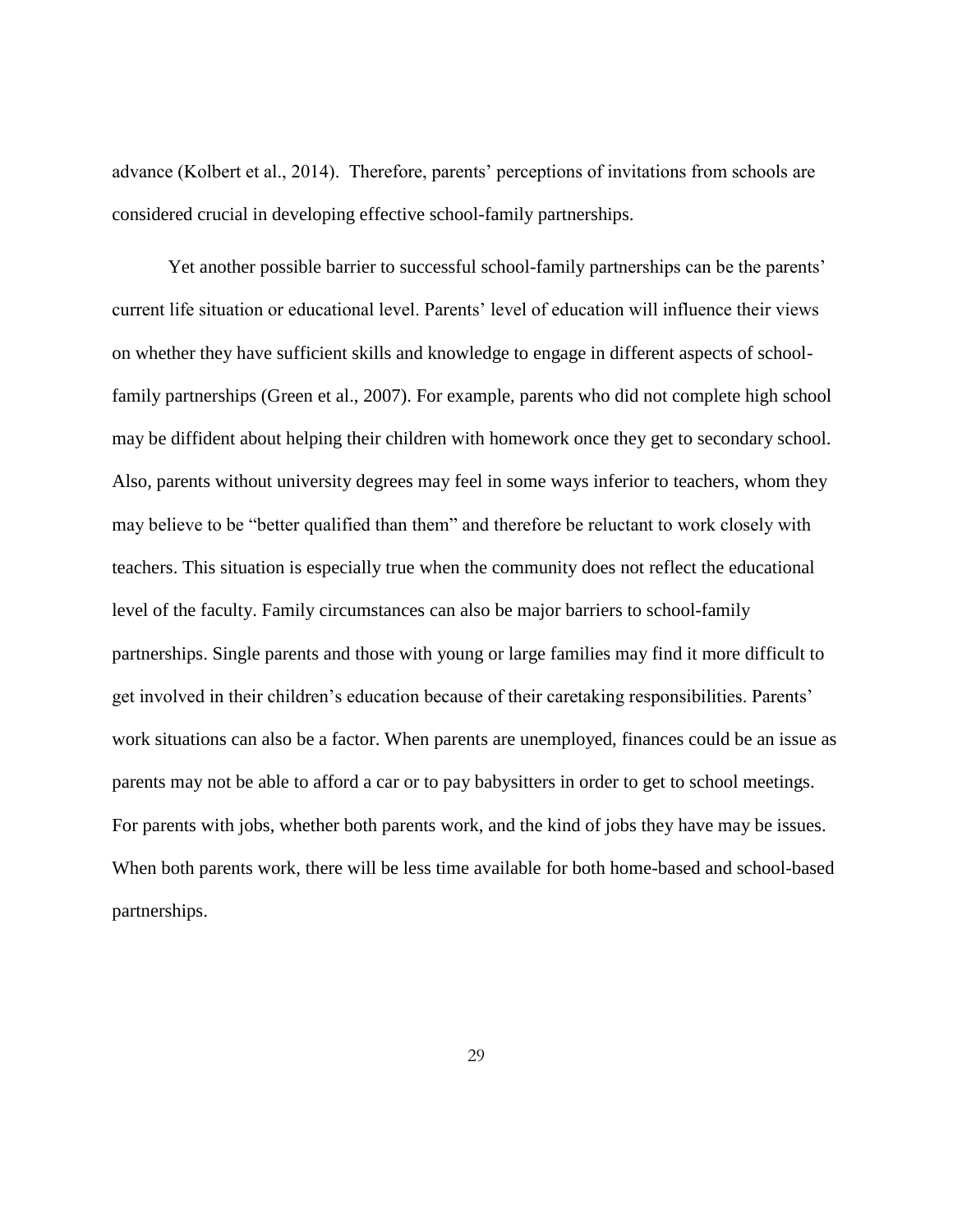advance (Kolbert et al., 2014). Therefore, parents' perceptions of invitations from schools are considered crucial in developing effective school-family partnerships.

Yet another possible barrier to successful school-family partnerships can be the parents' current life situation or educational level. Parents' level of education will influence their views on whether they have sufficient skills and knowledge to engage in different aspects of school-family partnerships (Green et al., 2007). For example, parents who did not complete high school may be diffident about helping their children with homework once they get to secondary school. Also, parents without university degrees may feel in some ways inferior to teachers, whom they may believe to be "better qualified than them" and therefore be reluctant to work closely with teachers. This situation is especially true when the community does not reflect the educational level of the faculty. Family circumstances can also be major barriers to school-family partnerships. Single parents and those with young or large families may find it more difficult to get involved in their children's education because of their caretaking responsibilities. Parents' work situations can also be a factor. When parents are unemployed, finances could be an issue as parents may not be able to afford a car or to pay babysitters in order to get to school meetings. For parents with jobs, whether both parents work, and the kind of jobs they have may be issues. When both parents work, there will be less time available for both home-based and school-based partnerships.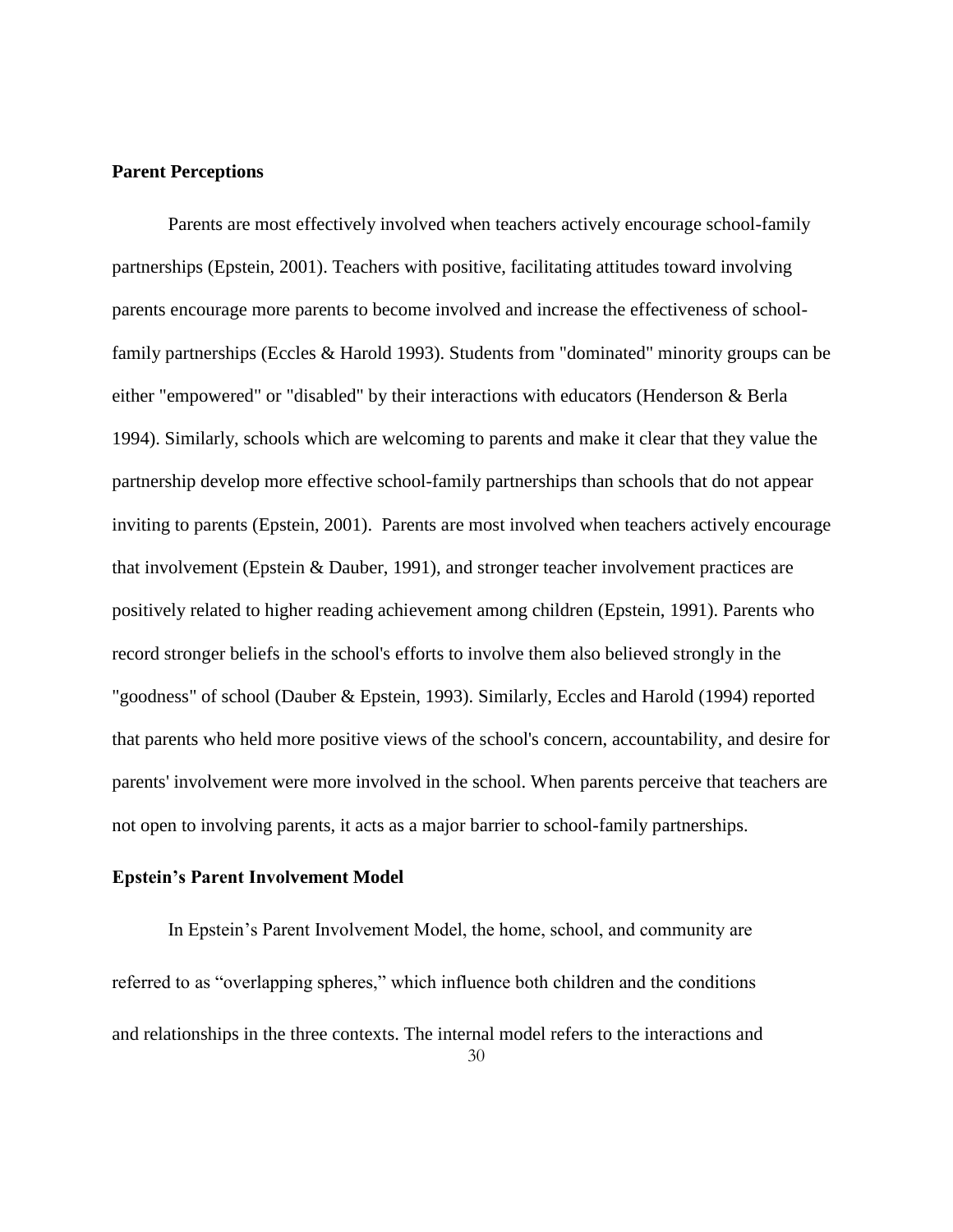**Parent Perceptions**

Parents are most effectively involved when teachers actively encourage school-family partnerships (Epstein, 2001). Teachers with positive, facilitating attitudes toward involving parents encourage more parents to become involved and increase the effectiveness of school-family partnerships (Eccles & Harold 1993). Students from "dominated" minority groups can be either "empowered" or "disabled" by their interactions with educators (Henderson & Berla 1994). Similarly, schools which are welcoming to parents and make it clear that they value the partnership develop more effective school-family partnerships than schools that do not appear inviting to parents (Epstein, 2001). Parents are most involved when teachers actively encourage that involvement (Epstein & Dauber, 1991), and stronger teacher involvement practices are positively related to higher reading achievement among children (Epstein, 1991). Parents who record stronger beliefs in the school's efforts to involve them also believed strongly in the "goodness" of school (Dauber & Epstein, 1993). Similarly, Eccles and Harold (1994) reported that parents who held more positive views of the school's concern, accountability, and desire for parents' involvement were more involved in the school. When parents perceive that teachers are not open to involving parents, it acts as a major barrier to school-family partnerships.

**Epstein's Parent Involvement Model**

In Epstein's Parent Involvement Model, the home, school, and community are referred to as "overlapping spheres," which influence both children and the conditions and relationships in the three contexts. The internal model refers to the interactions and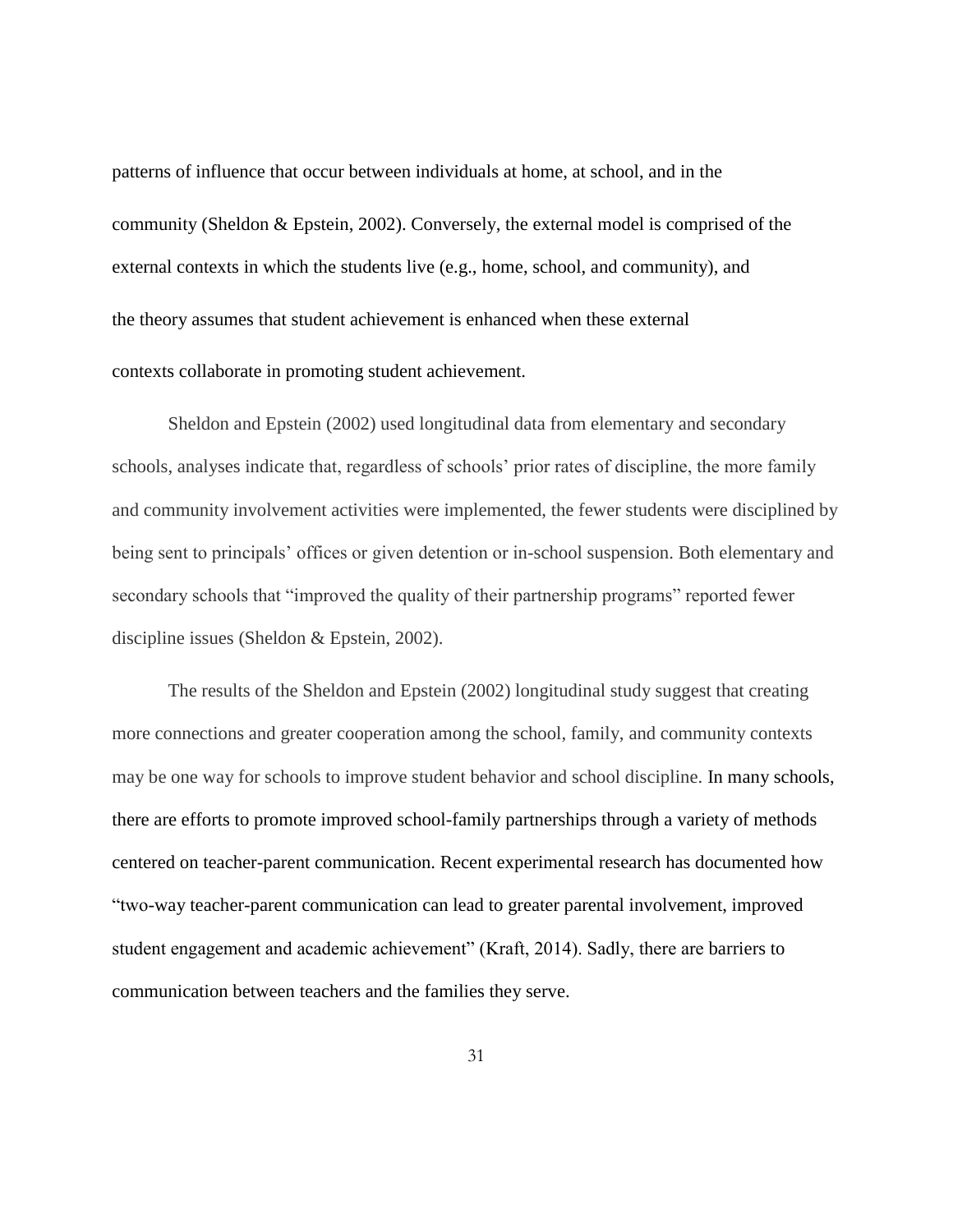patterns of influence that occur between individuals at home, at school, and in the community (Sheldon & Epstein, 2002). Conversely, the external model is comprised of the external contexts in which the students live (e.g., home, school, and community), and the theory assumes that student achievement is enhanced when these external contexts collaborate in promoting student achievement.

Sheldon and Epstein (2002) used longitudinal data from elementary and secondary schools, analyses indicate that, regardless of schools' prior rates of discipline, the more family and community involvement activities were implemented, the fewer students were disciplined by being sent to principals' offices or given detention or in-school suspension. Both elementary and secondary schools that "improved the quality of their partnership programs" reported fewer discipline issues (Sheldon & Epstein, 2002).

The results of the Sheldon and Epstein (2002) longitudinal study suggest that creating more connections and greater cooperation among the school, family, and community contexts may be one way for schools to improve student behavior and school discipline. In many schools, there are efforts to promote improved school-family partnerships through a variety of methods centered on teacher-parent communication. Recent experimental research has documented how "two-way teacher-parent communication can lead to greater parental involvement, improved student engagement and academic achievement" (Kraft, 2014). Sadly, there are barriers to communication between teachers and the families they serve.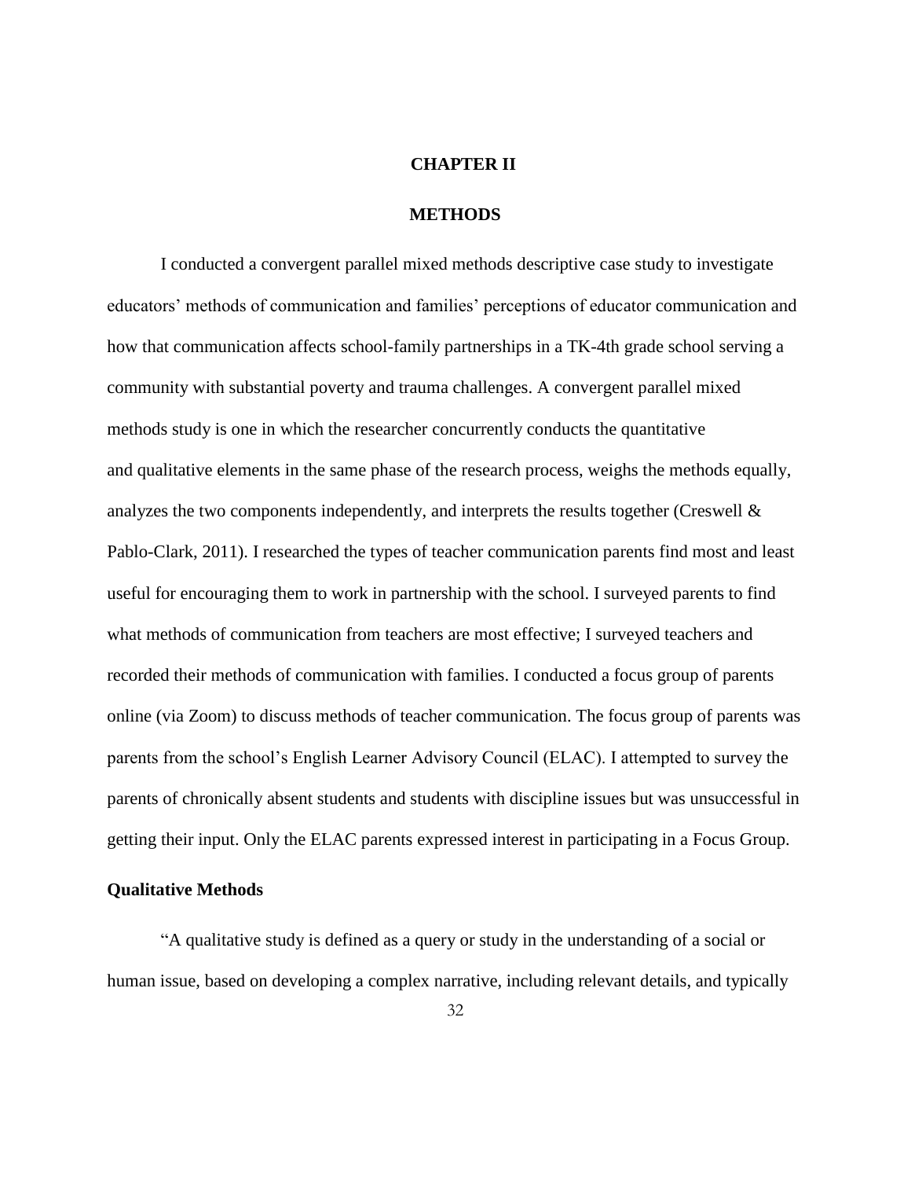# CHAPTER II

# METHODS

I conducted a convergent parallel mixed methods descriptive case study to investigate educators' methods of communication and families' perceptions of educator communication and how that communication affects school-family partnerships in a TK-4th grade school serving a community with substantial poverty and trauma challenges. A convergent parallel mixed methods study is one in which the researcher concurrently conducts the quantitative and qualitative elements in the same phase of the research process, weighs the methods equally, analyzes the two components independently, and interprets the results together (Creswell & Pablo-Clark, 2011). I researched the types of teacher communication parents find most and least useful for encouraging them to work in partnership with the school. I surveyed parents to find what methods of communication from teachers are most effective; I surveyed teachers and recorded their methods of communication with families. I conducted a focus group of parents online (via Zoom) to discuss methods of teacher communication. The focus group of parents was parents from the school's English Learner Advisory Council (ELAC). I attempted to survey the parents of chronically absent students and students with discipline issues but was unsuccessful in getting their input. Only the ELAC parents expressed interest in participating in a Focus Group.

## Qualitative Methods

"A qualitative study is defined as a query or study in the understanding of a social or human issue, based on developing a complex narrative, including relevant details, and typically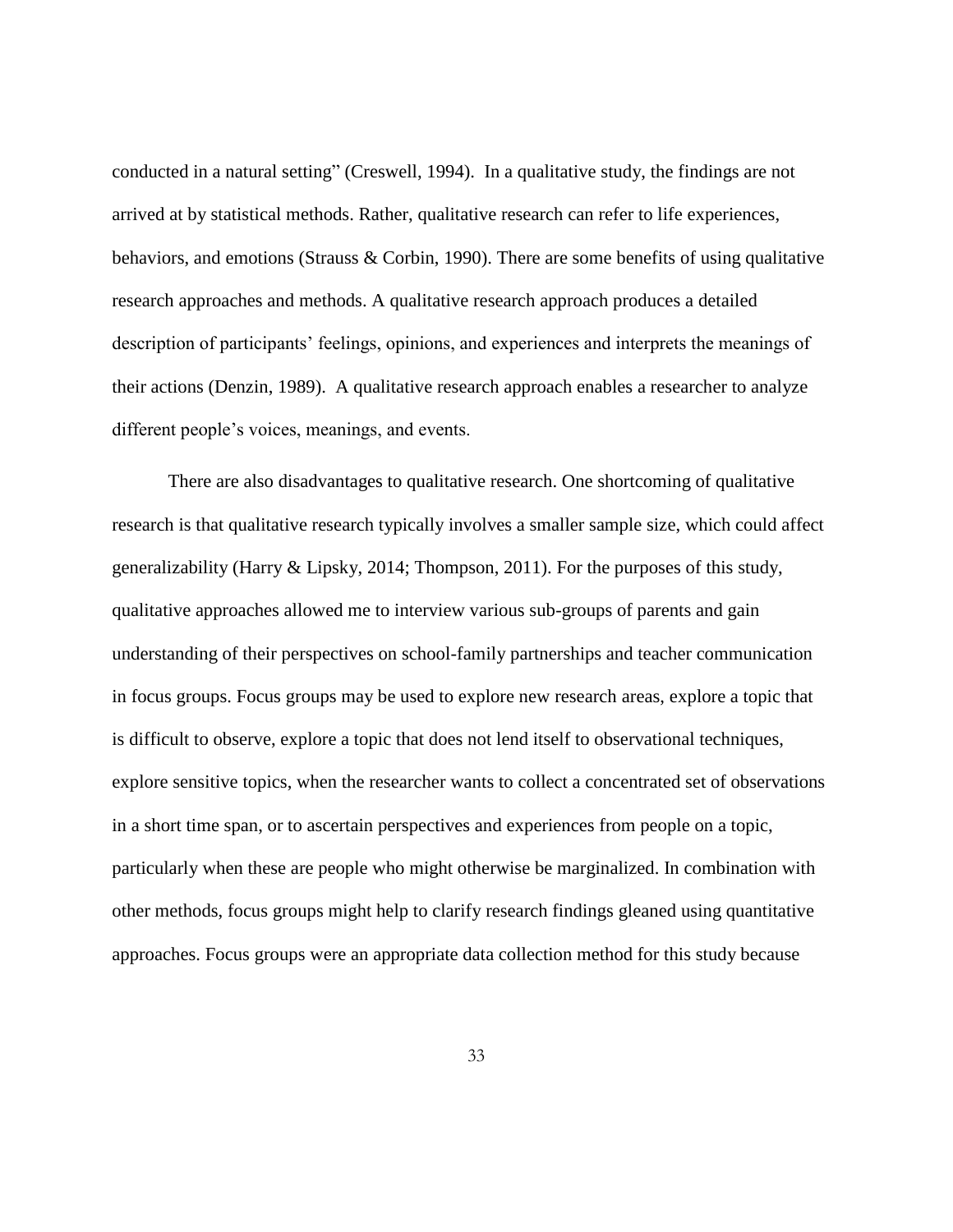conducted in a natural setting" (Creswell, 1994). In a qualitative study, the findings are not arrived at by statistical methods. Rather, qualitative research can refer to life experiences, behaviors, and emotions (Strauss & Corbin, 1990). There are some benefits of using qualitative research approaches and methods. A qualitative research approach produces a detailed description of participants' feelings, opinions, and experiences and interprets the meanings of their actions (Denzin, 1989). A qualitative research approach enables a researcher to analyze different people's voices, meanings, and events.

There are also disadvantages to qualitative research. One shortcoming of qualitative research is that qualitative research typically involves a smaller sample size, which could affect generalizability (Harry & Lipsky, 2014; Thompson, 2011). For the purposes of this study, qualitative approaches allowed me to interview various sub-groups of parents and gain understanding of their perspectives on school-family partnerships and teacher communication in focus groups. Focus groups may be used to explore new research areas, explore a topic that is difficult to observe, explore a topic that does not lend itself to observational techniques, explore sensitive topics, when the researcher wants to collect a concentrated set of observations in a short time span, or to ascertain perspectives and experiences from people on a topic, particularly when these are people who might otherwise be marginalized. In combination with other methods, focus groups might help to clarify research findings gleaned using quantitative approaches. Focus groups were an appropriate data collection method for this study because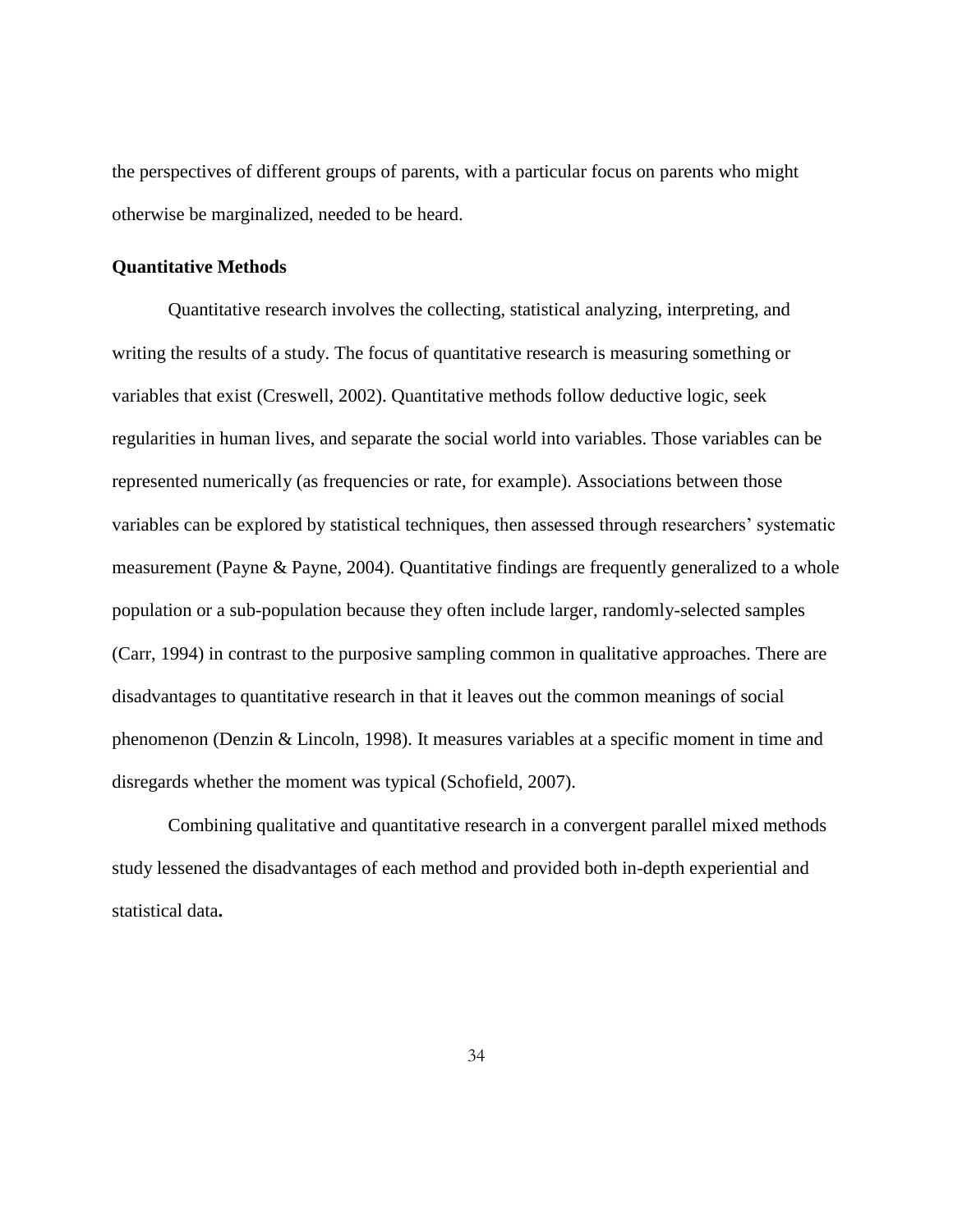the perspectives of different groups of parents, with a particular focus on parents who might otherwise be marginalized, needed to be heard.

### Quantitative Methods

Quantitative research involves the collecting, statistical analyzing, interpreting, and writing the results of a study. The focus of quantitative research is measuring something or variables that exist (Creswell, 2002). Quantitative methods follow deductive logic, seek regularities in human lives, and separate the social world into variables. Those variables can be represented numerically (as frequencies or rate, for example). Associations between those variables can be explored by statistical techniques, then assessed through researchers' systematic measurement (Payne & Payne, 2004). Quantitative findings are frequently generalized to a whole population or a sub-population because they often include larger, randomly-selected samples (Carr, 1994) in contrast to the purposive sampling common in qualitative approaches. There are disadvantages to quantitative research in that it leaves out the common meanings of social phenomenon (Denzin & Lincoln, 1998). It measures variables at a specific moment in time and disregards whether the moment was typical (Schofield, 2007).

Combining qualitative and quantitative research in a convergent parallel mixed methods study lessened the disadvantages of each method and provided both in-depth experiential and statistical data.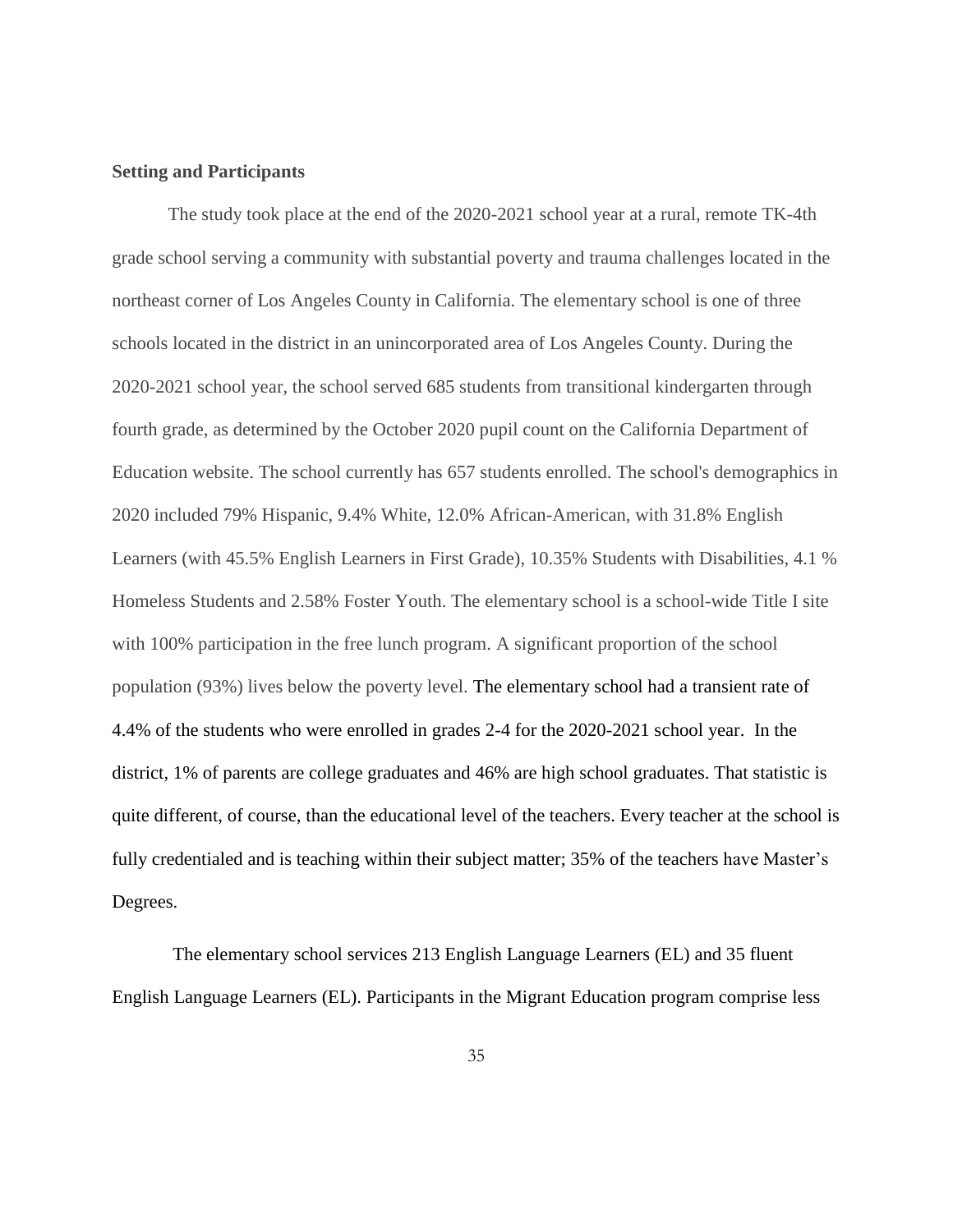**Setting and Participants**

The study took place at the end of the 2020-2021 school year at a rural, remote TK-4th grade school serving a community with substantial poverty and trauma challenges located in the northeast corner of Los Angeles County in California. The elementary school is one of three schools located in the district in an unincorporated area of Los Angeles County. During the 2020-2021 school year, the school served 685 students from transitional kindergarten through fourth grade, as determined by the October 2020 pupil count on the California Department of Education website. The school currently has 657 students enrolled. The school's demographics in 2020 included 79% Hispanic, 9.4% White, 12.0% African-American, with 31.8% English Learners (with 45.5% English Learners in First Grade), 10.35% Students with Disabilities, 4.1 % Homeless Students and 2.58% Foster Youth. The elementary school is a school-wide Title I site with 100% participation in the free lunch program. A significant proportion of the school population (93%) lives below the poverty level. The elementary school had a transient rate of 4.4% of the students who were enrolled in grades 2-4 for the 2020-2021 school year. In the district, 1% of parents are college graduates and 46% are high school graduates. That statistic is quite different, of course, than the educational level of the teachers. Every teacher at the school is fully credentialed and is teaching within their subject matter; 35% of the teachers have Master's Degrees.

The elementary school services 213 English Language Learners (EL) and 35 fluent English Language Learners (EL). Participants in the Migrant Education program comprise less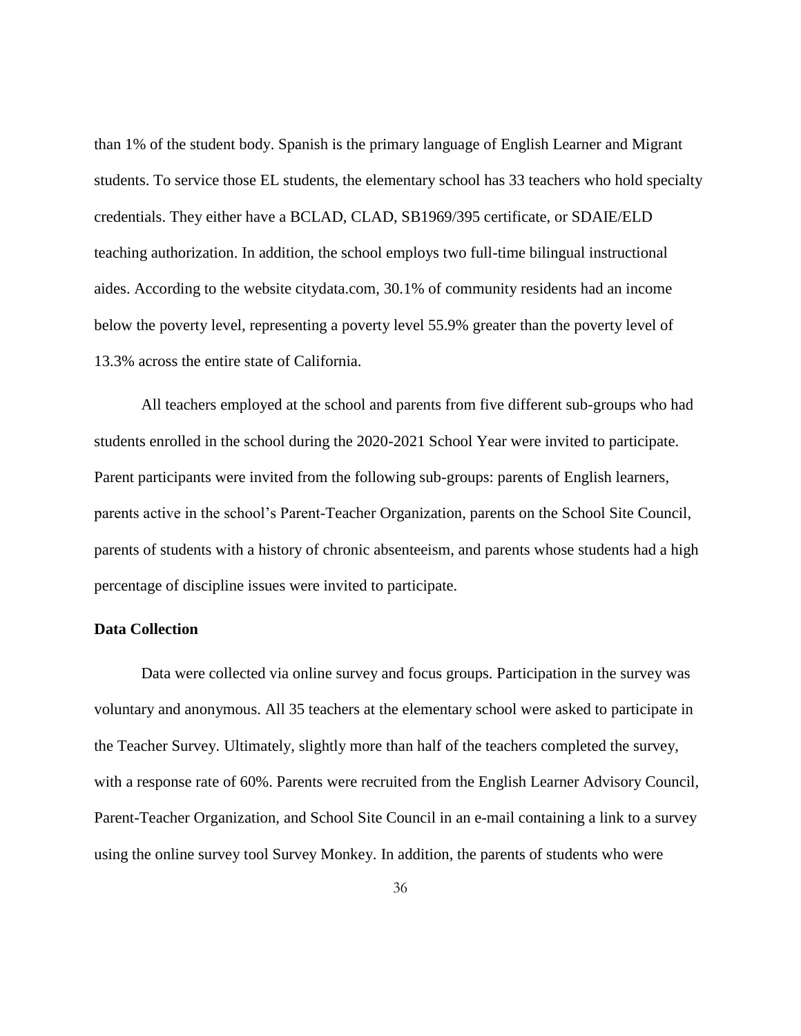than 1% of the student body. Spanish is the primary language of English Learner and Migrant students. To service those EL students, the elementary school has 33 teachers who hold specialty credentials. They either have a BCLAD, CLAD, SB1969/395 certificate, or SDAIE/ELD teaching authorization. In addition, the school employs two full-time bilingual instructional aides. According to the website citydata.com, 30.1% of community residents had an income below the poverty level, representing a poverty level 55.9% greater than the poverty level of 13.3% across the entire state of California.

All teachers employed at the school and parents from five different sub-groups who had students enrolled in the school during the 2020-2021 School Year were invited to participate. Parent participants were invited from the following sub-groups: parents of English learners, parents active in the school's Parent-Teacher Organization, parents on the School Site Council, parents of students with a history of chronic absenteeism, and parents whose students had a high percentage of discipline issues were invited to participate.

**Data Collection**

Data were collected via online survey and focus groups. Participation in the survey was voluntary and anonymous. All 35 teachers at the elementary school were asked to participate in the Teacher Survey. Ultimately, slightly more than half of the teachers completed the survey, with a response rate of 60%. Parents were recruited from the English Learner Advisory Council, Parent-Teacher Organization, and School Site Council in an e-mail containing a link to a survey using the online survey tool Survey Monkey. In addition, the parents of students who were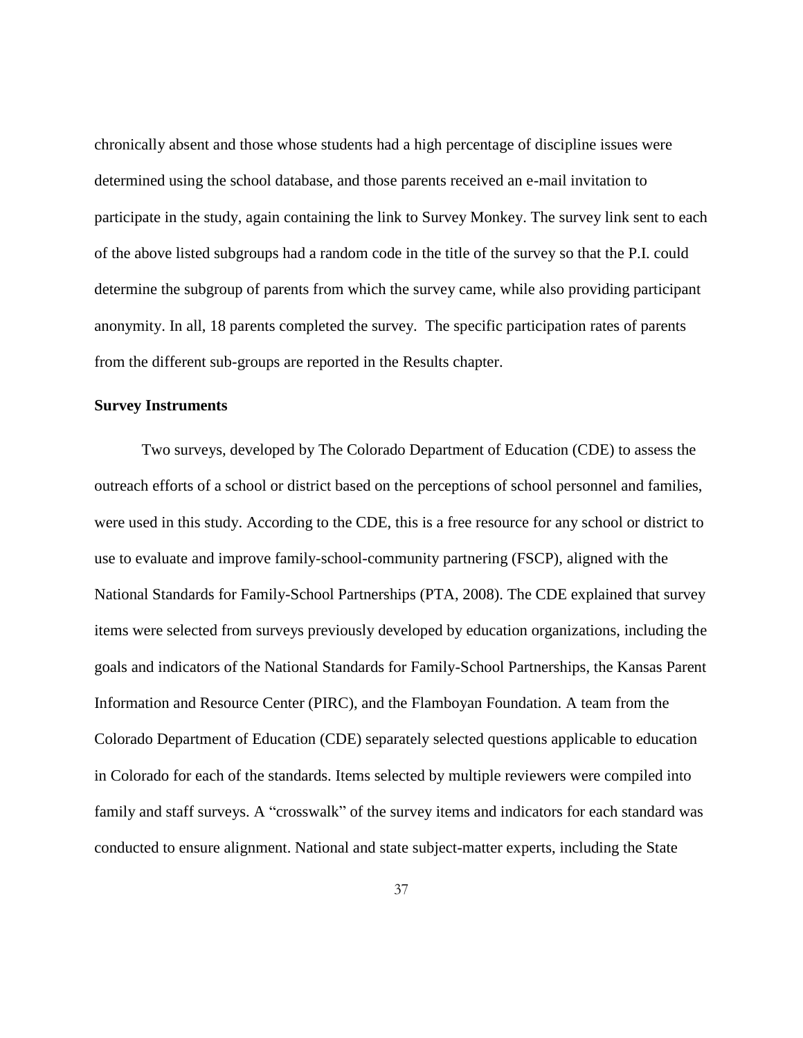chronically absent and those whose students had a high percentage of discipline issues were determined using the school database, and those parents received an e-mail invitation to participate in the study, again containing the link to Survey Monkey. The survey link sent to each of the above listed subgroups had a random code in the title of the survey so that the P.I. could determine the subgroup of parents from which the survey came, while also providing participant anonymity. In all, 18 parents completed the survey. The specific participation rates of parents from the different sub-groups are reported in the Results chapter.

**Survey Instruments**

Two surveys, developed by The Colorado Department of Education (CDE) to assess the outreach efforts of a school or district based on the perceptions of school personnel and families, were used in this study. According to the CDE, this is a free resource for any school or district to use to evaluate and improve family-school-community partnering (FSCP), aligned with the National Standards for Family-School Partnerships (PTA, 2008). The CDE explained that survey items were selected from surveys previously developed by education organizations, including the goals and indicators of the National Standards for Family-School Partnerships, the Kansas Parent Information and Resource Center (PIRC), and the Flamboyan Foundation. A team from the Colorado Department of Education (CDE) separately selected questions applicable to education in Colorado for each of the standards. Items selected by multiple reviewers were compiled into family and staff surveys. A "crosswalk" of the survey items and indicators for each standard was conducted to ensure alignment. National and state subject-matter experts, including the State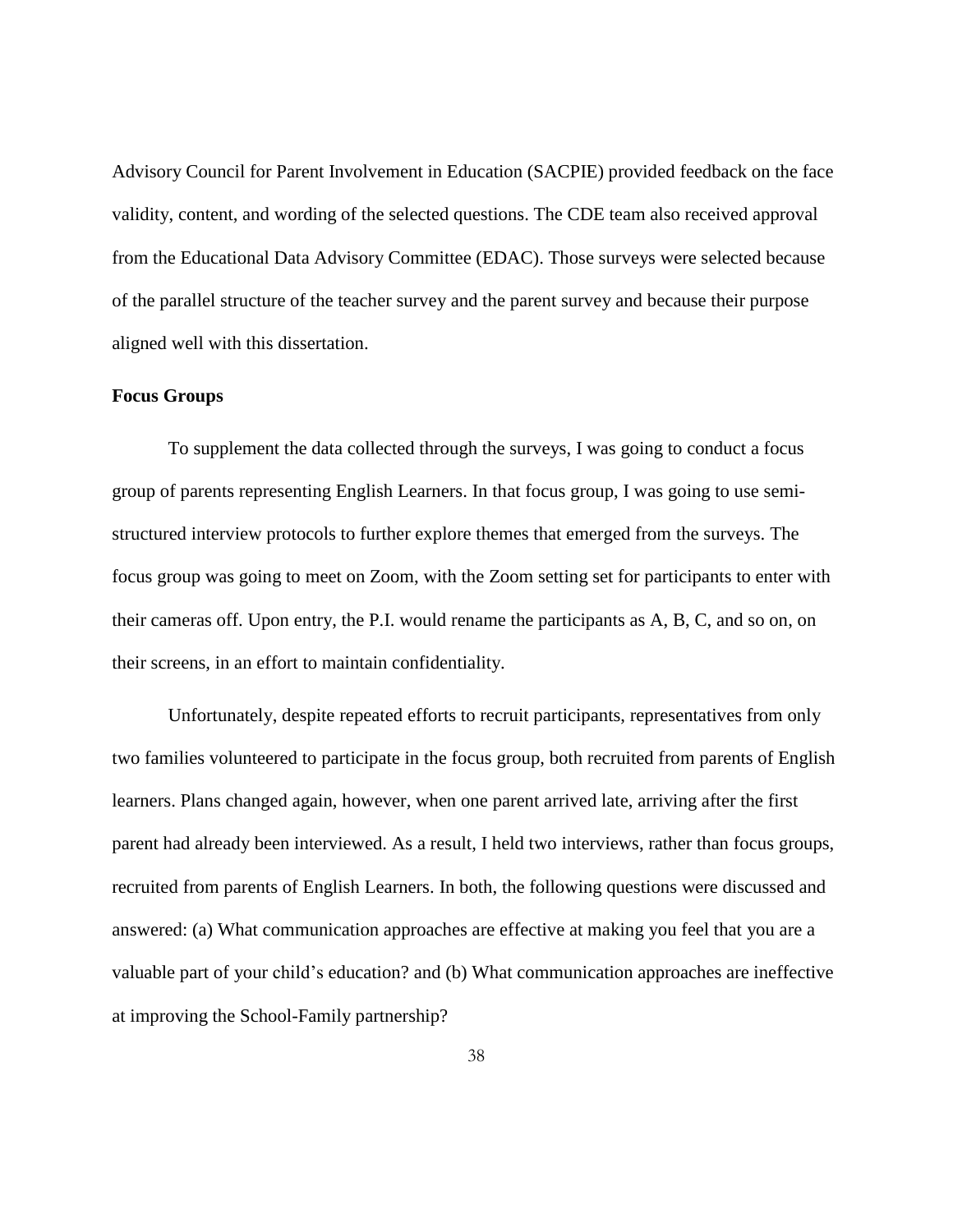Advisory Council for Parent Involvement in Education (SACPIE) provided feedback on the face validity, content, and wording of the selected questions. The CDE team also received approval from the Educational Data Advisory Committee (EDAC). Those surveys were selected because of the parallel structure of the teacher survey and the parent survey and because their purpose aligned well with this dissertation.

**Focus Groups**

To supplement the data collected through the surveys, I was going to conduct a focus group of parents representing English Learners. In that focus group, I was going to use semi-structured interview protocols to further explore themes that emerged from the surveys. The focus group was going to meet on Zoom, with the Zoom setting set for participants to enter with their cameras off. Upon entry, the P.I. would rename the participants as A, B, C, and so on, on their screens, in an effort to maintain confidentiality.

Unfortunately, despite repeated efforts to recruit participants, representatives from only two families volunteered to participate in the focus group, both recruited from parents of English learners. Plans changed again, however, when one parent arrived late, arriving after the first parent had already been interviewed. As a result, I held two interviews, rather than focus groups, recruited from parents of English Learners. In both, the following questions were discussed and answered: (a) What communication approaches are effective at making you feel that you are a valuable part of your child's education? and (b) What communication approaches are ineffective at improving the School-Family partnership?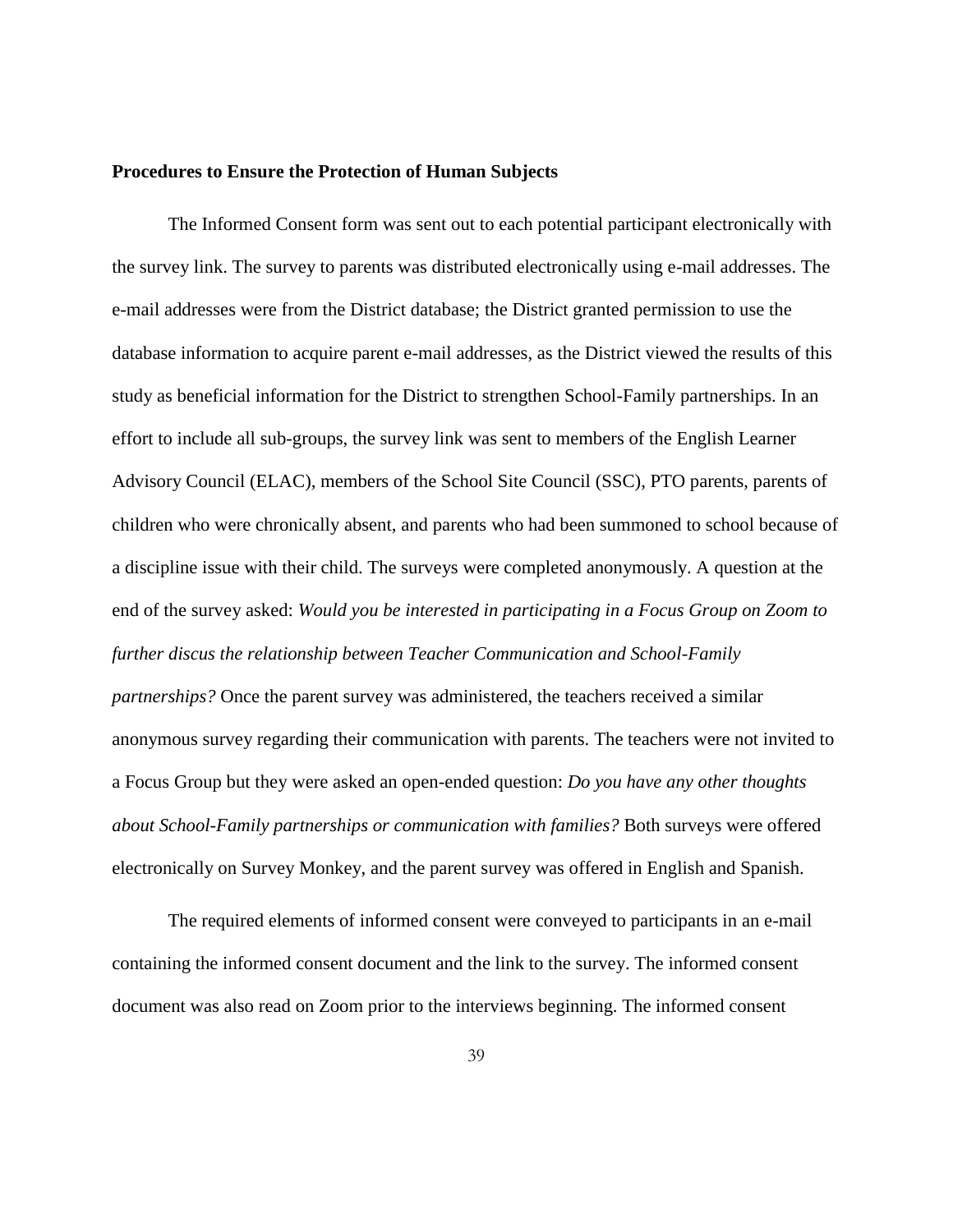**Procedures to Ensure the Protection of Human Subjects**

The Informed Consent form was sent out to each potential participant electronically with the survey link. The survey to parents was distributed electronically using e-mail addresses. The e-mail addresses were from the District database; the District granted permission to use the database information to acquire parent e-mail addresses, as the District viewed the results of this study as beneficial information for the District to strengthen School-Family partnerships. In an effort to include all sub-groups, the survey link was sent to members of the English Learner Advisory Council (ELAC), members of the School Site Council (SSC), PTO parents, parents of children who were chronically absent, and parents who had been summoned to school because of a discipline issue with their child. The surveys were completed anonymously. A question at the end of the survey asked: *Would you be interested in participating in a Focus Group on Zoom to further discus the relationship between Teacher Communication and School-Family partnerships?* Once the parent survey was administered, the teachers received a similar anonymous survey regarding their communication with parents. The teachers were not invited to a Focus Group but they were asked an open-ended question: *Do you have any other thoughts about School-Family partnerships or communication with families?* Both surveys were offered electronically on Survey Monkey, and the parent survey was offered in English and Spanish.

The required elements of informed consent were conveyed to participants in an e-mail containing the informed consent document and the link to the survey. The informed consent document was also read on Zoom prior to the interviews beginning. The informed consent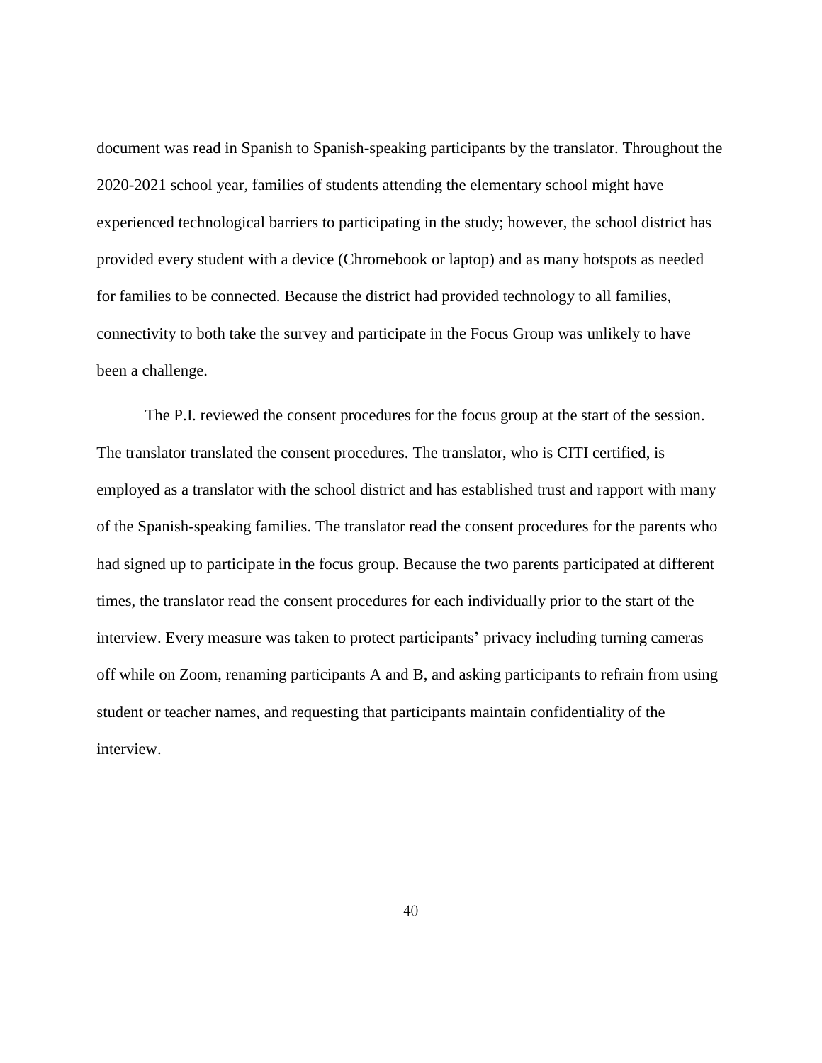document was read in Spanish to Spanish-speaking participants by the translator. Throughout the 2020-2021 school year, families of students attending the elementary school might have experienced technological barriers to participating in the study; however, the school district has provided every student with a device (Chromebook or laptop) and as many hotspots as needed for families to be connected. Because the district had provided technology to all families, connectivity to both take the survey and participate in the Focus Group was unlikely to have been a challenge.

The P.I. reviewed the consent procedures for the focus group at the start of the session. The translator translated the consent procedures. The translator, who is CITI certified, is employed as a translator with the school district and has established trust and rapport with many of the Spanish-speaking families. The translator read the consent procedures for the parents who had signed up to participate in the focus group. Because the two parents participated at different times, the translator read the consent procedures for each individually prior to the start of the interview. Every measure was taken to protect participants' privacy including turning cameras off while on Zoom, renaming participants A and B, and asking participants to refrain from using student or teacher names, and requesting that participants maintain confidentiality of the interview.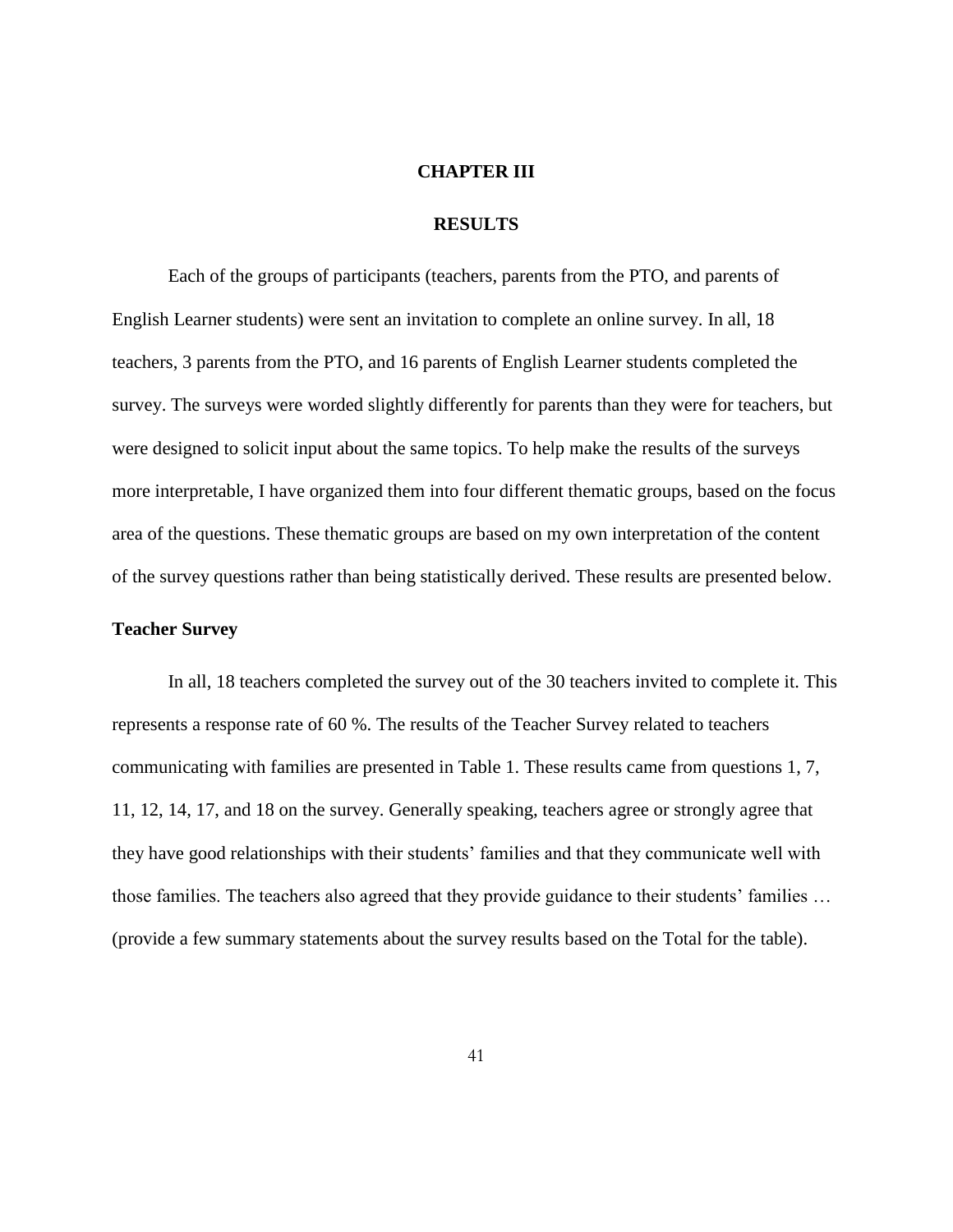# CHAPTER III

# RESULTS

Each of the groups of participants (teachers, parents from the PTO, and parents of English Learner students) were sent an invitation to complete an online survey. In all, 18 teachers, 3 parents from the PTO, and 16 parents of English Learner students completed the survey. The surveys were worded slightly differently for parents than they were for teachers, but were designed to solicit input about the same topics. To help make the results of the surveys more interpretable, I have organized them into four different thematic groups, based on the focus area of the questions. These thematic groups are based on my own interpretation of the content of the survey questions rather than being statistically derived. These results are presented below.

## Teacher Survey

In all, 18 teachers completed the survey out of the 30 teachers invited to complete it. This represents a response rate of 60 %. The results of the Teacher Survey related to teachers communicating with families are presented in Table 1. These results came from questions 1, 7, 11, 12, 14, 17, and 18 on the survey. Generally speaking, teachers agree or strongly agree that they have good relationships with their students' families and that they communicate well with those families. The teachers also agreed that they provide guidance to their students' families … (provide a few summary statements about the survey results based on the Total for the table).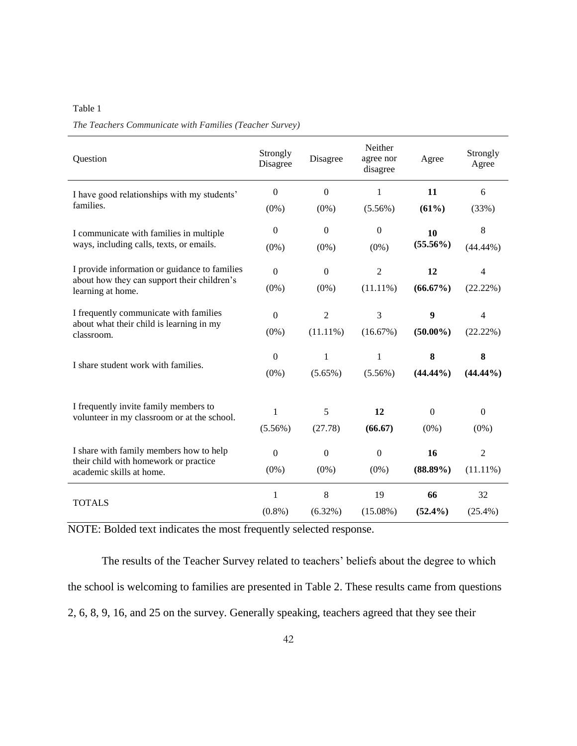Table 1

*The Teachers Communicate with Families (Teacher Survey)*

| Question | Strongly Disagree | Disagree | Neither agree nor disagree | Agree | Strongly Agree |
|---|---|---|---|---|---|
| I have good relationships with my students' families. | 0 (0%) | 0 (0%) | 1 (5.56%) | **11 (61%)** | 6 (33%) |
| I communicate with families in multiple ways, including calls, texts, or emails. | 0 (0%) | 0 (0%) | 0 (0%) | **10 (55.56%)** | 8 (44.44%) |
| I provide information or guidance to families about how they can support their children's learning at home. | 0 (0%) | 0 (0%) | 2 (11.11%) | **12 (66.67%)** | 4 (22.22%) |
| I frequently communicate with families about what their child is learning in my classroom. | 0 (0%) | 2 (11.11%) | 3 (16.67%) | **9 (50.00%)** | 4 (22.22%) |
| I share student work with families. | 0 (0%) | 1 (5.65%) | 1 (5.56%) | **8 (44.44%)** | **8 (44.44%)** |
| I frequently invite family members to volunteer in my classroom or at the school. | 1 (5.56%) | 5 (27.78) | **12 (66.67)** | 0 (0%) | 0 (0%) |
| I share with family members how to help their child with homework or practice academic skills at home. | 0 (0%) | 0 (0%) | 0 (0%) | **16 (88.89%)** | 2 (11.11%) |
| TOTALS | 1 (0.8%) | 8 (6.32%) | 19 (15.08%) | **66 (52.4%)** | 32 (25.4%) |

NOTE: Bolded text indicates the most frequently selected response.

The results of the Teacher Survey related to teachers' beliefs about the degree to which the school is welcoming to families are presented in Table 2. These results came from questions 2, 6, 8, 9, 16, and 25 on the survey. Generally speaking, teachers agreed that they see their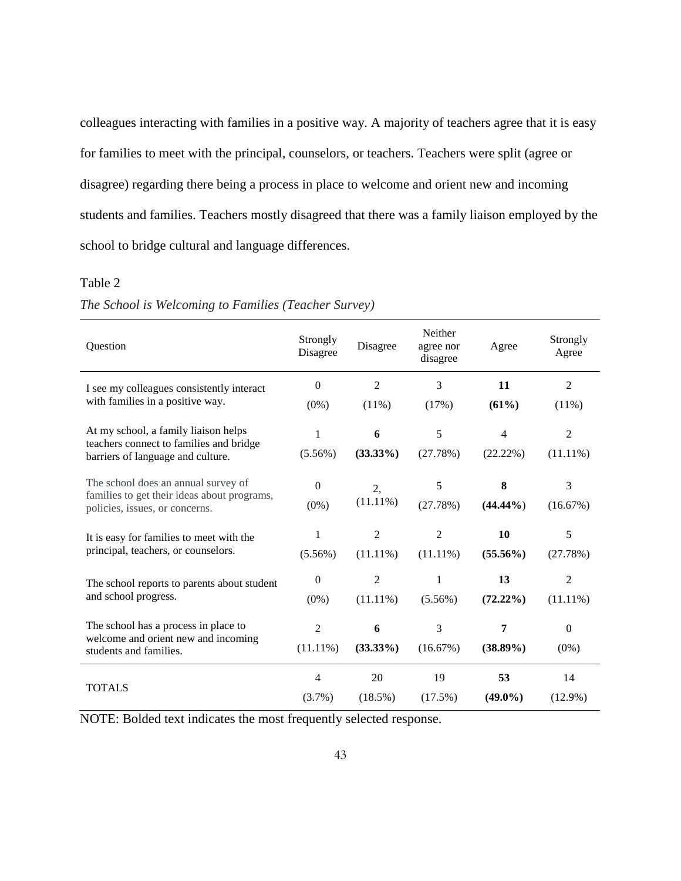colleagues interacting with families in a positive way. A majority of teachers agree that it is easy for families to meet with the principal, counselors, or teachers. Teachers were split (agree or disagree) regarding there being a process in place to welcome and orient new and incoming students and families. Teachers mostly disagreed that there was a family liaison employed by the school to bridge cultural and language differences.

Table 2

*The School is Welcoming to Families (Teacher Survey)*

| Question | Strongly Disagree | Disagree | Neither agree nor disagree | Agree | Strongly Agree |
|---|---|---|---|---|---|
| I see my colleagues consistently interact with families in a positive way. | 0 (0%) | 2 (11%) | 3 (17%) | **11 (61%)** | 2 (11%) |
| At my school, a family liaison helps teachers connect to families and bridge barriers of language and culture. | 1 (5.56%) | **6 (33.33%)** | 5 (27.78%) | 4 (22.22%) | 2 (11.11%) |
| The school does an annual survey of families to get their ideas about programs, policies, issues, or concerns. | 0 (0%) | 2, (11.11%) | 5 (27.78%) | **8 (44.44%)** | 3 (16.67%) |
| It is easy for families to meet with the principal, teachers, or counselors. | 1 (5.56%) | 2 (11.11%) | 2 (11.11%) | **10 (55.56%)** | 5 (27.78%) |
| The school reports to parents about student and school progress. | 0 (0%) | 2 (11.11%) | 1 (5.56%) | **13 (72.22%)** | 2 (11.11%) |
| The school has a process in place to welcome and orient new and incoming students and families. | 2 (11.11%) | **6 (33.33%)** | 3 (16.67%) | **7 (38.89%)** | 0 (0%) |
| TOTALS | 4 (3.7%) | 20 (18.5%) | 19 (17.5%) | **53 (49.0%)** | 14 (12.9%) |

NOTE: Bolded text indicates the most frequently selected response.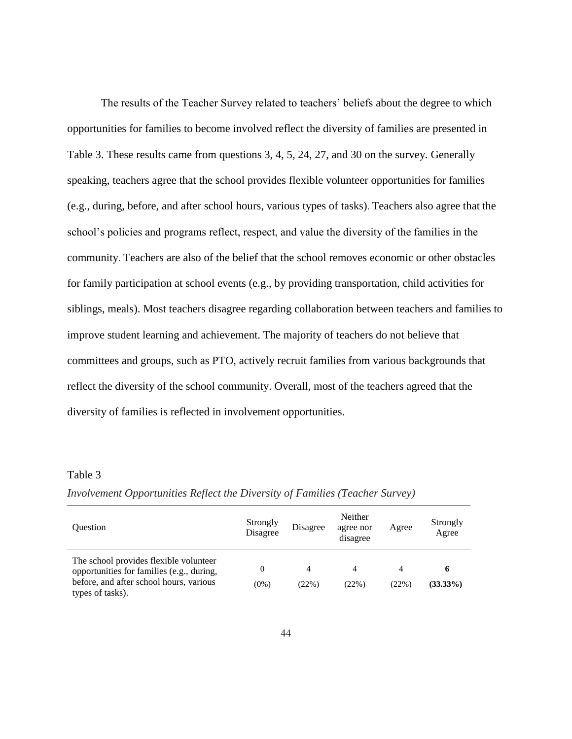The results of the Teacher Survey related to teachers' beliefs about the degree to which opportunities for families to become involved reflect the diversity of families are presented in Table 3. These results came from questions 3, 4, 5, 24, 27, and 30 on the survey. Generally speaking, teachers agree that the school provides flexible volunteer opportunities for families (e.g., during, before, and after school hours, various types of tasks). Teachers also agree that the school's policies and programs reflect, respect, and value the diversity of the families in the community. Teachers are also of the belief that the school removes economic or other obstacles for family participation at school events (e.g., by providing transportation, child activities for siblings, meals). Most teachers disagree regarding collaboration between teachers and families to improve student learning and achievement. The majority of teachers do not believe that committees and groups, such as PTO, actively recruit families from various backgrounds that reflect the diversity of the school community. Overall, most of the teachers agreed that the diversity of families is reflected in involvement opportunities.

Table 3

*Involvement Opportunities Reflect the Diversity of Families (Teacher Survey)*

| Question | Strongly Disagree | Disagree | Neither agree nor disagree | Agree | Strongly Agree |
|---|---|---|---|---|---|
| The school provides flexible volunteer opportunities for families (e.g., during, before, and after school hours, various types of tasks). | 0 (0%) | 4 (22%) | 4 (22%) | 4 (22%) | **6 (33.33%)** |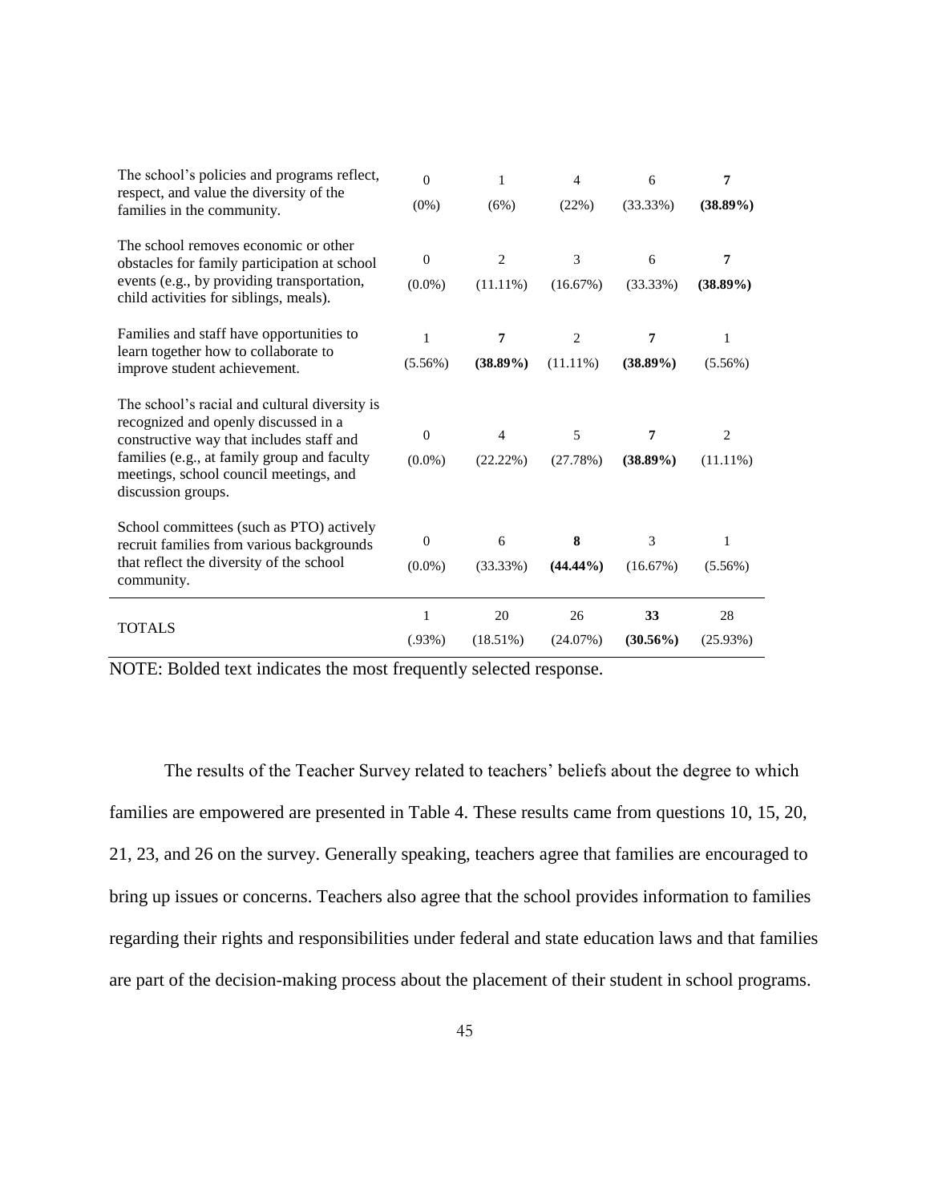| | | | | | |
|---|---|---|---|---|---|
| The school's policies and programs reflect, respect, and value the diversity of the families in the community. | 0<br>(0%) | 1<br>(6%) | 4<br>(22%) | 6<br>(33.33%) | **7**<br>**(38.89%)** |
| The school removes economic or other obstacles for family participation at school events (e.g., by providing transportation, child activities for siblings, meals). | 0<br>(0.0%) | 2<br>(11.11%) | 3<br>(16.67%) | 6<br>(33.33%) | **7**<br>**(38.89%)** |
| Families and staff have opportunities to learn together how to collaborate to improve student achievement. | 1<br>(5.56%) | **7**<br>**(38.89%)** | 2<br>(11.11%) | **7**<br>**(38.89%)** | 1<br>(5.56%) |
| The school's racial and cultural diversity is recognized and openly discussed in a constructive way that includes staff and families (e.g., at family group and faculty meetings, school council meetings, and discussion groups. | 0<br>(0.0%) | 4<br>(22.22%) | 5<br>(27.78%) | **7**<br>**(38.89%)** | 2<br>(11.11%) |
| School committees (such as PTO) actively recruit families from various backgrounds that reflect the diversity of the school community. | 0<br>(0.0%) | 6<br>(33.33%) | **8**<br>**(44.44%)** | 3<br>(16.67%) | 1<br>(5.56%) |
| TOTALS | 1<br>(.93%) | 20<br>(18.51%) | 26<br>(24.07%) | **33**<br>**(30.56%)** | 28<br>(25.93%) |

NOTE: Bolded text indicates the most frequently selected response.

The results of the Teacher Survey related to teachers' beliefs about the degree to which families are empowered are presented in Table 4. These results came from questions 10, 15, 20, 21, 23, and 26 on the survey. Generally speaking, teachers agree that families are encouraged to bring up issues or concerns. Teachers also agree that the school provides information to families regarding their rights and responsibilities under federal and state education laws and that families are part of the decision-making process about the placement of their student in school programs.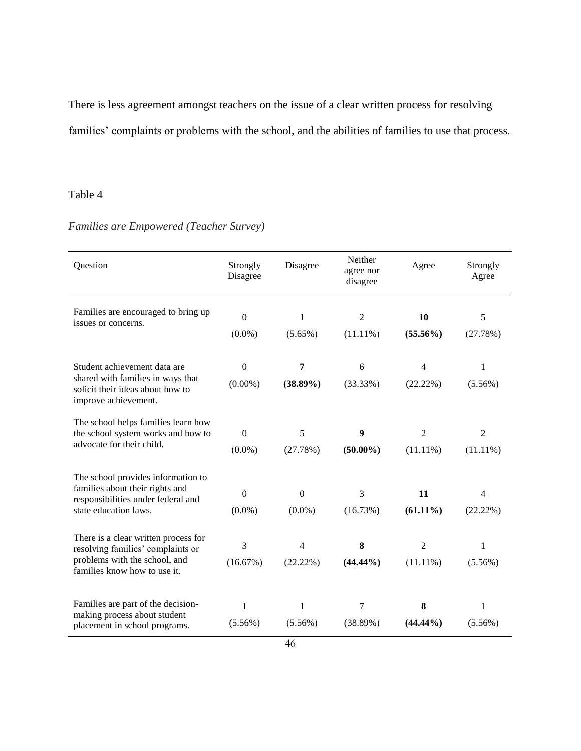There is less agreement amongst teachers on the issue of a clear written process for resolving families' complaints or problems with the school, and the abilities of families to use that process.

Table 4

*Families are Empowered (Teacher Survey)*

| Question | Strongly Disagree | Disagree | Neither agree nor disagree | Agree | Strongly Agree |
|---|---|---|---|---|---|
| Families are encouraged to bring up issues or concerns. | 0 (0.0%) | 1 (5.65%) | 2 (11.11%) | **10 (55.56%)** | 5 (27.78%) |
| Student achievement data are shared with families in ways that solicit their ideas about how to improve achievement. | 0 (0.00%) | **7 (38.89%)** | 6 (33.33%) | 4 (22.22%) | 1 (5.56%) |
| The school helps families learn how the school system works and how to advocate for their child. | 0 (0.0%) | 5 (27.78%) | **9 (50.00%)** | 2 (11.11%) | 2 (11.11%) |
| The school provides information to families about their rights and responsibilities under federal and state education laws. | 0 (0.0%) | 0 (0.0%) | 3 (16.73%) | **11 (61.11%)** | 4 (22.22%) |
| There is a clear written process for resolving families' complaints or problems with the school, and families know how to use it. | 3 (16.67%) | 4 (22.22%) | **8 (44.44%)** | 2 (11.11%) | 1 (5.56%) |
| Families are part of the decision-making process about student placement in school programs. | 1 (5.56%) | 1 (5.56%) | 7 (38.89%) | **8 (44.44%)** | 1 (5.56%) |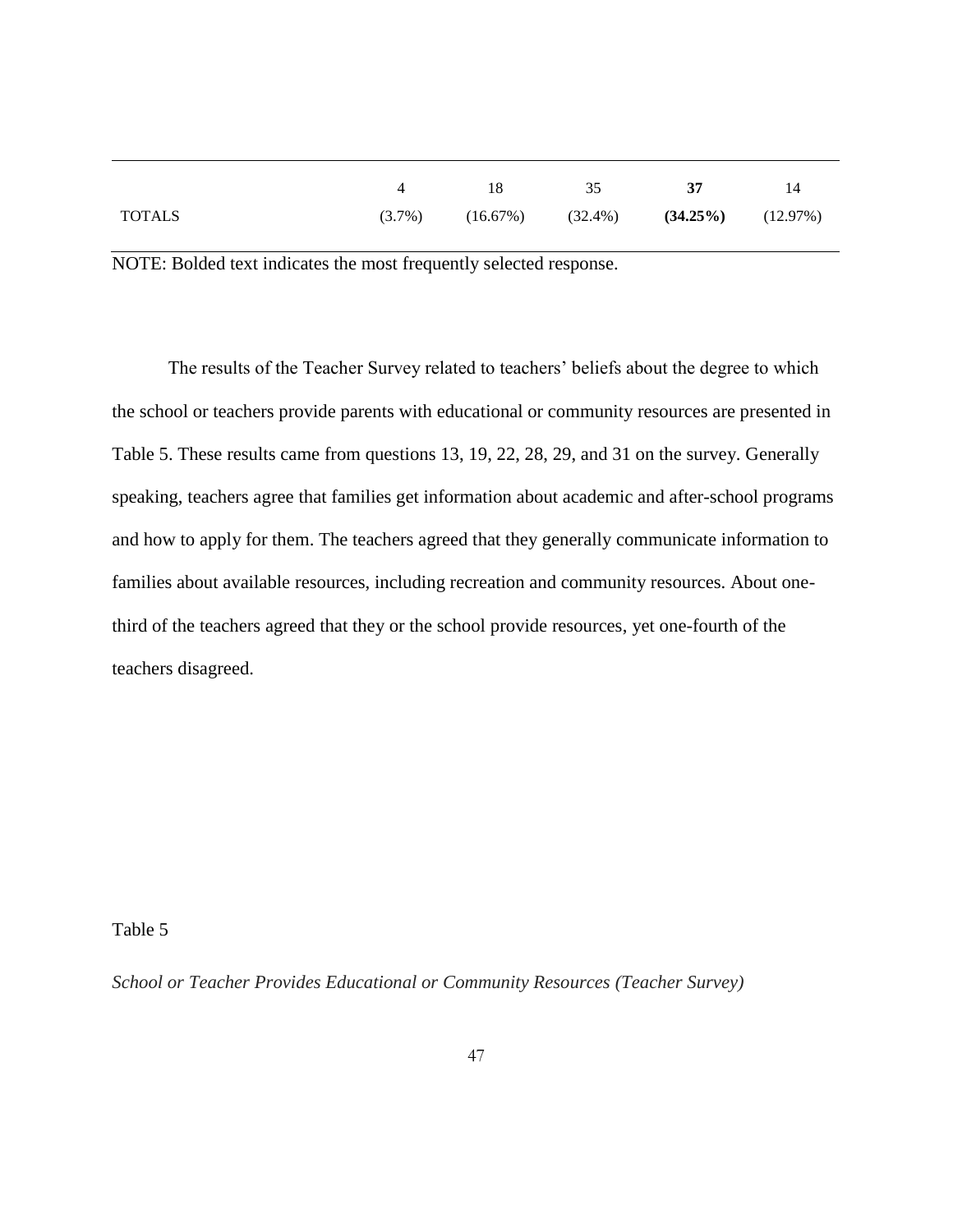| | | | | | |
|---|---|---|---|---|---|
| TOTALS | 4<br>(3.7%) | 18<br>(16.67%) | 35<br>(32.4%) | **37**<br>**(34.25%)** | 14<br>(12.97%) |

NOTE: Bolded text indicates the most frequently selected response.

The results of the Teacher Survey related to teachers' beliefs about the degree to which the school or teachers provide parents with educational or community resources are presented in Table 5. These results came from questions 13, 19, 22, 28, 29, and 31 on the survey. Generally speaking, teachers agree that families get information about academic and after-school programs and how to apply for them. The teachers agreed that they generally communicate information to families about available resources, including recreation and community resources. About one-third of the teachers agreed that they or the school provide resources, yet one-fourth of the teachers disagreed.

Table 5

*School or Teacher Provides Educational or Community Resources (Teacher Survey)*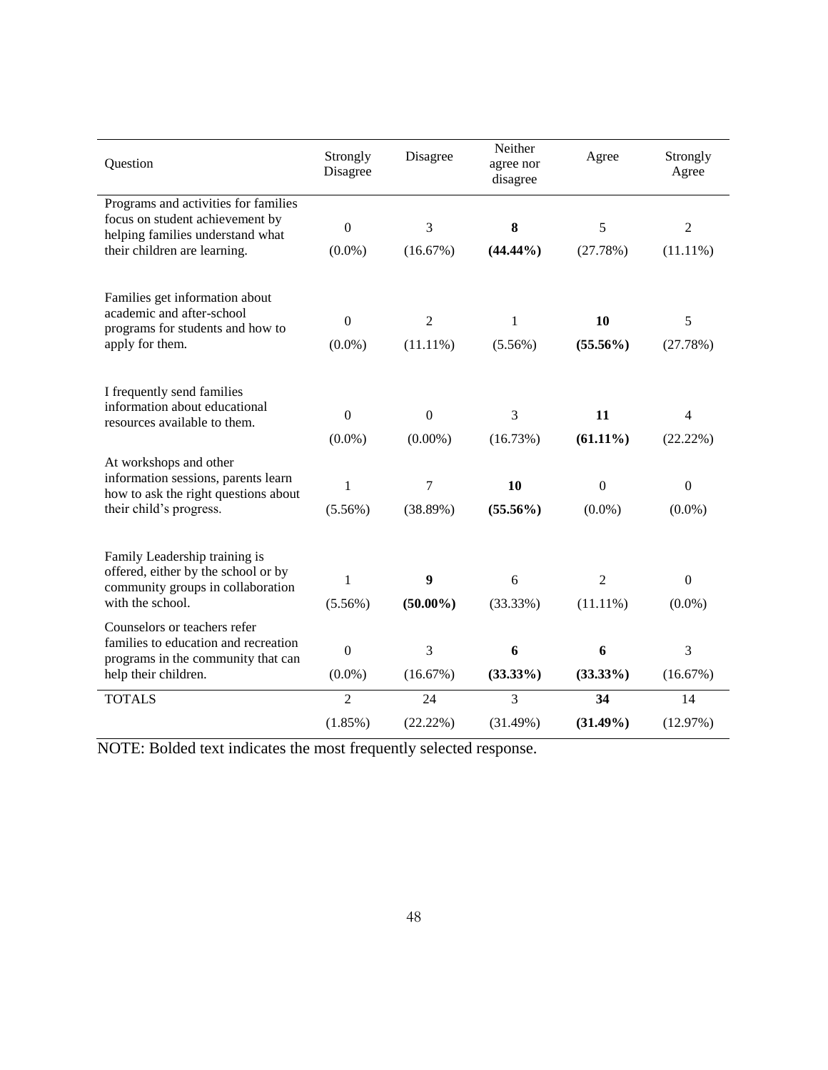| Question | Strongly Disagree | Disagree | Neither agree nor disagree | Agree | Strongly Agree |
|---|---|---|---|---|---|
| Programs and activities for families focus on student achievement by helping families understand what their children are learning. | 0<br>(0.0%) | 3<br>(16.67%) | **8**<br>**(44.44%)** | 5<br>(27.78%) | 2<br>(11.11%) |
| Families get information about academic and after-school programs for students and how to apply for them. | 0<br>(0.0%) | 2<br>(11.11%) | 1<br>(5.56%) | **10**<br>**(55.56%)** | 5<br>(27.78%) |
| I frequently send families information about educational resources available to them. | 0<br>(0.0%) | 0<br>(0.00%) | 3<br>(16.73%) | **11**<br>**(61.11%)** | 4<br>(22.22%) |
| At workshops and other information sessions, parents learn how to ask the right questions about their child's progress. | 1<br>(5.56%) | 7<br>(38.89%) | **10**<br>**(55.56%)** | 0<br>(0.0%) | 0<br>(0.0%) |
| Family Leadership training is offered, either by the school or by community groups in collaboration with the school. | 1<br>(5.56%) | **9**<br>**(50.00%)** | 6<br>(33.33%) | 2<br>(11.11%) | 0<br>(0.0%) |
| Counselors or teachers refer families to education and recreation programs in the community that can help their children. | 0<br>(0.0%) | 3<br>(16.67%) | **6**<br>**(33.33%)** | **6**<br>**(33.33%)** | 3<br>(16.67%) |
| TOTALS | 2<br>(1.85%) | 24<br>(22.22%) | 3<br>(31.49%) | **34**<br>**(31.49%)** | 14<br>(12.97%) |

NOTE: Bolded text indicates the most frequently selected response.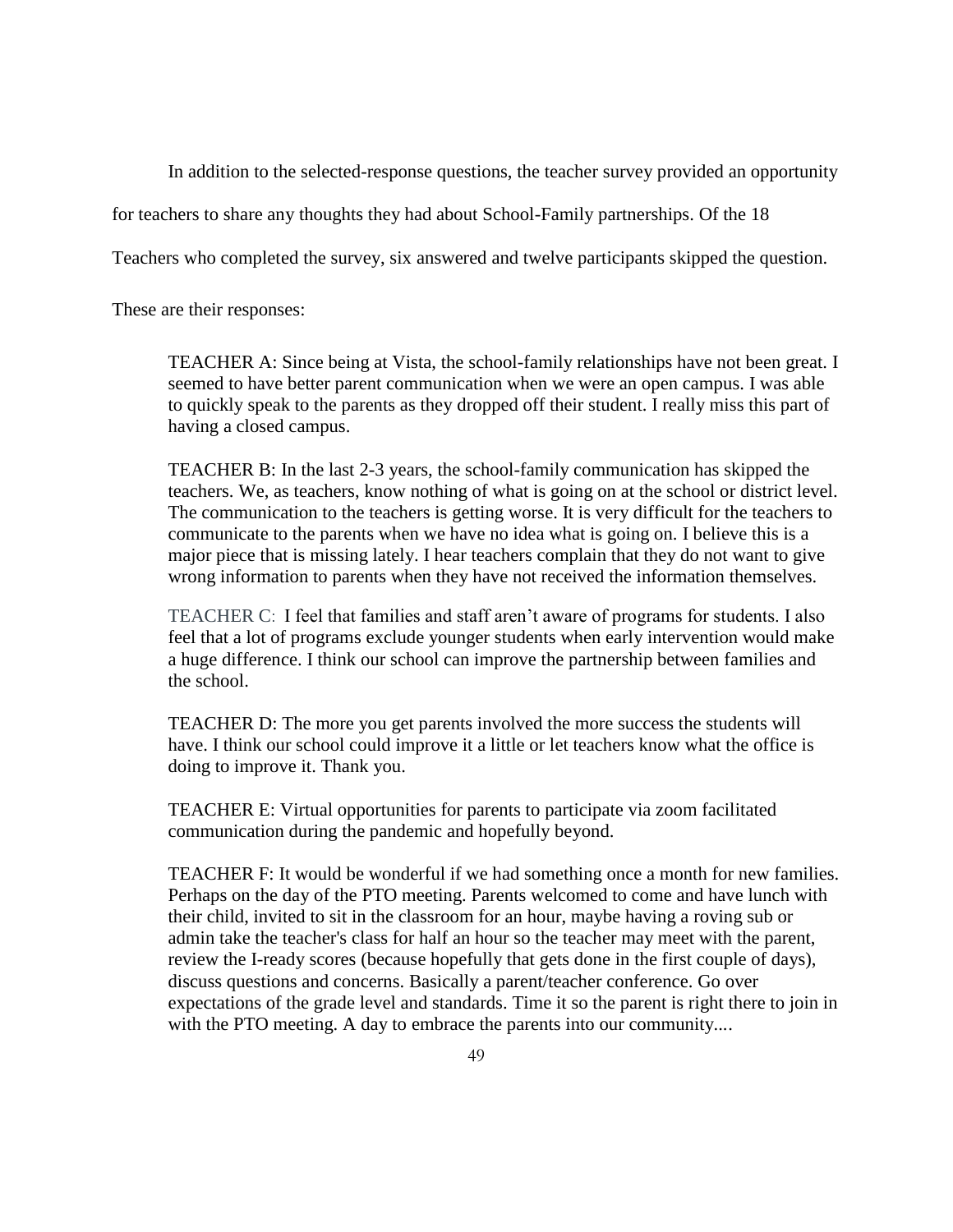In addition to the selected-response questions, the teacher survey provided an opportunity for teachers to share any thoughts they had about School-Family partnerships. Of the 18 Teachers who completed the survey, six answered and twelve participants skipped the question. These are their responses:

> TEACHER A: Since being at Vista, the school-family relationships have not been great. I seemed to have better parent communication when we were an open campus. I was able to quickly speak to the parents as they dropped off their student. I really miss this part of having a closed campus.
>
> TEACHER B: In the last 2-3 years, the school-family communication has skipped the teachers. We, as teachers, know nothing of what is going on at the school or district level. The communication to the teachers is getting worse. It is very difficult for the teachers to communicate to the parents when we have no idea what is going on. I believe this is a major piece that is missing lately. I hear teachers complain that they do not want to give wrong information to parents when they have not received the information themselves.
>
> TEACHER C: I feel that families and staff aren't aware of programs for students. I also feel that a lot of programs exclude younger students when early intervention would make a huge difference. I think our school can improve the partnership between families and the school.
>
> TEACHER D: The more you get parents involved the more success the students will have. I think our school could improve it a little or let teachers know what the office is doing to improve it. Thank you.
>
> TEACHER E: Virtual opportunities for parents to participate via zoom facilitated communication during the pandemic and hopefully beyond.
>
> TEACHER F: It would be wonderful if we had something once a month for new families. Perhaps on the day of the PTO meeting. Parents welcomed to come and have lunch with their child, invited to sit in the classroom for an hour, maybe having a roving sub or admin take the teacher's class for half an hour so the teacher may meet with the parent, review the I-ready scores (because hopefully that gets done in the first couple of days), discuss questions and concerns. Basically a parent/teacher conference. Go over expectations of the grade level and standards. Time it so the parent is right there to join in with the PTO meeting. A day to embrace the parents into our community....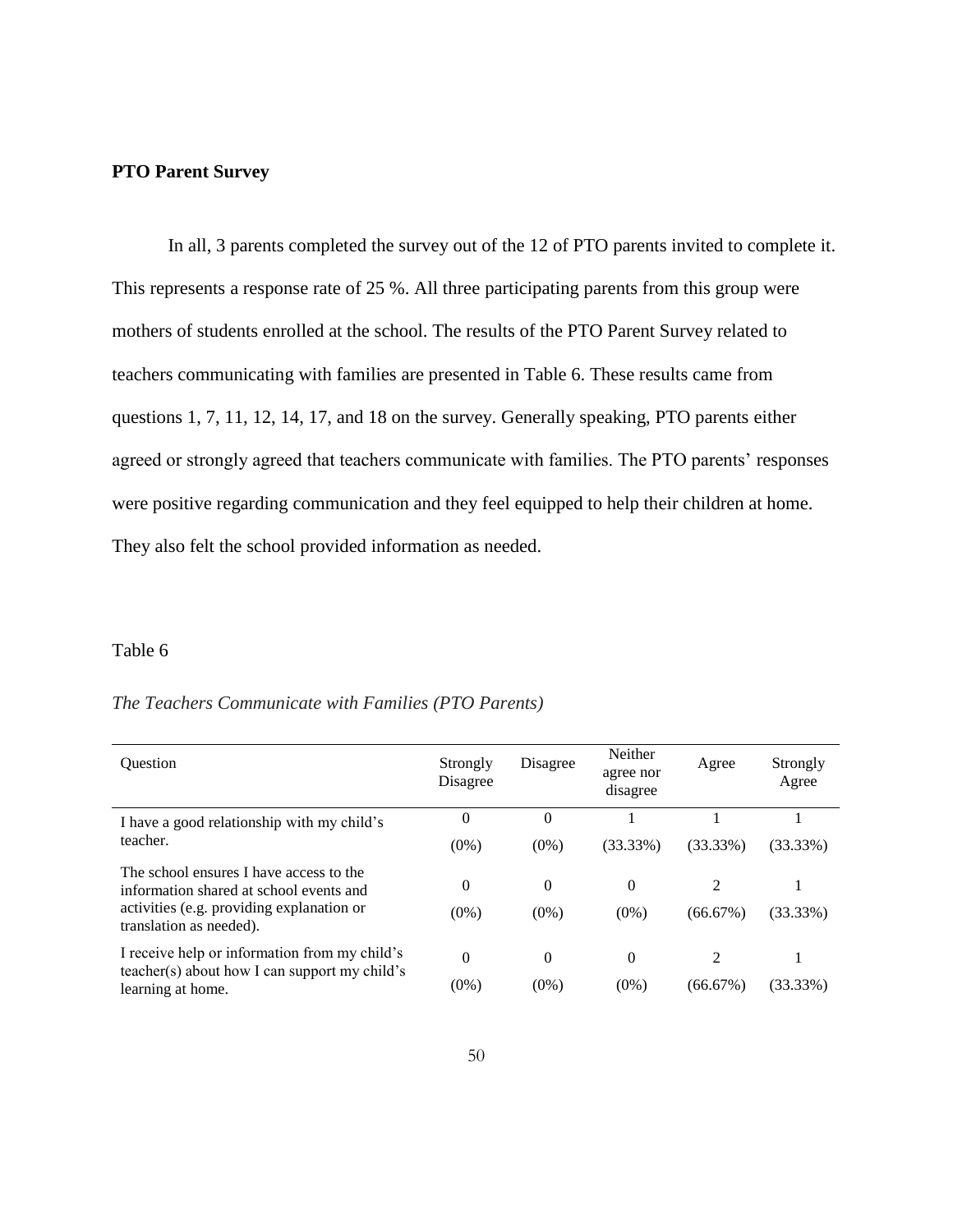**PTO Parent Survey**

In all, 3 parents completed the survey out of the 12 of PTO parents invited to complete it. This represents a response rate of 25 %. All three participating parents from this group were mothers of students enrolled at the school. The results of the PTO Parent Survey related to teachers communicating with families are presented in Table 6. These results came from questions 1, 7, 11, 12, 14, 17, and 18 on the survey. Generally speaking, PTO parents either agreed or strongly agreed that teachers communicate with families. The PTO parents' responses were positive regarding communication and they feel equipped to help their children at home. They also felt the school provided information as needed.

Table 6

*The Teachers Communicate with Families (PTO Parents)*

| Question | Strongly Disagree | Disagree | Neither agree nor disagree | Agree | Strongly Agree |
|---|---|---|---|---|---|
| I have a good relationship with my child's teacher. | 0 (0%) | 0 (0%) | 1 (33.33%) | 1 (33.33%) | 1 (33.33%) |
| The school ensures I have access to the information shared at school events and activities (e.g. providing explanation or translation as needed). | 0 (0%) | 0 (0%) | 0 (0%) | 2 (66.67%) | 1 (33.33%) |
| I receive help or information from my child's teacher(s) about how I can support my child's learning at home. | 0 (0%) | 0 (0%) | 0 (0%) | 2 (66.67%) | 1 (33.33%) |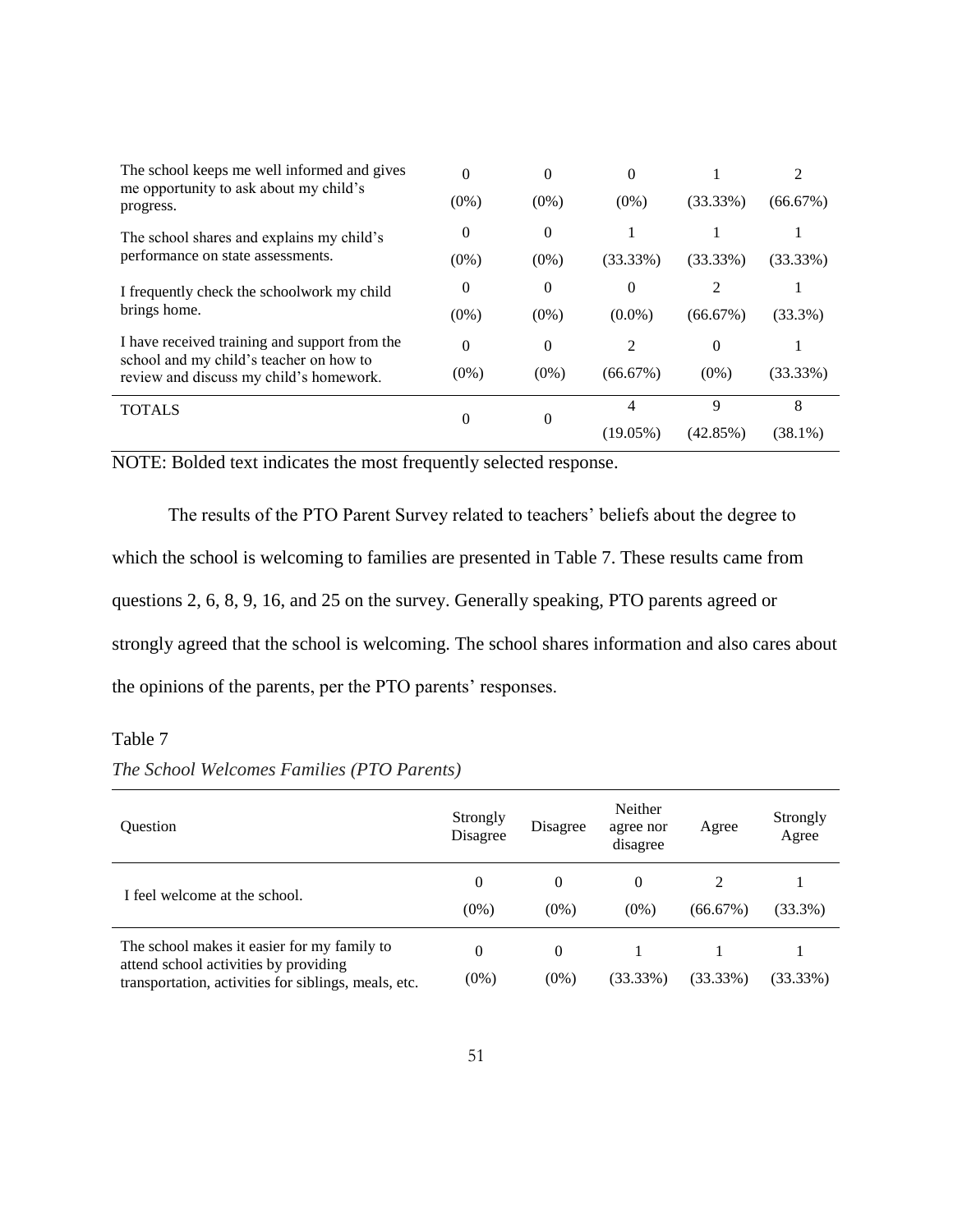| | | | | | |
|---|---|---|---|---|---|
| The school keeps me well informed and gives me opportunity to ask about my child's progress. | 0 (0%) | 0 (0%) | 0 (0%) | 1 (33.33%) | 2 (66.67%) |
| The school shares and explains my child's performance on state assessments. | 0 (0%) | 0 (0%) | 1 (33.33%) | 1 (33.33%) | 1 (33.33%) |
| I frequently check the schoolwork my child brings home. | 0 (0%) | 0 (0%) | 0 (0.0%) | 2 (66.67%) | 1 (33.3%) |
| I have received training and support from the school and my child's teacher on how to review and discuss my child's homework. | 0 (0%) | 0 (0%) | 2 (66.67%) | 0 (0%) | 1 (33.33%) |
| TOTALS | 0 | 0 | 4 (19.05%) | 9 (42.85%) | 8 (38.1%) |

NOTE: Bolded text indicates the most frequently selected response.

The results of the PTO Parent Survey related to teachers' beliefs about the degree to which the school is welcoming to families are presented in Table 7. These results came from questions 2, 6, 8, 9, 16, and 25 on the survey. Generally speaking, PTO parents agreed or strongly agreed that the school is welcoming. The school shares information and also cares about the opinions of the parents, per the PTO parents' responses.

Table 7

*The School Welcomes Families (PTO Parents)*

| Question | Strongly Disagree | Disagree | Neither agree nor disagree | Agree | Strongly Agree |
|---|---|---|---|---|---|
| I feel welcome at the school. | 0 (0%) | 0 (0%) | 0 (0%) | 2 (66.67%) | 1 (33.3%) |
| The school makes it easier for my family to attend school activities by providing transportation, activities for siblings, meals, etc. | 0 (0%) | 0 (0%) | 1 (33.33%) | 1 (33.33%) | 1 (33.33%) |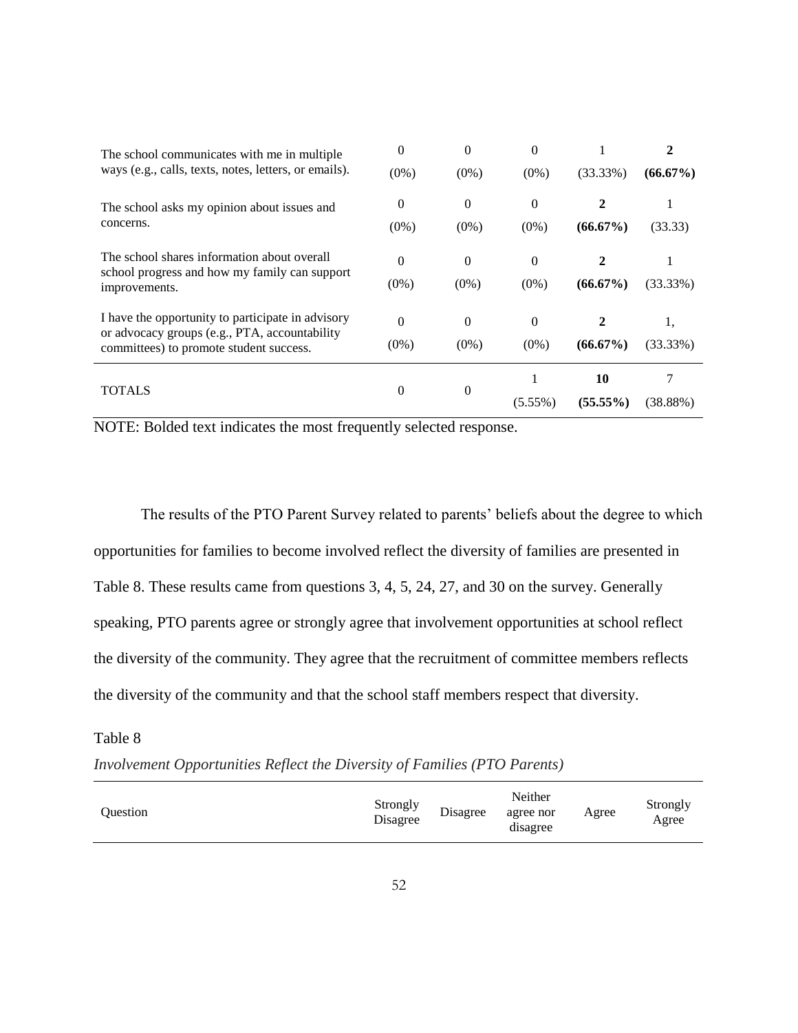| | | | | | |
|---|---|---|---|---|---|
| The school communicates with me in multiple ways (e.g., calls, texts, notes, letters, or emails). | 0<br>(0%) | 0<br>(0%) | 0<br>(0%) | 1<br>(33.33%) | **2**<br>**(66.67%)** |
| The school asks my opinion about issues and concerns. | 0<br>(0%) | 0<br>(0%) | 0<br>(0%) | **2**<br>**(66.67%)** | 1<br>(33.33) |
| The school shares information about overall school progress and how my family can support improvements. | 0<br>(0%) | 0<br>(0%) | 0<br>(0%) | **2**<br>**(66.67%)** | 1<br>(33.33%) |
| I have the opportunity to participate in advisory or advocacy groups (e.g., PTA, accountability committees) to promote student success. | 0<br>(0%) | 0<br>(0%) | 0<br>(0%) | **2**<br>**(66.67%)** | 1,<br>(33.33%) |
| TOTALS | 0 | 0 | 1<br>(5.55%) | **10**<br>**(55.55%)** | 7<br>(38.88%) |

NOTE: Bolded text indicates the most frequently selected response.

The results of the PTO Parent Survey related to parents' beliefs about the degree to which opportunities for families to become involved reflect the diversity of families are presented in Table 8. These results came from questions 3, 4, 5, 24, 27, and 30 on the survey. Generally speaking, PTO parents agree or strongly agree that involvement opportunities at school reflect the diversity of the community. They agree that the recruitment of committee members reflects the diversity of the community and that the school staff members respect that diversity.

Table 8

*Involvement Opportunities Reflect the Diversity of Families (PTO Parents)*

| Question | Strongly Disagree | Disagree | Neither agree nor disagree | Agree | Strongly Agree |
|---|---|---|---|---|---|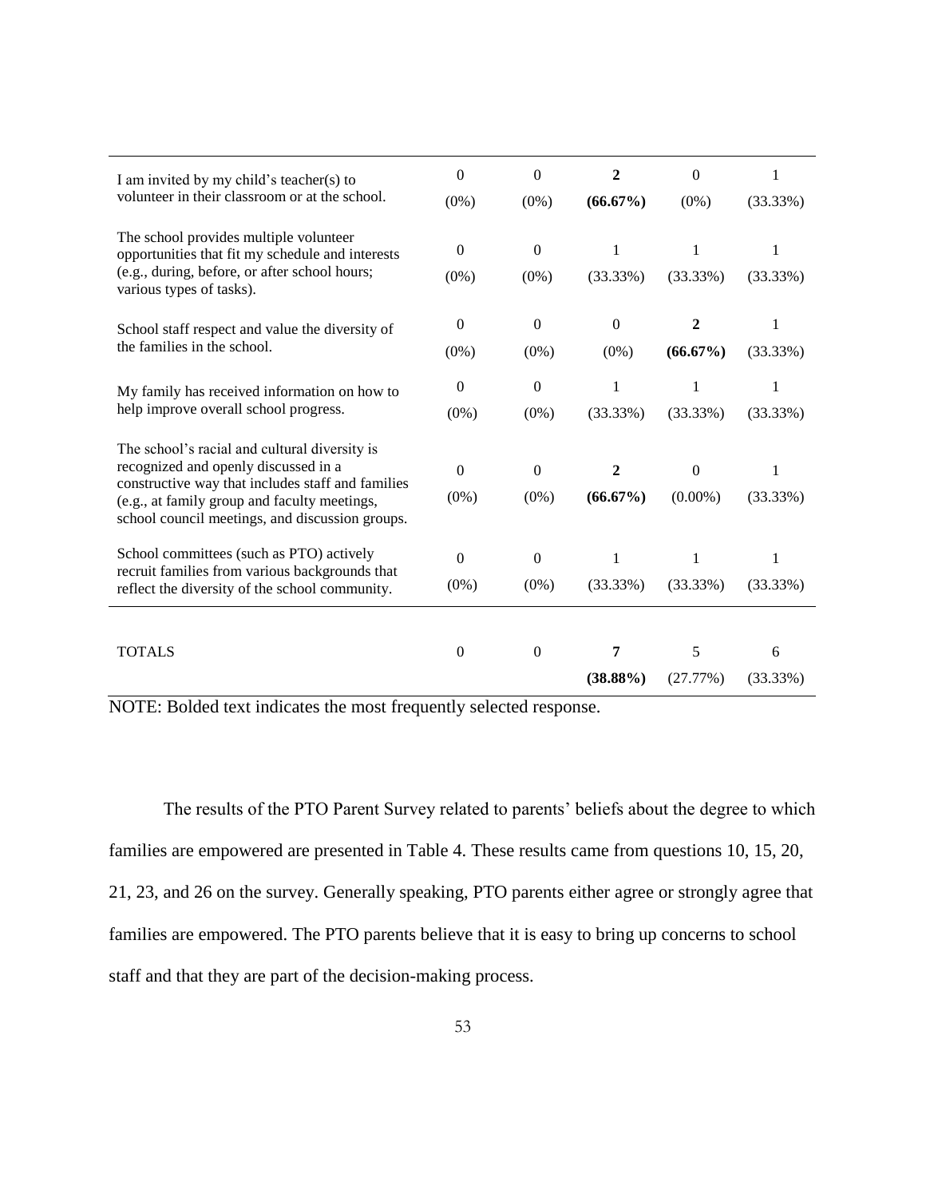| | | | | | |
|---|---|---|---|---|---|
| I am invited by my child's teacher(s) to volunteer in their classroom or at the school. | 0 (0%) | 0 (0%) | **2 (66.67%)** | 0 (0%) | 1 (33.33%) |
| The school provides multiple volunteer opportunities that fit my schedule and interests (e.g., during, before, or after school hours; various types of tasks). | 0 (0%) | 0 (0%) | 1 (33.33%) | 1 (33.33%) | 1 (33.33%) |
| School staff respect and value the diversity of the families in the school. | 0 (0%) | 0 (0%) | 0 (0%) | **2 (66.67%)** | 1 (33.33%) |
| My family has received information on how to help improve overall school progress. | 0 (0%) | 0 (0%) | 1 (33.33%) | 1 (33.33%) | 1 (33.33%) |
| The school's racial and cultural diversity is recognized and openly discussed in a constructive way that includes staff and families (e.g., at family group and faculty meetings, school council meetings, and discussion groups. | 0 (0%) | 0 (0%) | **2 (66.67%)** | 0 (0.00%) | 1 (33.33%) |
| School committees (such as PTO) actively recruit families from various backgrounds that reflect the diversity of the school community. | 0 (0%) | 0 (0%) | 1 (33.33%) | 1 (33.33%) | 1 (33.33%) |
| TOTALS | 0 | 0 | **7 (38.88%)** | 5 (27.77%) | 6 (33.33%) |

NOTE: Bolded text indicates the most frequently selected response.

The results of the PTO Parent Survey related to parents' beliefs about the degree to which families are empowered are presented in Table 4. These results came from questions 10, 15, 20, 21, 23, and 26 on the survey. Generally speaking, PTO parents either agree or strongly agree that families are empowered. The PTO parents believe that it is easy to bring up concerns to school staff and that they are part of the decision-making process.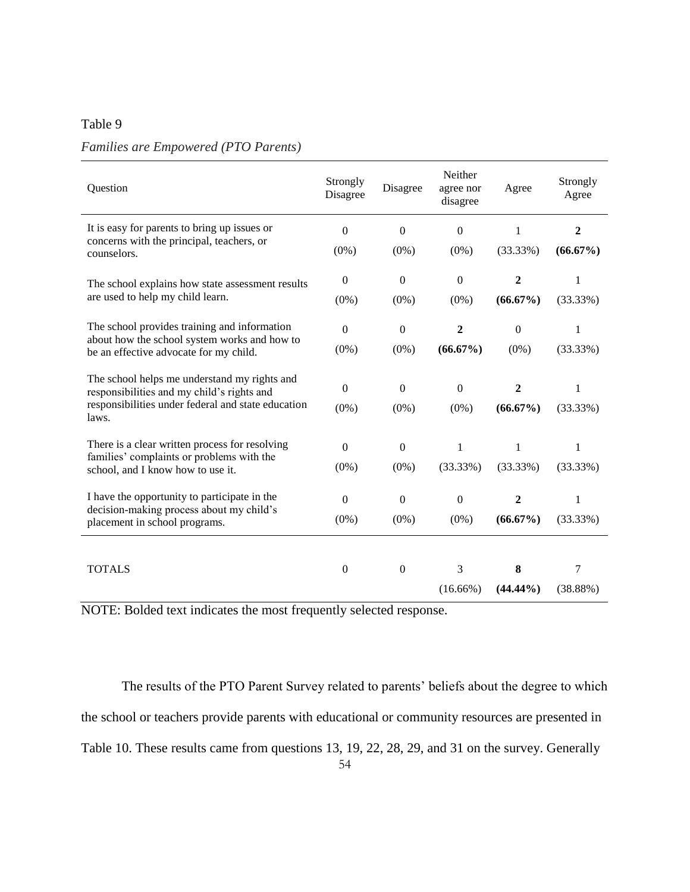Table 9

*Families are Empowered (PTO Parents)*

| Question | Strongly Disagree | Disagree | Neither agree nor disagree | Agree | Strongly Agree |
|---|---|---|---|---|---|
| It is easy for parents to bring up issues or concerns with the principal, teachers, or counselors. | 0 (0%) | 0 (0%) | 0 (0%) | 1 (33.33%) | **2 (66.67%)** |
| The school explains how state assessment results are used to help my child learn. | 0 (0%) | 0 (0%) | 0 (0%) | **2 (66.67%)** | 1 (33.33%) |
| The school provides training and information about how the school system works and how to be an effective advocate for my child. | 0 (0%) | 0 (0%) | **2 (66.67%)** | 0 (0%) | 1 (33.33%) |
| The school helps me understand my rights and responsibilities and my child's rights and responsibilities under federal and state education laws. | 0 (0%) | 0 (0%) | 0 (0%) | **2 (66.67%)** | 1 (33.33%) |
| There is a clear written process for resolving families' complaints or problems with the school, and I know how to use it. | 0 (0%) | 0 (0%) | 1 (33.33%) | 1 (33.33%) | 1 (33.33%) |
| I have the opportunity to participate in the decision-making process about my child's placement in school programs. | 0 (0%) | 0 (0%) | 0 (0%) | **2 (66.67%)** | 1 (33.33%) |
| TOTALS | 0 | 0 | 3 (16.66%) | **8 (44.44%)** | 7 (38.88%) |

NOTE: Bolded text indicates the most frequently selected response.

The results of the PTO Parent Survey related to parents' beliefs about the degree to which the school or teachers provide parents with educational or community resources are presented in Table 10. These results came from questions 13, 19, 22, 28, 29, and 31 on the survey. Generally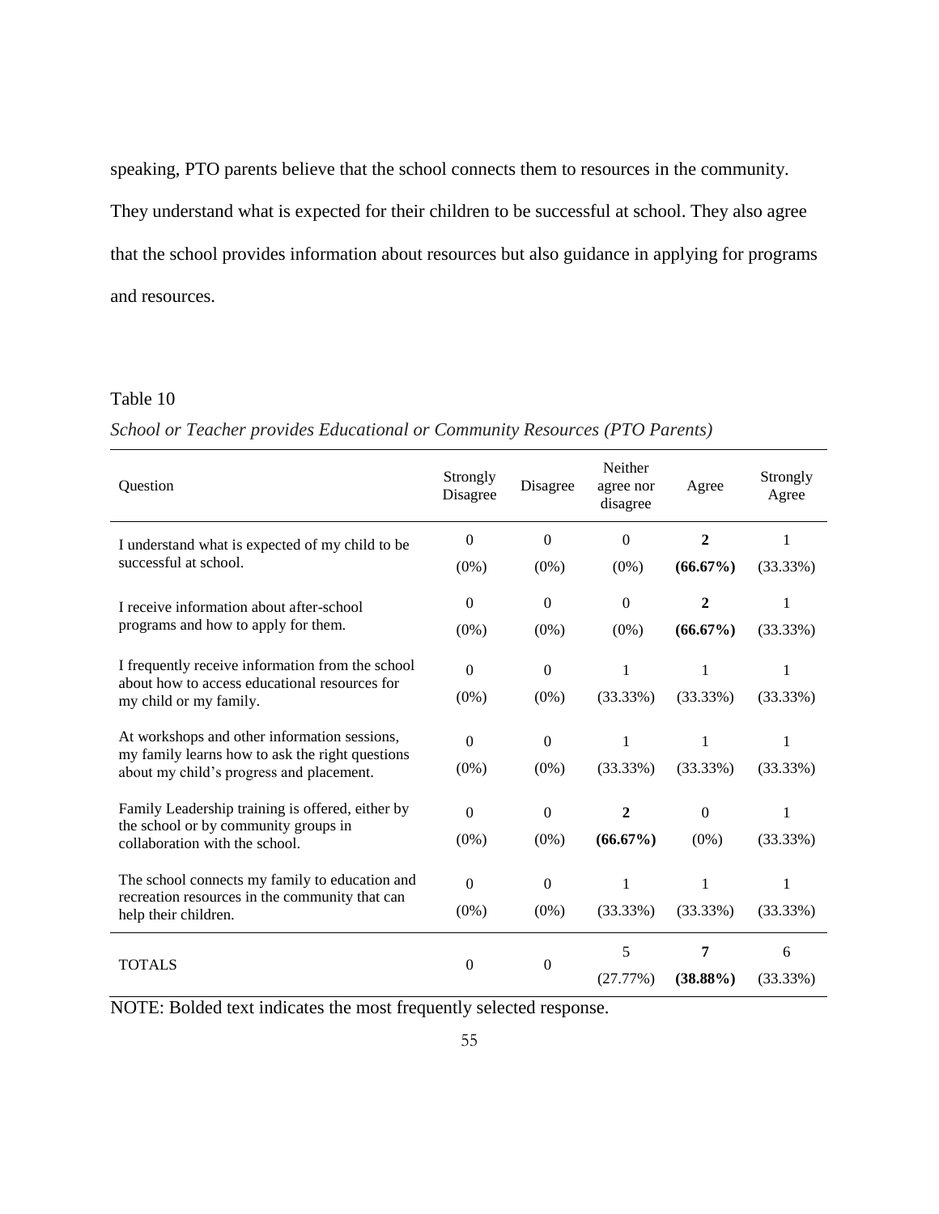speaking, PTO parents believe that the school connects them to resources in the community. They understand what is expected for their children to be successful at school. They also agree that the school provides information about resources but also guidance in applying for programs and resources.

Table 10

*School or Teacher provides Educational or Community Resources (PTO Parents)*

| Question | Strongly Disagree | Disagree | Neither agree nor disagree | Agree | Strongly Agree |
|---|---|---|---|---|---|
| I understand what is expected of my child to be successful at school. | 0 (0%) | 0 (0%) | 0 (0%) | **2 (66.67%)** | 1 (33.33%) |
| I receive information about after-school programs and how to apply for them. | 0 (0%) | 0 (0%) | 0 (0%) | **2 (66.67%)** | 1 (33.33%) |
| I frequently receive information from the school about how to access educational resources for my child or my family. | 0 (0%) | 0 (0%) | 1 (33.33%) | 1 (33.33%) | 1 (33.33%) |
| At workshops and other information sessions, my family learns how to ask the right questions about my child's progress and placement. | 0 (0%) | 0 (0%) | 1 (33.33%) | 1 (33.33%) | 1 (33.33%) |
| Family Leadership training is offered, either by the school or by community groups in collaboration with the school. | 0 (0%) | 0 (0%) | **2 (66.67%)** | 0 (0%) | 1 (33.33%) |
| The school connects my family to education and recreation resources in the community that can help their children. | 0 (0%) | 0 (0%) | 1 (33.33%) | 1 (33.33%) | 1 (33.33%) |
| TOTALS | 0 | 0 | 5 (27.77%) | **7 (38.88%)** | 6 (33.33%) |

NOTE: Bolded text indicates the most frequently selected response.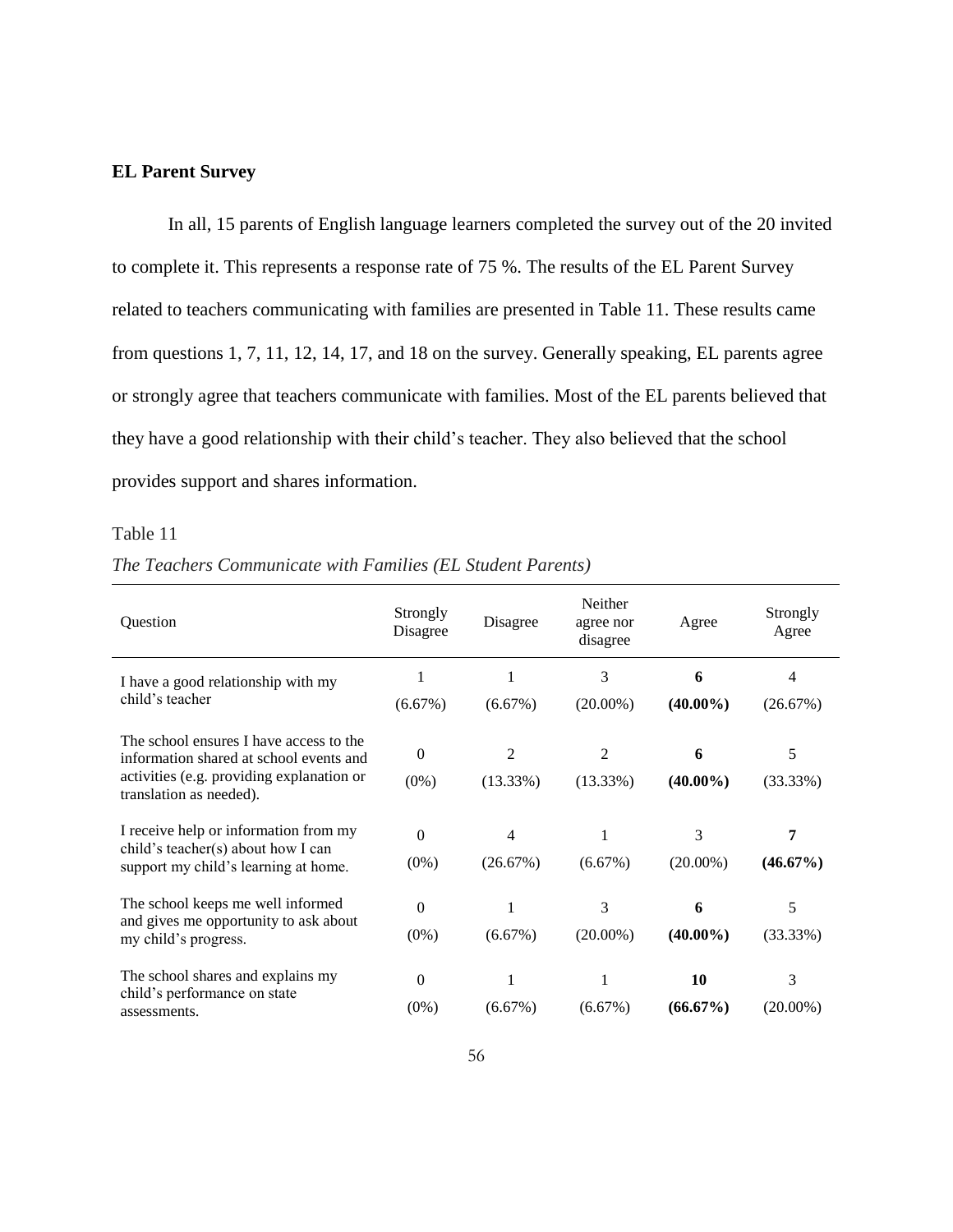**EL Parent Survey**

In all, 15 parents of English language learners completed the survey out of the 20 invited to complete it. This represents a response rate of 75 %. The results of the EL Parent Survey related to teachers communicating with families are presented in Table 11. These results came from questions 1, 7, 11, 12, 14, 17, and 18 on the survey. Generally speaking, EL parents agree or strongly agree that teachers communicate with families. Most of the EL parents believed that they have a good relationship with their child's teacher. They also believed that the school provides support and shares information.

Table 11

*The Teachers Communicate with Families (EL Student Parents)*

| Question | Strongly Disagree | Disagree | Neither agree nor disagree | Agree | Strongly Agree |
|---|---|---|---|---|---|
| I have a good relationship with my child's teacher | 1 (6.67%) | 1 (6.67%) | 3 (20.00%) | **6 (40.00%)** | 4 (26.67%) |
| The school ensures I have access to the information shared at school events and activities (e.g. providing explanation or translation as needed). | 0 (0%) | 2 (13.33%) | 2 (13.33%) | **6 (40.00%)** | 5 (33.33%) |
| I receive help or information from my child's teacher(s) about how I can support my child's learning at home. | 0 (0%) | 4 (26.67%) | 1 (6.67%) | 3 (20.00%) | **7 (46.67%)** |
| The school keeps me well informed and gives me opportunity to ask about my child's progress. | 0 (0%) | 1 (6.67%) | 3 (20.00%) | **6 (40.00%)** | 5 (33.33%) |
| The school shares and explains my child's performance on state assessments. | 0 (0%) | 1 (6.67%) | 1 (6.67%) | **10 (66.67%)** | 3 (20.00%) |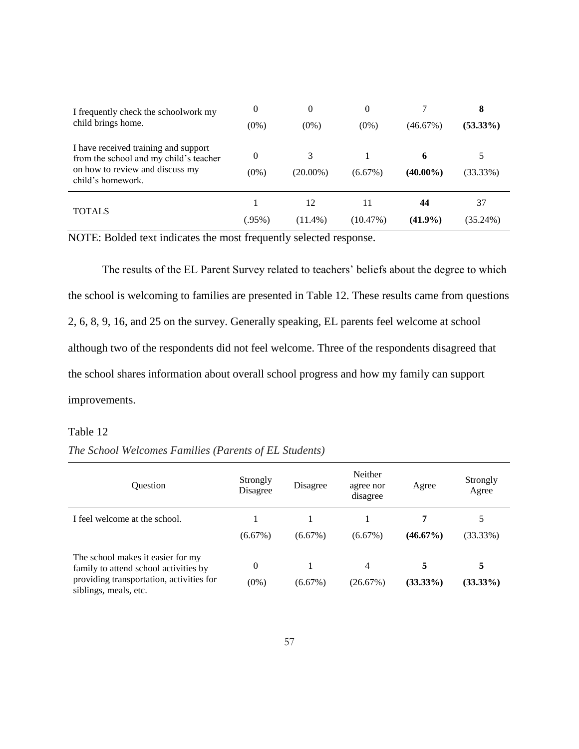| | | | | | |
|---|---|---|---|---|---|
| I frequently check the schoolwork my child brings home. | 0<br>(0%) | 0<br>(0%) | 0<br>(0%) | 7<br>(46.67%) | **8**<br>**(53.33%)** |
| I have received training and support from the school and my child's teacher on how to review and discuss my child's homework. | 0<br>(0%) | 3<br>(20.00%) | 1<br>(6.67%) | **6**<br>**(40.00%)** | 5<br>(33.33%) |
| TOTALS | 1<br>(.95%) | 12<br>(11.4%) | 11<br>(10.47%) | **44**<br>**(41.9%)** | 37<br>(35.24%) |

NOTE: Bolded text indicates the most frequently selected response.

The results of the EL Parent Survey related to teachers' beliefs about the degree to which the school is welcoming to families are presented in Table 12. These results came from questions 2, 6, 8, 9, 16, and 25 on the survey. Generally speaking, EL parents feel welcome at school although two of the respondents did not feel welcome. Three of the respondents disagreed that the school shares information about overall school progress and how my family can support improvements.

Table 12

*The School Welcomes Families (Parents of EL Students)*

| Question | Strongly Disagree | Disagree | Neither agree nor disagree | Agree | Strongly Agree |
|---|---|---|---|---|---|
| I feel welcome at the school. | 1<br>(6.67%) | 1<br>(6.67%) | 1<br>(6.67%) | **7**<br>**(46.67%)** | 5<br>(33.33%) |
| The school makes it easier for my family to attend school activities by providing transportation, activities for siblings, meals, etc. | 0<br>(0%) | 1<br>(6.67%) | 4<br>(26.67%) | **5**<br>**(33.33%)** | **5**<br>**(33.33%)** |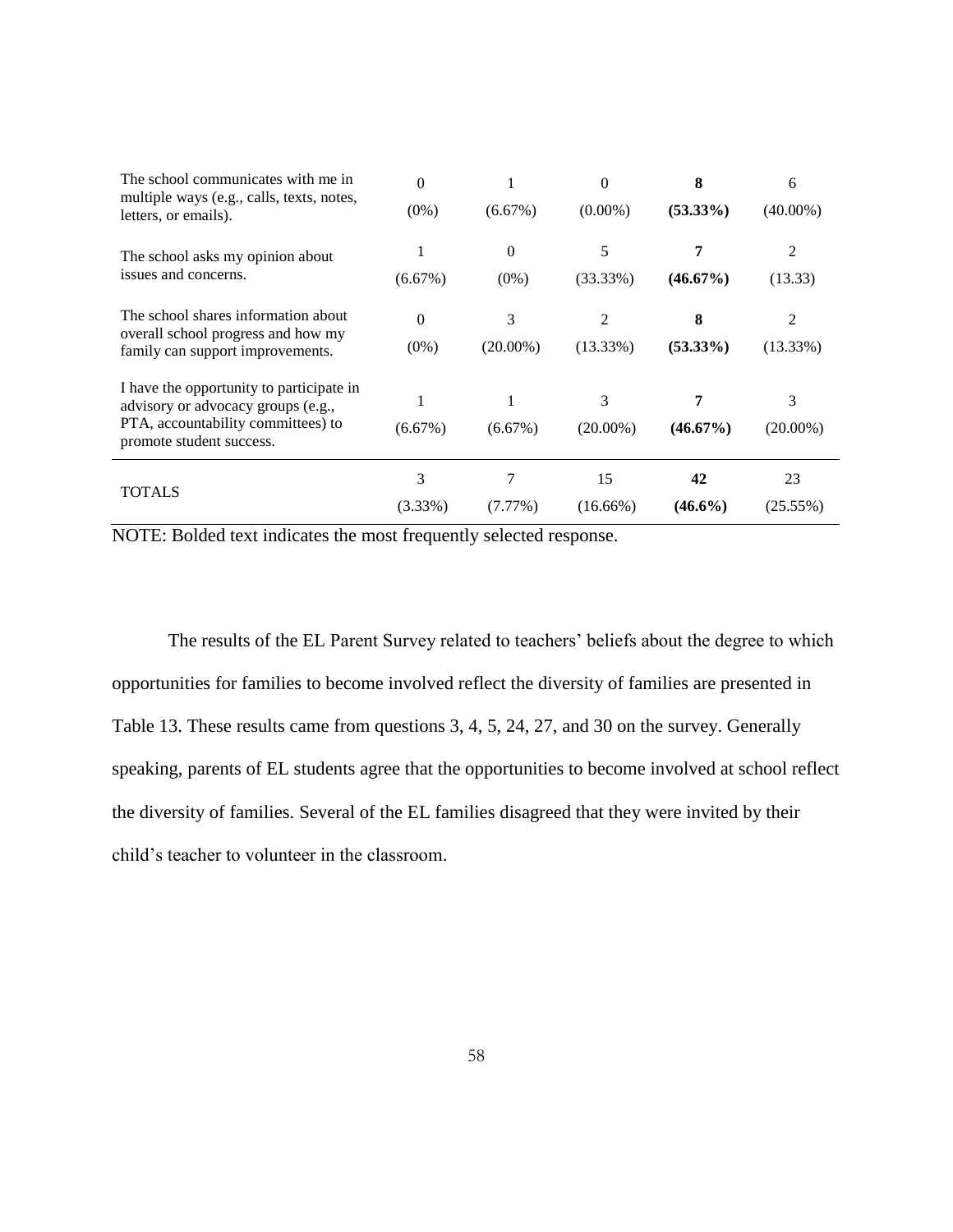| | | | | | |
|---|---|---|---|---|---|
| The school communicates with me in multiple ways (e.g., calls, texts, notes, letters, or emails). | 0<br>(0%) | 1<br>(6.67%) | 0<br>(0.00%) | **8**<br>**(53.33%)** | 6<br>(40.00%) |
| The school asks my opinion about issues and concerns. | 1<br>(6.67%) | 0<br>(0%) | 5<br>(33.33%) | **7**<br>**(46.67%)** | 2<br>(13.33) |
| The school shares information about overall school progress and how my family can support improvements. | 0<br>(0%) | 3<br>(20.00%) | 2<br>(13.33%) | **8**<br>**(53.33%)** | 2<br>(13.33%) |
| I have the opportunity to participate in advisory or advocacy groups (e.g., PTA, accountability committees) to promote student success. | 1<br>(6.67%) | 1<br>(6.67%) | 3<br>(20.00%) | **7**<br>**(46.67%)** | 3<br>(20.00%) |
| TOTALS | 3<br>(3.33%) | 7<br>(7.77%) | 15<br>(16.66%) | **42**<br>**(46.6%)** | 23<br>(25.55%) |

NOTE: Bolded text indicates the most frequently selected response.

The results of the EL Parent Survey related to teachers' beliefs about the degree to which opportunities for families to become involved reflect the diversity of families are presented in Table 13. These results came from questions 3, 4, 5, 24, 27, and 30 on the survey. Generally speaking, parents of EL students agree that the opportunities to become involved at school reflect the diversity of families. Several of the EL families disagreed that they were invited by their child's teacher to volunteer in the classroom.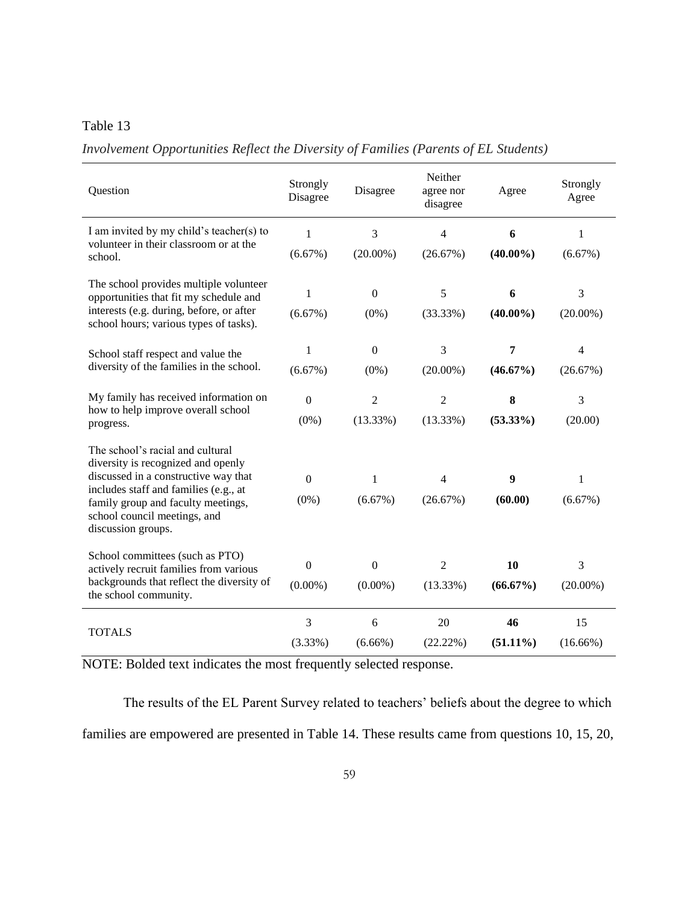Table 13

*Involvement Opportunities Reflect the Diversity of Families (Parents of EL Students)*

| Question | Strongly Disagree | Disagree | Neither agree nor disagree | Agree | Strongly Agree |
|---|---|---|---|---|---|
| I am invited by my child's teacher(s) to volunteer in their classroom or at the school. | 1 (6.67%) | 3 (20.00%) | 4 (26.67%) | **6 (40.00%)** | 1 (6.67%) |
| The school provides multiple volunteer opportunities that fit my schedule and interests (e.g. during, before, or after school hours; various types of tasks). | 1 (6.67%) | 0 (0%) | 5 (33.33%) | **6 (40.00%)** | 3 (20.00%) |
| School staff respect and value the diversity of the families in the school. | 1 (6.67%) | 0 (0%) | 3 (20.00%) | **7 (46.67%)** | 4 (26.67%) |
| My family has received information on how to help improve overall school progress. | 0 (0%) | 2 (13.33%) | 2 (13.33%) | **8 (53.33%)** | 3 (20.00) |
| The school's racial and cultural diversity is recognized and openly discussed in a constructive way that includes staff and families (e.g., at family group and faculty meetings, school council meetings, and discussion groups. | 0 (0%) | 1 (6.67%) | 4 (26.67%) | **9 (60.00)** | 1 (6.67%) |
| School committees (such as PTO) actively recruit families from various backgrounds that reflect the diversity of the school community. | 0 (0.00%) | 0 (0.00%) | 2 (13.33%) | **10 (66.67%)** | 3 (20.00%) |
| TOTALS | 3 (3.33%) | 6 (6.66%) | 20 (22.22%) | **46 (51.11%)** | 15 (16.66%) |

NOTE: Bolded text indicates the most frequently selected response.

The results of the EL Parent Survey related to teachers' beliefs about the degree to which families are empowered are presented in Table 14. These results came from questions 10, 15, 20,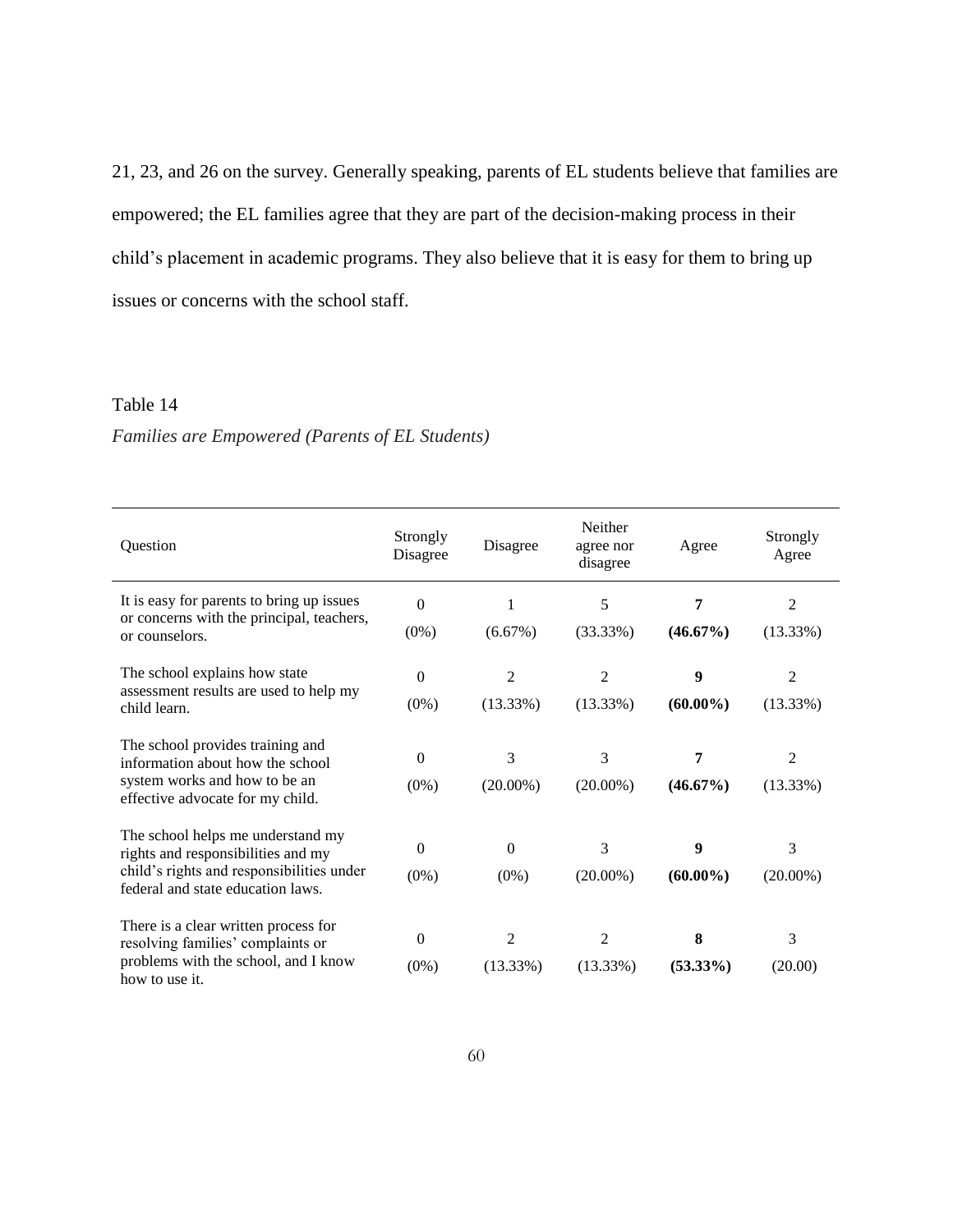21, 23, and 26 on the survey. Generally speaking, parents of EL students believe that families are empowered; the EL families agree that they are part of the decision-making process in their child's placement in academic programs. They also believe that it is easy for them to bring up issues or concerns with the school staff.

Table 14

*Families are Empowered (Parents of EL Students)*

| Question | Strongly Disagree | Disagree | Neither agree nor disagree | Agree | Strongly Agree |
|---|---|---|---|---|---|
| It is easy for parents to bring up issues or concerns with the principal, teachers, or counselors. | 0 (0%) | 1 (6.67%) | 5 (33.33%) | **7 (46.67%)** | 2 (13.33%) |
| The school explains how state assessment results are used to help my child learn. | 0 (0%) | 2 (13.33%) | 2 (13.33%) | **9 (60.00%)** | 2 (13.33%) |
| The school provides training and information about how the school system works and how to be an effective advocate for my child. | 0 (0%) | 3 (20.00%) | 3 (20.00%) | **7 (46.67%)** | 2 (13.33%) |
| The school helps me understand my rights and responsibilities and my child's rights and responsibilities under federal and state education laws. | 0 (0%) | 0 (0%) | 3 (20.00%) | **9 (60.00%)** | 3 (20.00%) |
| There is a clear written process for resolving families' complaints or problems with the school, and I know how to use it. | 0 (0%) | 2 (13.33%) | 2 (13.33%) | **8 (53.33%)** | 3 (20.00) |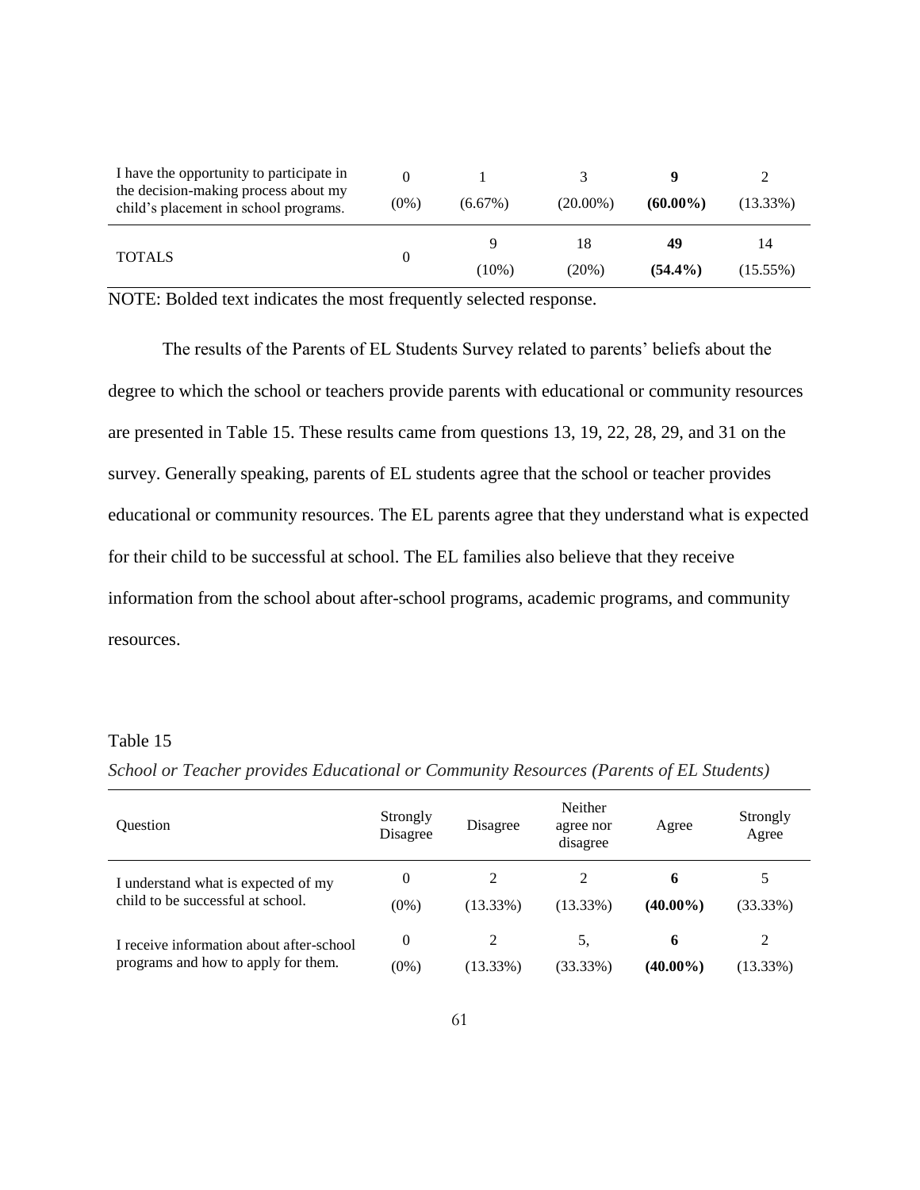| I have the opportunity to participate in the decision-making process about my child's placement in school programs. | 0 (0%) | 1 (6.67%) | 3 (20.00%) | **9 (60.00%)** | 2 (13.33%) |
|---|---|---|---|---|---|
| TOTALS | 0 | 9 (10%) | 18 (20%) | **49 (54.4%)** | 14 (15.55%) |

NOTE: Bolded text indicates the most frequently selected response.

The results of the Parents of EL Students Survey related to parents' beliefs about the degree to which the school or teachers provide parents with educational or community resources are presented in Table 15. These results came from questions 13, 19, 22, 28, 29, and 31 on the survey. Generally speaking, parents of EL students agree that the school or teacher provides educational or community resources. The EL parents agree that they understand what is expected for their child to be successful at school. The EL families also believe that they receive information from the school about after-school programs, academic programs, and community resources.

Table 15

*School or Teacher provides Educational or Community Resources (Parents of EL Students)*

| Question | Strongly Disagree | Disagree | Neither agree nor disagree | Agree | Strongly Agree |
|---|---|---|---|---|---|
| I understand what is expected of my child to be successful at school. | 0 (0%) | 2 (13.33%) | 2 (13.33%) | **6 (40.00%)** | 5 (33.33%) |
| I receive information about after-school programs and how to apply for them. | 0 (0%) | 2 (13.33%) | 5, (33.33%) | **6 (40.00%)** | 2 (13.33%) |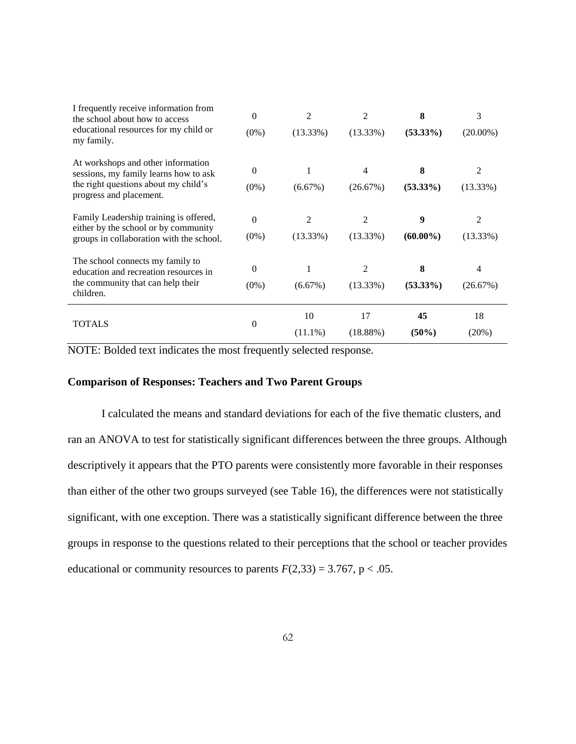| | | | | | |
|---|---|---|---|---|---|
| I frequently receive information from the school about how to access educational resources for my child or my family. | 0<br>(0%) | 2<br>(13.33%) | 2<br>(13.33%) | **8**<br>**(53.33%)** | 3<br>(20.00%) |
| At workshops and other information sessions, my family learns how to ask the right questions about my child's progress and placement. | 0<br>(0%) | 1<br>(6.67%) | 4<br>(26.67%) | **8**<br>**(53.33%)** | 2<br>(13.33%) |
| Family Leadership training is offered, either by the school or by community groups in collaboration with the school. | 0<br>(0%) | 2<br>(13.33%) | 2<br>(13.33%) | **9**<br>**(60.00%)** | 2<br>(13.33%) |
| The school connects my family to education and recreation resources in the community that can help their children. | 0<br>(0%) | 1<br>(6.67%) | 2<br>(13.33%) | **8**<br>**(53.33%)** | 4<br>(26.67%) |
| TOTALS | 0 | 10<br>(11.1%) | 17<br>(18.88%) | **45**<br>**(50%)** | 18<br>(20%) |

NOTE: Bolded text indicates the most frequently selected response.

## Comparison of Responses: Teachers and Two Parent Groups

I calculated the means and standard deviations for each of the five thematic clusters, and ran an ANOVA to test for statistically significant differences between the three groups. Although descriptively it appears that the PTO parents were consistently more favorable in their responses than either of the other two groups surveyed (see Table 16), the differences were not statistically significant, with one exception. There was a statistically significant difference between the three groups in response to the questions related to their perceptions that the school or teacher provides educational or community resources to parents $F(2,33) = 3.767$, $p < .05$.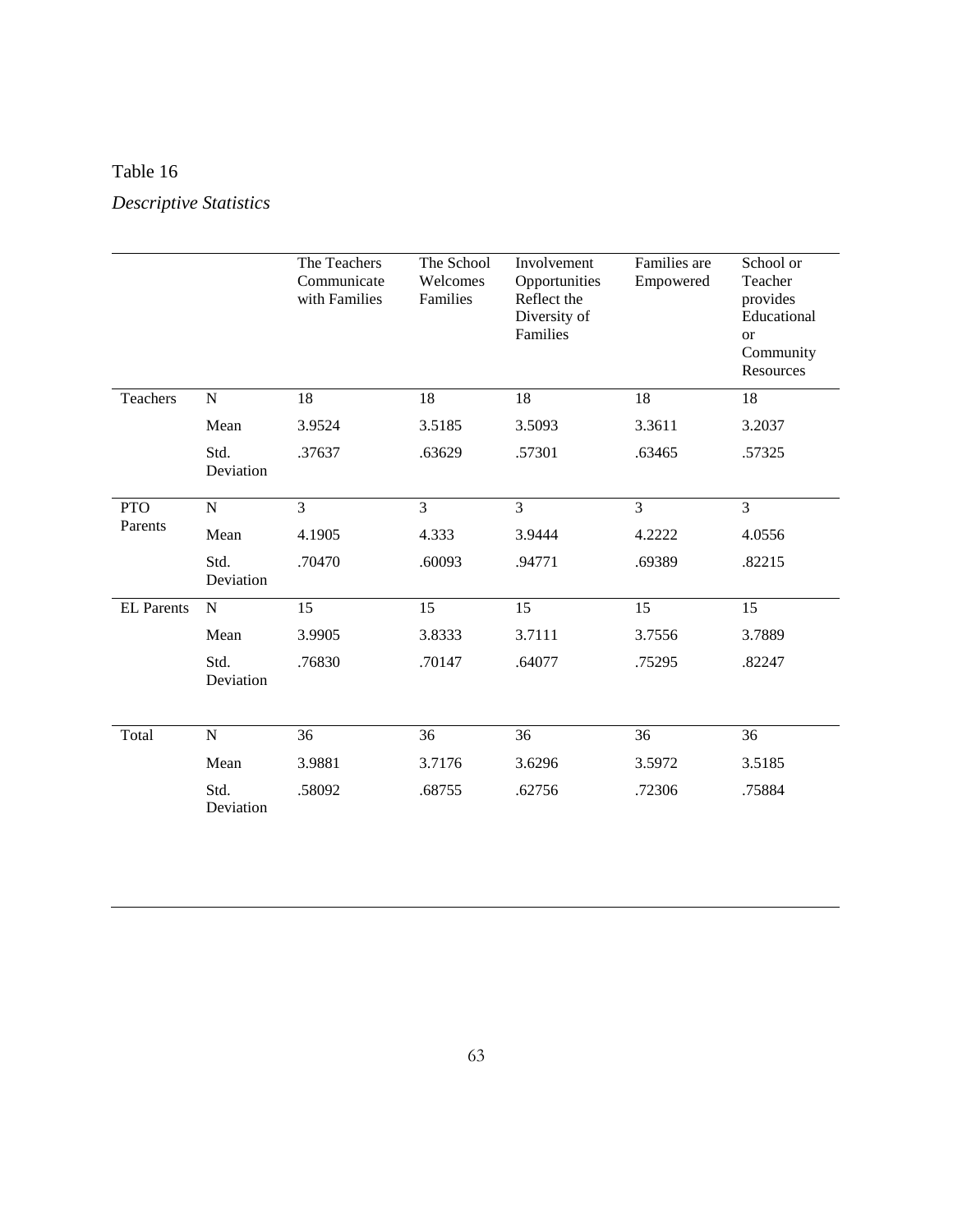Table 16

*Descriptive Statistics*

| | | The Teachers Communicate with Families | The School Welcomes Families | Involvement Opportunities Reflect the Diversity of Families | Families are Empowered | School or Teacher provides Educational or Community Resources |
|---|---|---|---|---|---|---|
| Teachers | N | 18 | 18 | 18 | 18 | 18 |
| | Mean | 3.9524 | 3.5185 | 3.5093 | 3.3611 | 3.2037 |
| | Std. Deviation | .37637 | .63629 | .57301 | .63465 | .57325 |
| PTO Parents | N | 3 | 3 | 3 | 3 | 3 |
| | Mean | 4.1905 | 4.333 | 3.9444 | 4.2222 | 4.0556 |
| | Std. Deviation | .70470 | .60093 | .94771 | .69389 | .82215 |
| EL Parents | N | 15 | 15 | 15 | 15 | 15 |
| | Mean | 3.9905 | 3.8333 | 3.7111 | 3.7556 | 3.7889 |
| | Std. Deviation | .76830 | .70147 | .64077 | .75295 | .82247 |
| Total | N | 36 | 36 | 36 | 36 | 36 |
| | Mean | 3.9881 | 3.7176 | 3.6296 | 3.5972 | 3.5185 |
| | Std. Deviation | .58092 | .68755 | .62756 | .72306 | .75884 |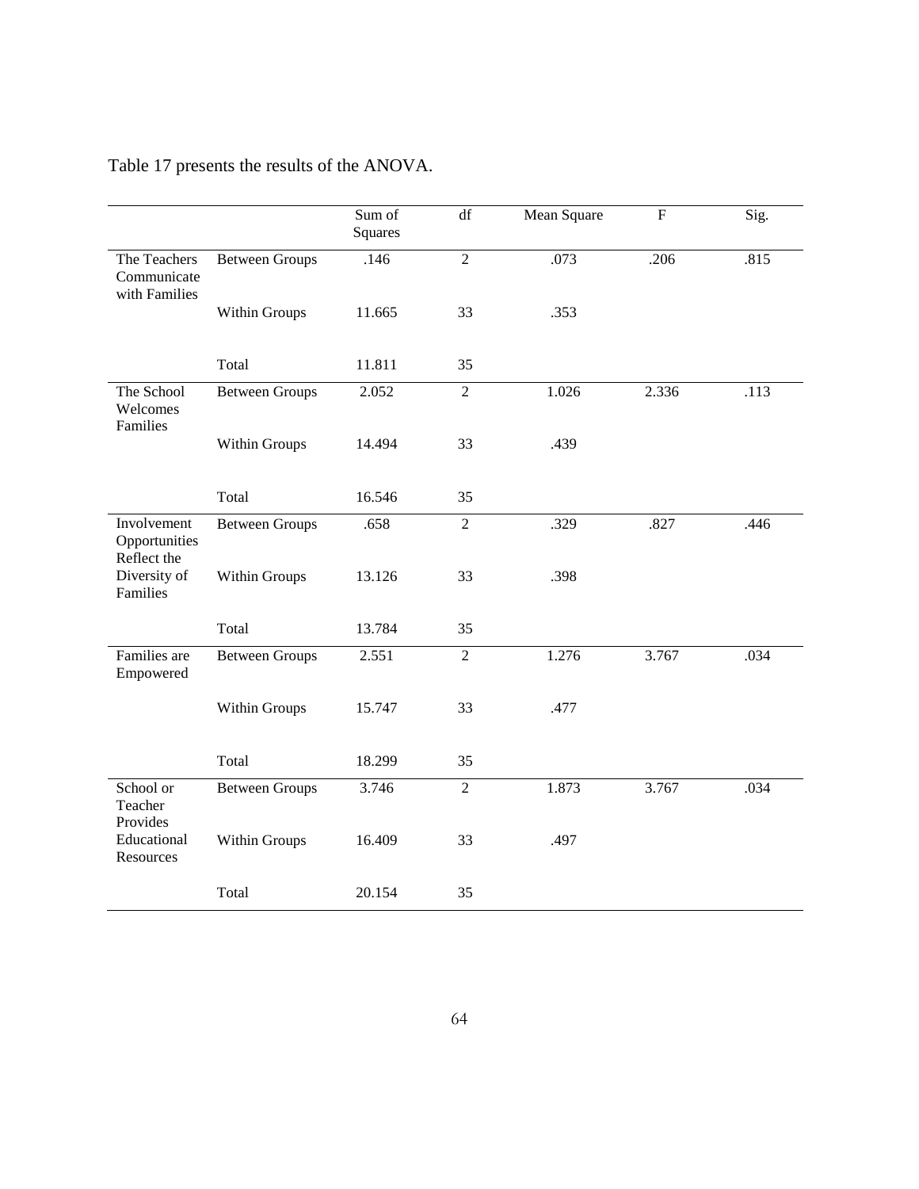Table 17 presents the results of the ANOVA.

| | | Sum of Squares | df | Mean Square | F | Sig. |
|---|---|---|---|---|---|---|
| The Teachers Communicate with Families | Between Groups | .146 | 2 | .073 | .206 | .815 |
| | Within Groups | 11.665 | 33 | .353 | | |
| | Total | 11.811 | 35 | | | |
| The School Welcomes Families | Between Groups | 2.052 | 2 | 1.026 | 2.336 | .113 |
| | Within Groups | 14.494 | 33 | .439 | | |
| | Total | 16.546 | 35 | | | |
| Involvement Opportunities Reflect the Diversity of Families | Between Groups | .658 | 2 | .329 | .827 | .446 |
| | Within Groups | 13.126 | 33 | .398 | | |
| | Total | 13.784 | 35 | | | |
| Families are Empowered | Between Groups | 2.551 | 2 | 1.276 | 3.767 | .034 |
| | Within Groups | 15.747 | 33 | .477 | | |
| | Total | 18.299 | 35 | | | |
| School or Teacher Provides Educational Resources | Between Groups | 3.746 | 2 | 1.873 | 3.767 | .034 |
| | Within Groups | 16.409 | 33 | .497 | | |
| | Total | 20.154 | 35 | | | |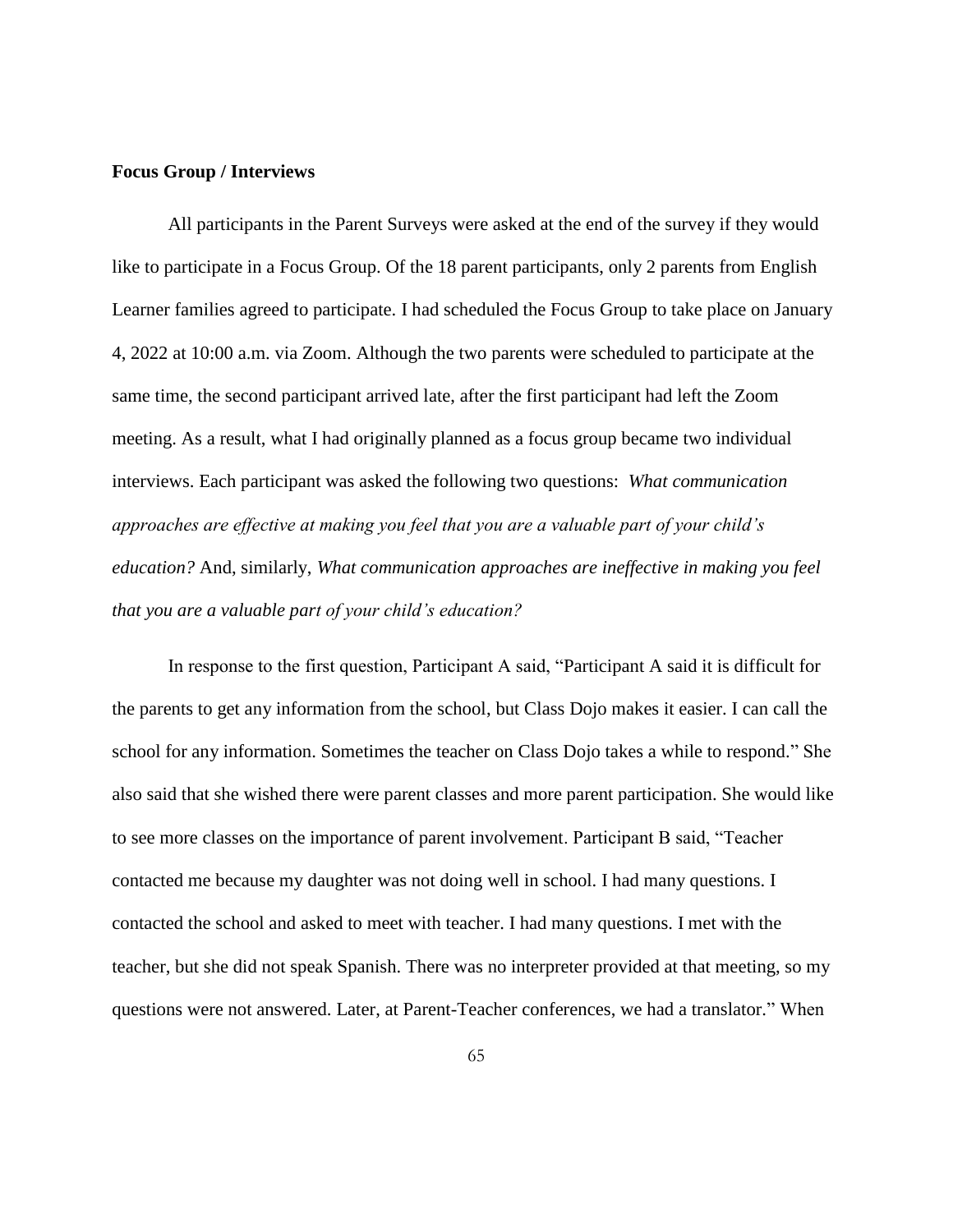**Focus Group / Interviews**

All participants in the Parent Surveys were asked at the end of the survey if they would like to participate in a Focus Group. Of the 18 parent participants, only 2 parents from English Learner families agreed to participate. I had scheduled the Focus Group to take place on January 4, 2022 at 10:00 a.m. via Zoom. Although the two parents were scheduled to participate at the same time, the second participant arrived late, after the first participant had left the Zoom meeting. As a result, what I had originally planned as a focus group became two individual interviews. Each participant was asked the following two questions: *What communication approaches are effective at making you feel that you are a valuable part of your child's education?* And, similarly, *What communication approaches are ineffective in making you feel that you are a valuable part of your child's education?*

In response to the first question, Participant A said, "Participant A said it is difficult for the parents to get any information from the school, but Class Dojo makes it easier. I can call the school for any information. Sometimes the teacher on Class Dojo takes a while to respond." She also said that she wished there were parent classes and more parent participation. She would like to see more classes on the importance of parent involvement. Participant B said, "Teacher contacted me because my daughter was not doing well in school. I had many questions. I contacted the school and asked to meet with teacher. I had many questions. I met with the teacher, but she did not speak Spanish. There was no interpreter provided at that meeting, so my questions were not answered. Later, at Parent-Teacher conferences, we had a translator." When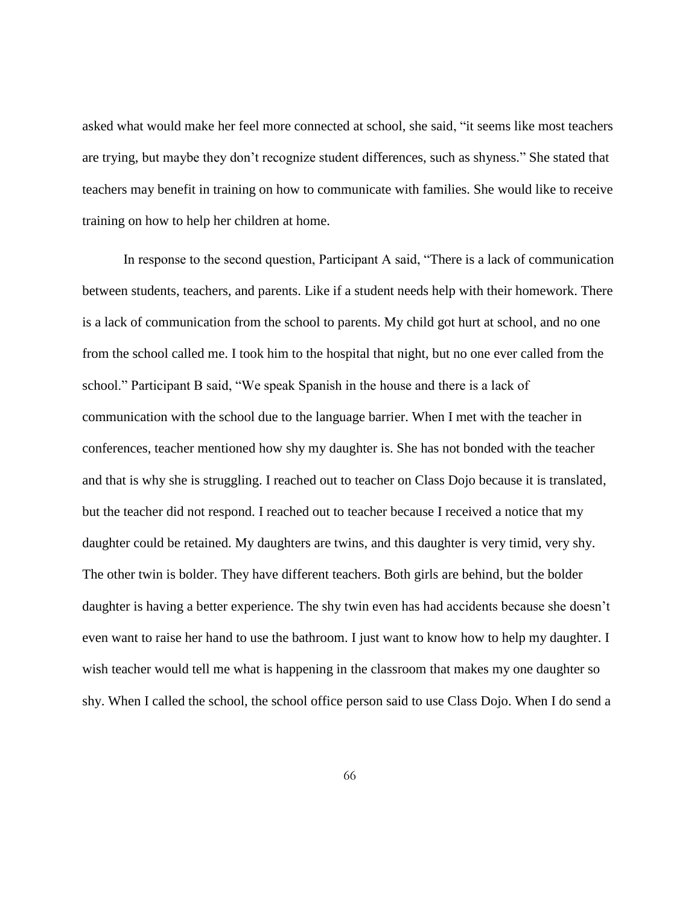asked what would make her feel more connected at school, she said, "it seems like most teachers are trying, but maybe they don't recognize student differences, such as shyness." She stated that teachers may benefit in training on how to communicate with families. She would like to receive training on how to help her children at home.

In response to the second question, Participant A said, "There is a lack of communication between students, teachers, and parents. Like if a student needs help with their homework. There is a lack of communication from the school to parents. My child got hurt at school, and no one from the school called me. I took him to the hospital that night, but no one ever called from the school." Participant B said, "We speak Spanish in the house and there is a lack of communication with the school due to the language barrier. When I met with the teacher in conferences, teacher mentioned how shy my daughter is. She has not bonded with the teacher and that is why she is struggling. I reached out to teacher on Class Dojo because it is translated, but the teacher did not respond. I reached out to teacher because I received a notice that my daughter could be retained. My daughters are twins, and this daughter is very timid, very shy. The other twin is bolder. They have different teachers. Both girls are behind, but the bolder daughter is having a better experience. The shy twin even has had accidents because she doesn't even want to raise her hand to use the bathroom. I just want to know how to help my daughter. I wish teacher would tell me what is happening in the classroom that makes my one daughter so shy. When I called the school, the school office person said to use Class Dojo. When I do send a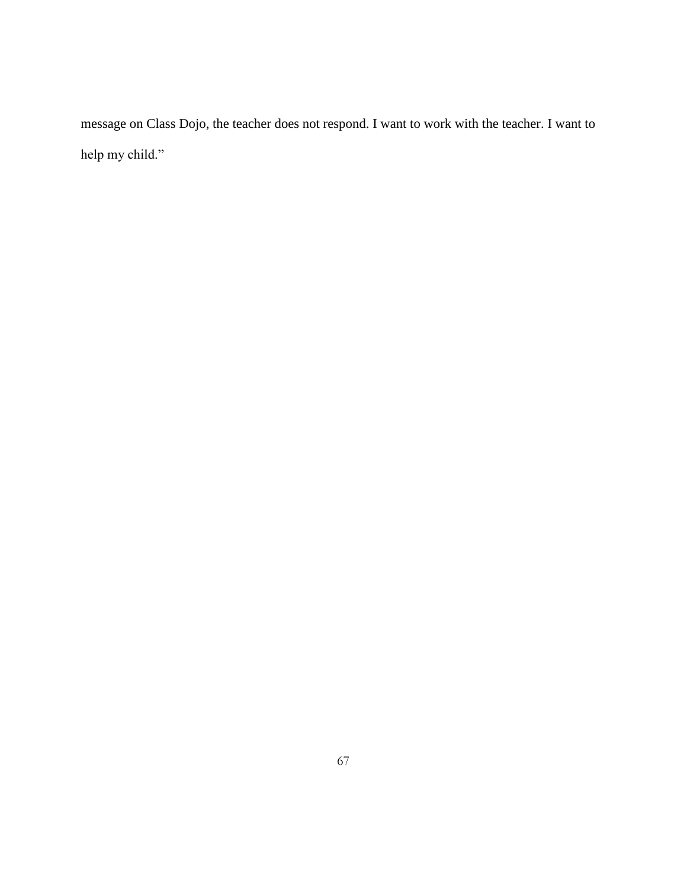message on Class Dojo, the teacher does not respond. I want to work with the teacher. I want to help my child."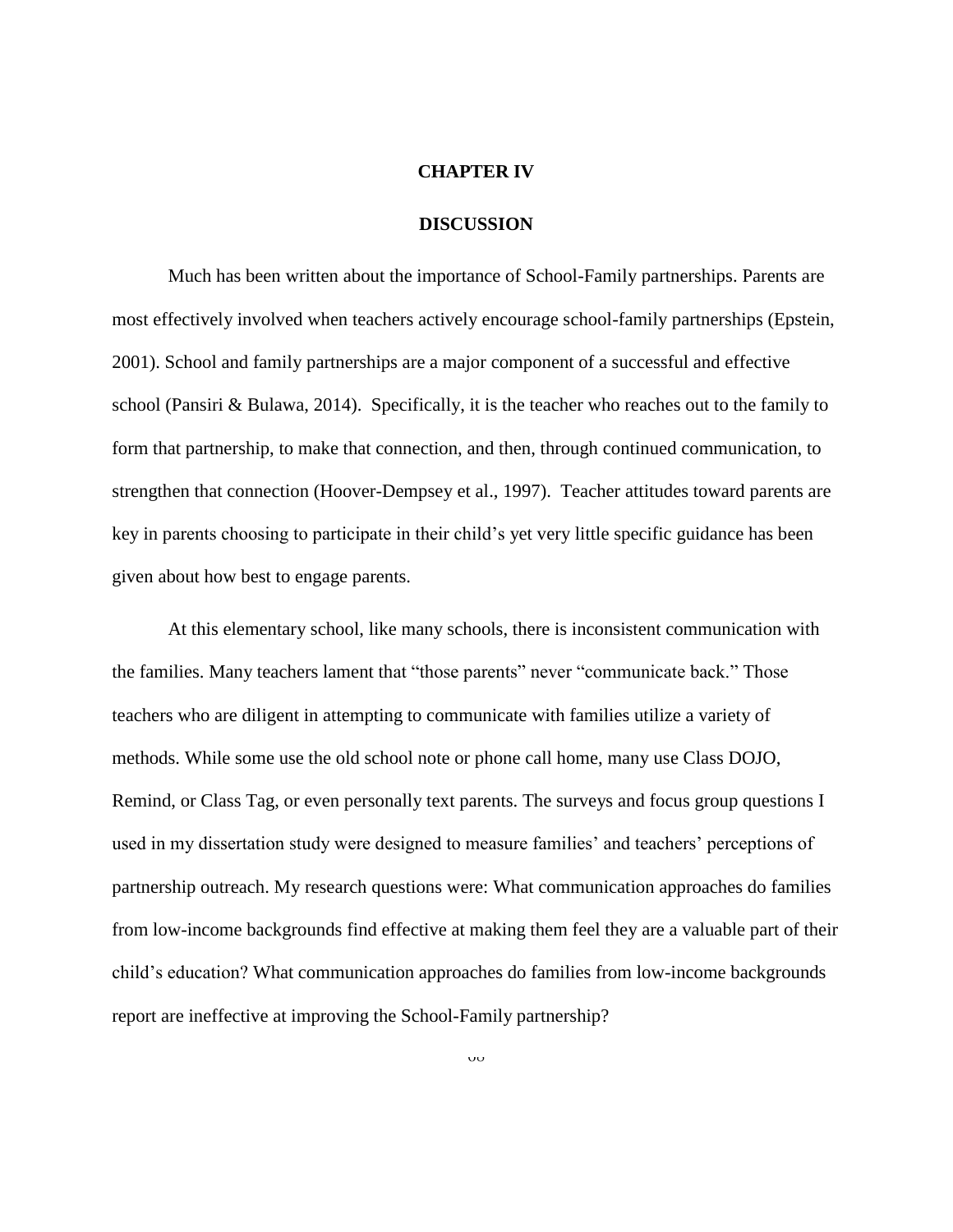# CHAPTER IV

## DISCUSSION

Much has been written about the importance of School-Family partnerships. Parents are most effectively involved when teachers actively encourage school-family partnerships (Epstein, 2001). School and family partnerships are a major component of a successful and effective school (Pansiri & Bulawa, 2014). Specifically, it is the teacher who reaches out to the family to form that partnership, to make that connection, and then, through continued communication, to strengthen that connection (Hoover-Dempsey et al., 1997). Teacher attitudes toward parents are key in parents choosing to participate in their child's yet very little specific guidance has been given about how best to engage parents.

At this elementary school, like many schools, there is inconsistent communication with the families. Many teachers lament that "those parents" never "communicate back." Those teachers who are diligent in attempting to communicate with families utilize a variety of methods. While some use the old school note or phone call home, many use Class DOJO, Remind, or Class Tag, or even personally text parents. The surveys and focus group questions I used in my dissertation study were designed to measure families' and teachers' perceptions of partnership outreach. My research questions were: What communication approaches do families from low-income backgrounds find effective at making them feel they are a valuable part of their child's education? What communication approaches do families from low-income backgrounds report are ineffective at improving the School-Family partnership?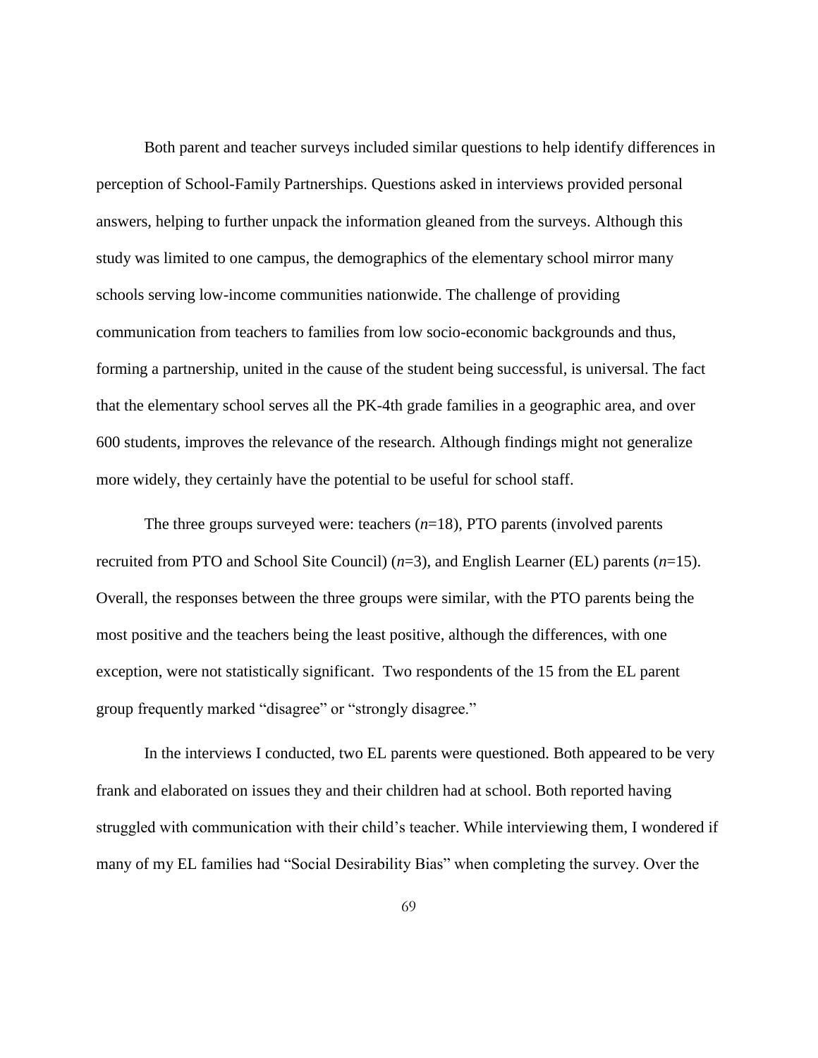Both parent and teacher surveys included similar questions to help identify differences in perception of School-Family Partnerships. Questions asked in interviews provided personal answers, helping to further unpack the information gleaned from the surveys. Although this study was limited to one campus, the demographics of the elementary school mirror many schools serving low-income communities nationwide. The challenge of providing communication from teachers to families from low socio-economic backgrounds and thus, forming a partnership, united in the cause of the student being successful, is universal. The fact that the elementary school serves all the PK-4th grade families in a geographic area, and over 600 students, improves the relevance of the research. Although findings might not generalize more widely, they certainly have the potential to be useful for school staff.

The three groups surveyed were: teachers ($n$=18), PTO parents (involved parents recruited from PTO and School Site Council) ($n$=3), and English Learner (EL) parents ($n$=15). Overall, the responses between the three groups were similar, with the PTO parents being the most positive and the teachers being the least positive, although the differences, with one exception, were not statistically significant. Two respondents of the 15 from the EL parent group frequently marked "disagree" or "strongly disagree."

In the interviews I conducted, two EL parents were questioned. Both appeared to be very frank and elaborated on issues they and their children had at school. Both reported having struggled with communication with their child's teacher. While interviewing them, I wondered if many of my EL families had "Social Desirability Bias" when completing the survey. Over the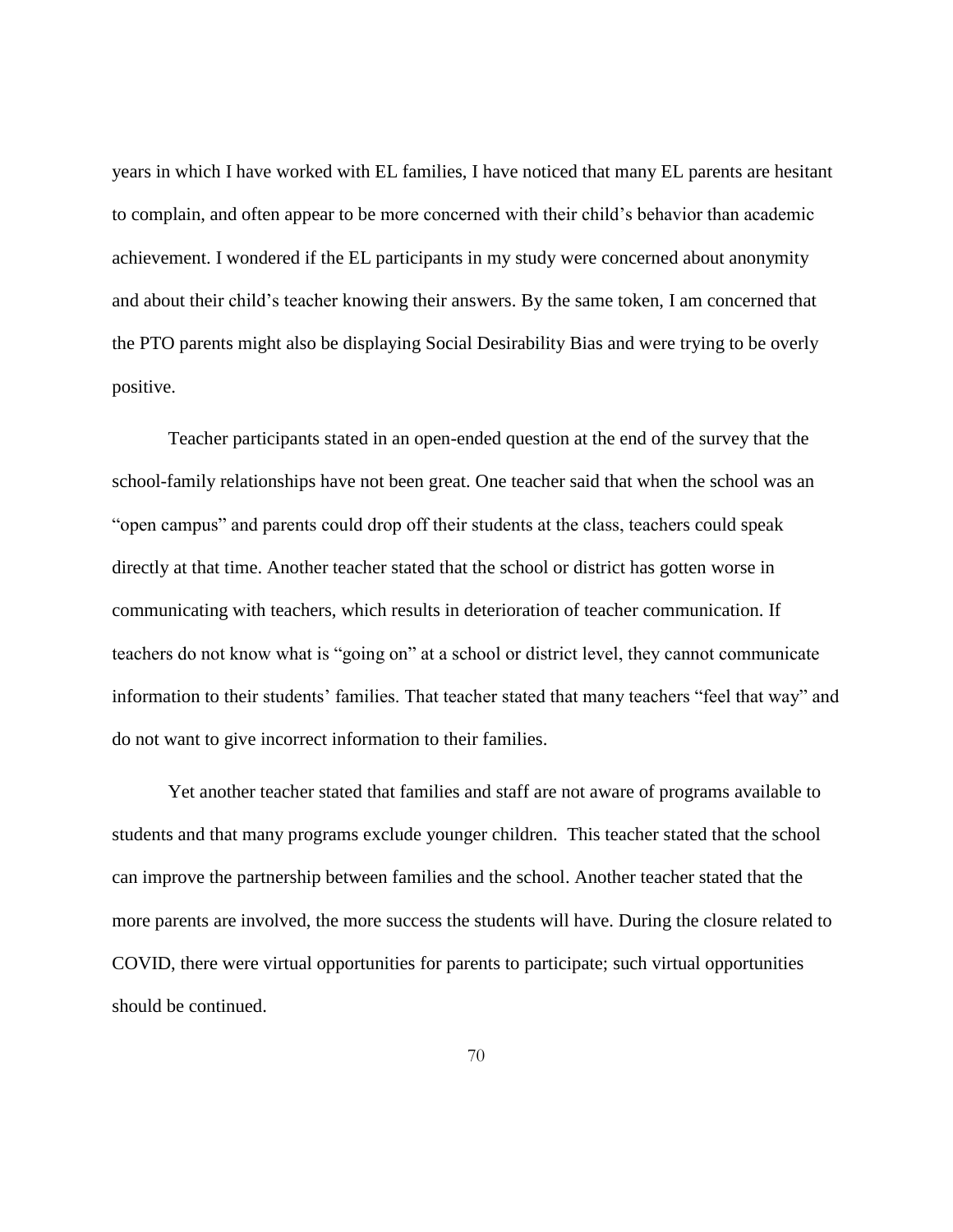years in which I have worked with EL families, I have noticed that many EL parents are hesitant to complain, and often appear to be more concerned with their child's behavior than academic achievement. I wondered if the EL participants in my study were concerned about anonymity and about their child's teacher knowing their answers. By the same token, I am concerned that the PTO parents might also be displaying Social Desirability Bias and were trying to be overly positive.

Teacher participants stated in an open-ended question at the end of the survey that the school-family relationships have not been great. One teacher said that when the school was an "open campus" and parents could drop off their students at the class, teachers could speak directly at that time. Another teacher stated that the school or district has gotten worse in communicating with teachers, which results in deterioration of teacher communication. If teachers do not know what is "going on" at a school or district level, they cannot communicate information to their students' families. That teacher stated that many teachers "feel that way" and do not want to give incorrect information to their families.

Yet another teacher stated that families and staff are not aware of programs available to students and that many programs exclude younger children. This teacher stated that the school can improve the partnership between families and the school. Another teacher stated that the more parents are involved, the more success the students will have. During the closure related to COVID, there were virtual opportunities for parents to participate; such virtual opportunities should be continued.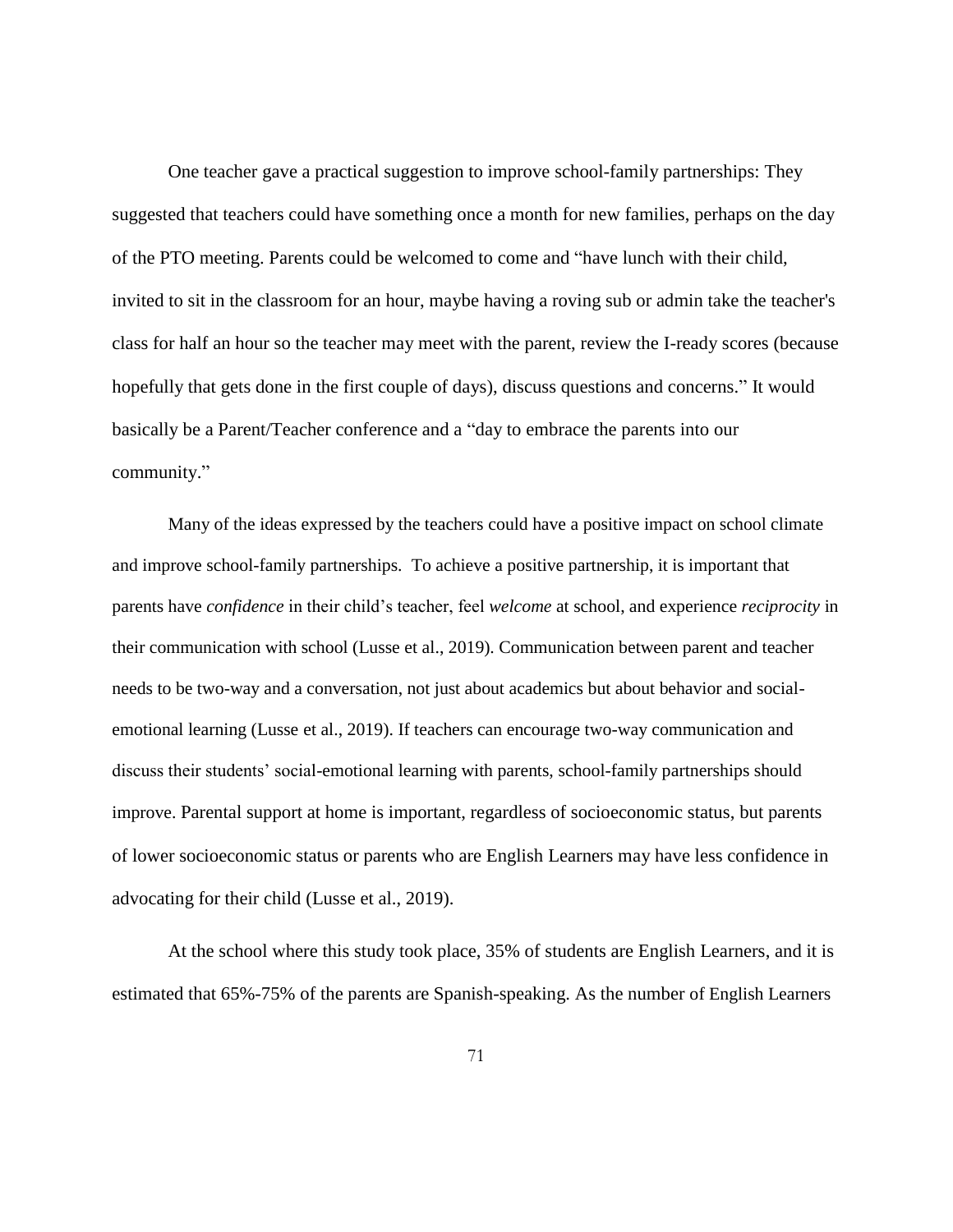One teacher gave a practical suggestion to improve school-family partnerships: They suggested that teachers could have something once a month for new families, perhaps on the day of the PTO meeting. Parents could be welcomed to come and "have lunch with their child, invited to sit in the classroom for an hour, maybe having a roving sub or admin take the teacher's class for half an hour so the teacher may meet with the parent, review the I-ready scores (because hopefully that gets done in the first couple of days), discuss questions and concerns." It would basically be a Parent/Teacher conference and a "day to embrace the parents into our community."

Many of the ideas expressed by the teachers could have a positive impact on school climate and improve school-family partnerships. To achieve a positive partnership, it is important that parents have *confidence* in their child's teacher, feel *welcome* at school, and experience *reciprocity* in their communication with school (Lusse et al., 2019). Communication between parent and teacher needs to be two-way and a conversation, not just about academics but about behavior and social-emotional learning (Lusse et al., 2019). If teachers can encourage two-way communication and discuss their students' social-emotional learning with parents, school-family partnerships should improve. Parental support at home is important, regardless of socioeconomic status, but parents of lower socioeconomic status or parents who are English Learners may have less confidence in advocating for their child (Lusse et al., 2019).

At the school where this study took place, 35% of students are English Learners, and it is estimated that 65%-75% of the parents are Spanish-speaking. As the number of English Learners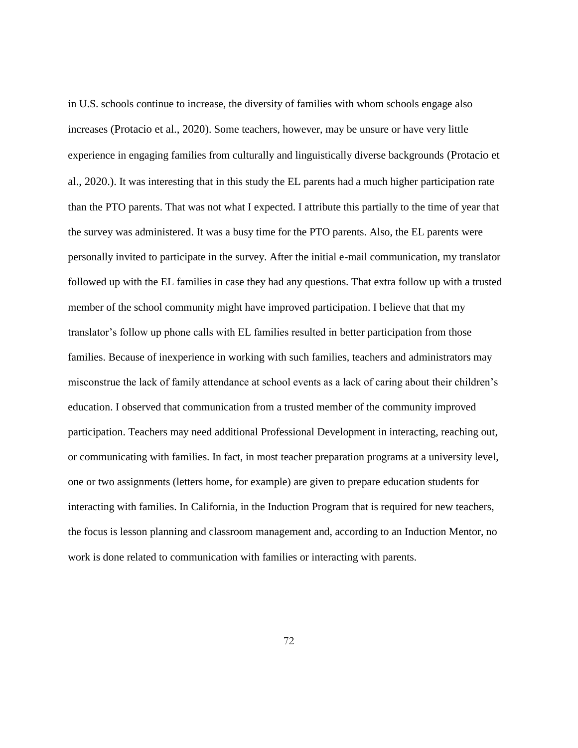in U.S. schools continue to increase, the diversity of families with whom schools engage also increases (Protacio et al., 2020). Some teachers, however, may be unsure or have very little experience in engaging families from culturally and linguistically diverse backgrounds (Protacio et al., 2020.). It was interesting that in this study the EL parents had a much higher participation rate than the PTO parents. That was not what I expected. I attribute this partially to the time of year that the survey was administered. It was a busy time for the PTO parents. Also, the EL parents were personally invited to participate in the survey. After the initial e-mail communication, my translator followed up with the EL families in case they had any questions. That extra follow up with a trusted member of the school community might have improved participation. I believe that that my translator's follow up phone calls with EL families resulted in better participation from those families. Because of inexperience in working with such families, teachers and administrators may misconstrue the lack of family attendance at school events as a lack of caring about their children's education. I observed that communication from a trusted member of the community improved participation. Teachers may need additional Professional Development in interacting, reaching out, or communicating with families. In fact, in most teacher preparation programs at a university level, one or two assignments (letters home, for example) are given to prepare education students for interacting with families. In California, in the Induction Program that is required for new teachers, the focus is lesson planning and classroom management and, according to an Induction Mentor, no work is done related to communication with families or interacting with parents.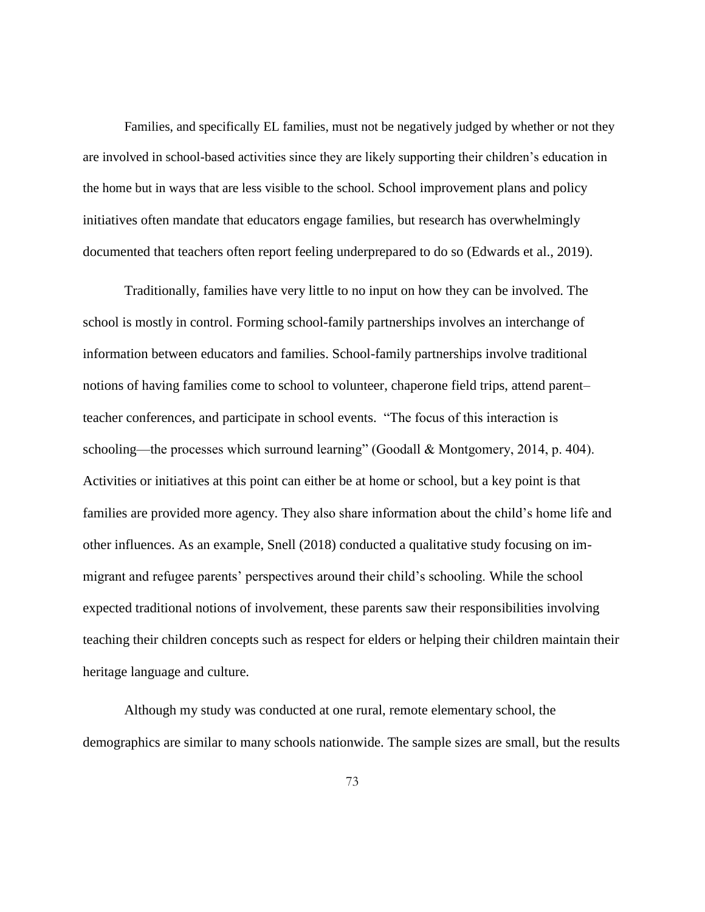Families, and specifically EL families, must not be negatively judged by whether or not they are involved in school-based activities since they are likely supporting their children's education in the home but in ways that are less visible to the school. School improvement plans and policy initiatives often mandate that educators engage families, but research has overwhelmingly documented that teachers often report feeling underprepared to do so (Edwards et al., 2019).

Traditionally, families have very little to no input on how they can be involved. The school is mostly in control. Forming school-family partnerships involves an interchange of information between educators and families. School-family partnerships involve traditional notions of having families come to school to volunteer, chaperone field trips, attend parent–teacher conferences, and participate in school events. "The focus of this interaction is schooling—the processes which surround learning" (Goodall & Montgomery, 2014, p. 404). Activities or initiatives at this point can either be at home or school, but a key point is that families are provided more agency. They also share information about the child's home life and other influences. As an example, Snell (2018) conducted a qualitative study focusing on immigrant and refugee parents' perspectives around their child's schooling. While the school expected traditional notions of involvement, these parents saw their responsibilities involving teaching their children concepts such as respect for elders or helping their children maintain their heritage language and culture.

Although my study was conducted at one rural, remote elementary school, the demographics are similar to many schools nationwide. The sample sizes are small, but the results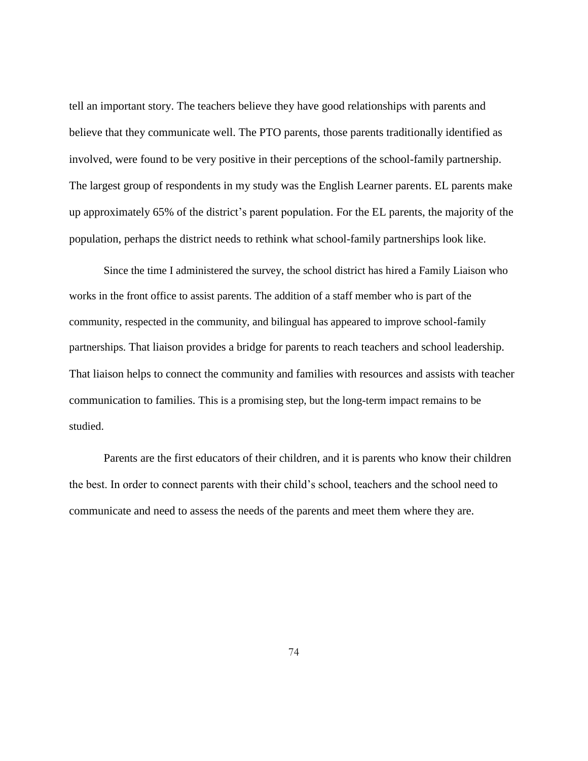tell an important story. The teachers believe they have good relationships with parents and believe that they communicate well. The PTO parents, those parents traditionally identified as involved, were found to be very positive in their perceptions of the school-family partnership. The largest group of respondents in my study was the English Learner parents. EL parents make up approximately 65% of the district's parent population. For the EL parents, the majority of the population, perhaps the district needs to rethink what school-family partnerships look like.

Since the time I administered the survey, the school district has hired a Family Liaison who works in the front office to assist parents. The addition of a staff member who is part of the community, respected in the community, and bilingual has appeared to improve school-family partnerships. That liaison provides a bridge for parents to reach teachers and school leadership. That liaison helps to connect the community and families with resources and assists with teacher communication to families. This is a promising step, but the long-term impact remains to be studied.

Parents are the first educators of their children, and it is parents who know their children the best. In order to connect parents with their child's school, teachers and the school need to communicate and need to assess the needs of the parents and meet them where they are.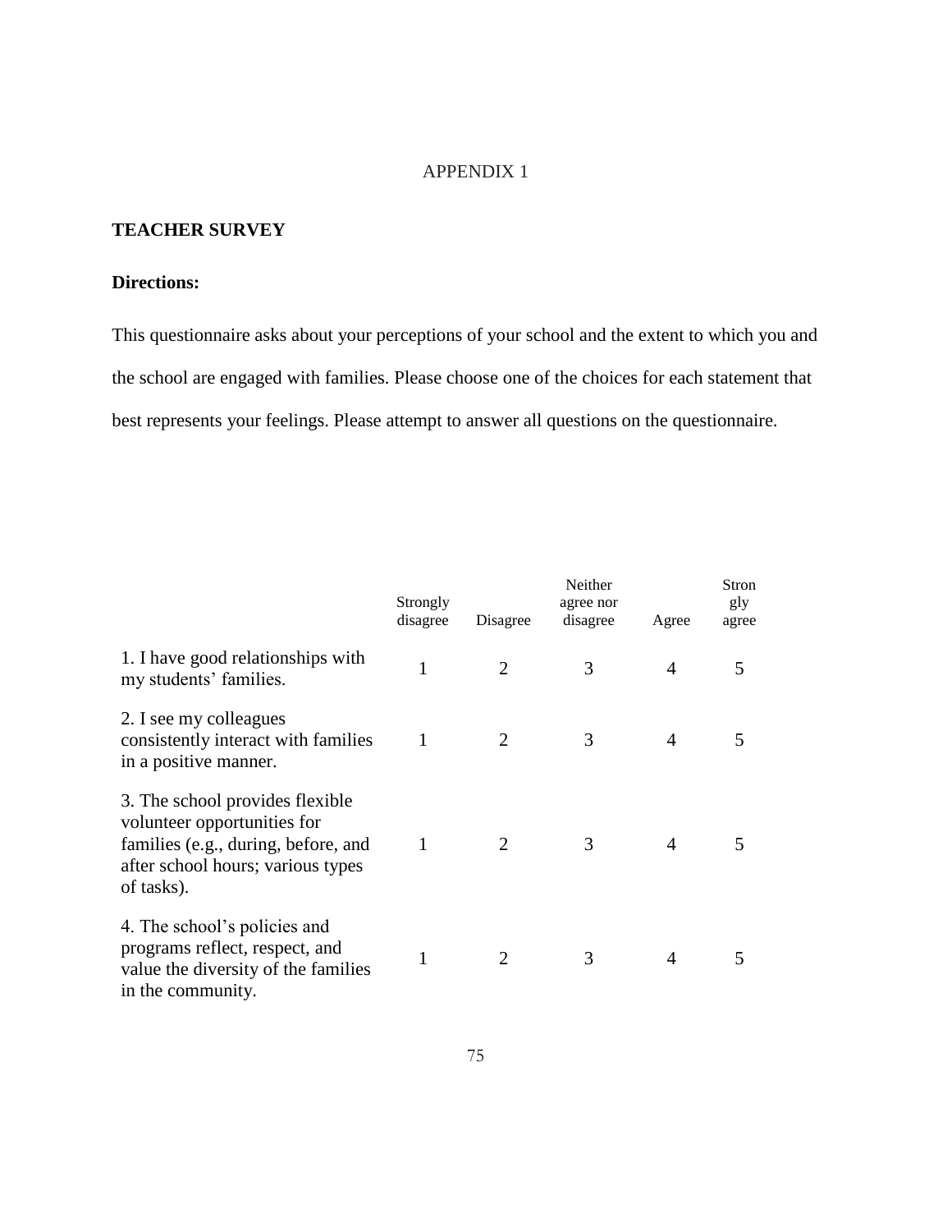APPENDIX 1

**TEACHER SURVEY**

**Directions:**

This questionnaire asks about your perceptions of your school and the extent to which you and the school are engaged with families. Please choose one of the choices for each statement that best represents your feelings. Please attempt to answer all questions on the questionnaire.

| | Strongly disagree | Disagree | Neither agree nor disagree | Agree | Strongly agree |
|---|---|---|---|---|---|
| 1. I have good relationships with my students' families. | 1 | 2 | 3 | 4 | 5 |
| 2. I see my colleagues consistently interact with families in a positive manner. | 1 | 2 | 3 | 4 | 5 |
| 3. The school provides flexible volunteer opportunities for families (e.g., during, before, and after school hours; various types of tasks). | 1 | 2 | 3 | 4 | 5 |
| 4. The school's policies and programs reflect, respect, and value the diversity of the families in the community. | 1 | 2 | 3 | 4 | 5 |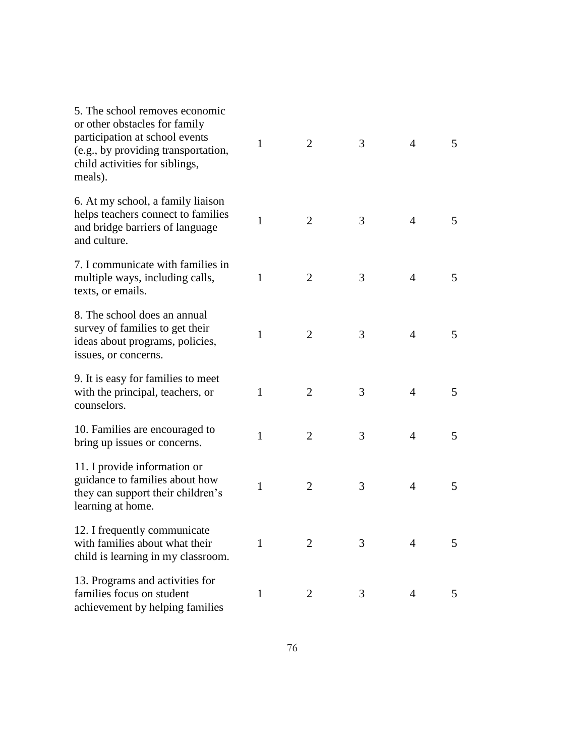| | | | | | |
|---|---|---|---|---|---|
| 5. The school removes economic or other obstacles for family participation at school events (e.g., by providing transportation, child activities for siblings, meals). | 1 | 2 | 3 | 4 | 5 |
| 6. At my school, a family liaison helps teachers connect to families and bridge barriers of language and culture. | 1 | 2 | 3 | 4 | 5 |
| 7. I communicate with families in multiple ways, including calls, texts, or emails. | 1 | 2 | 3 | 4 | 5 |
| 8. The school does an annual survey of families to get their ideas about programs, policies, issues, or concerns. | 1 | 2 | 3 | 4 | 5 |
| 9. It is easy for families to meet with the principal, teachers, or counselors. | 1 | 2 | 3 | 4 | 5 |
| 10. Families are encouraged to bring up issues or concerns. | 1 | 2 | 3 | 4 | 5 |
| 11. I provide information or guidance to families about how they can support their children's learning at home. | 1 | 2 | 3 | 4 | 5 |
| 12. I frequently communicate with families about what their child is learning in my classroom. | 1 | 2 | 3 | 4 | 5 |
| 13. Programs and activities for families focus on student achievement by helping families | 1 | 2 | 3 | 4 | 5 |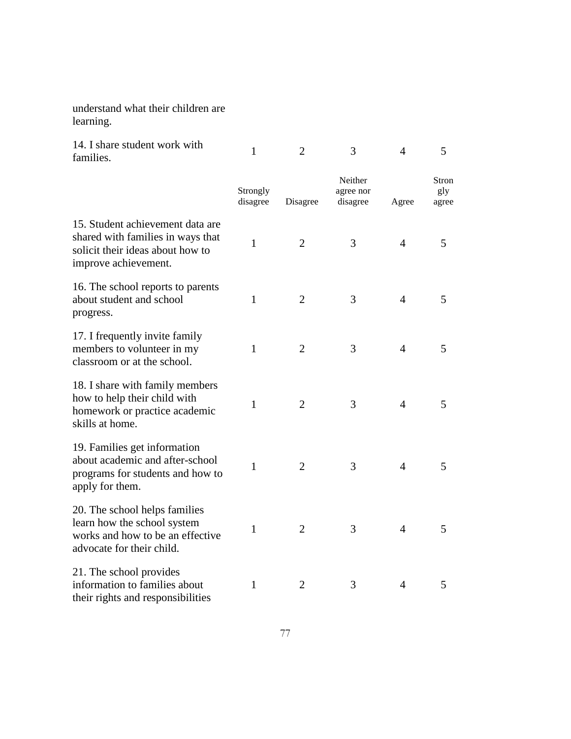| | | | | | |
|---|---|---|---|---|---|
| understand what their children are learning. | | | | | |
| 14. I share student work with families. | 1 | 2 | 3 | 4 | 5 |
| | Strongly disagree | Disagree | Neither agree nor disagree | Agree | Strongly agree |
| 15. Student achievement data are shared with families in ways that solicit their ideas about how to improve achievement. | 1 | 2 | 3 | 4 | 5 |
| 16. The school reports to parents about student and school progress. | 1 | 2 | 3 | 4 | 5 |
| 17. I frequently invite family members to volunteer in my classroom or at the school. | 1 | 2 | 3 | 4 | 5 |
| 18. I share with family members how to help their child with homework or practice academic skills at home. | 1 | 2 | 3 | 4 | 5 |
| 19. Families get information about academic and after-school programs for students and how to apply for them. | 1 | 2 | 3 | 4 | 5 |
| 20. The school helps families learn how the school system works and how to be an effective advocate for their child. | 1 | 2 | 3 | 4 | 5 |
| 21. The school provides information to families about their rights and responsibilities | 1 | 2 | 3 | 4 | 5 |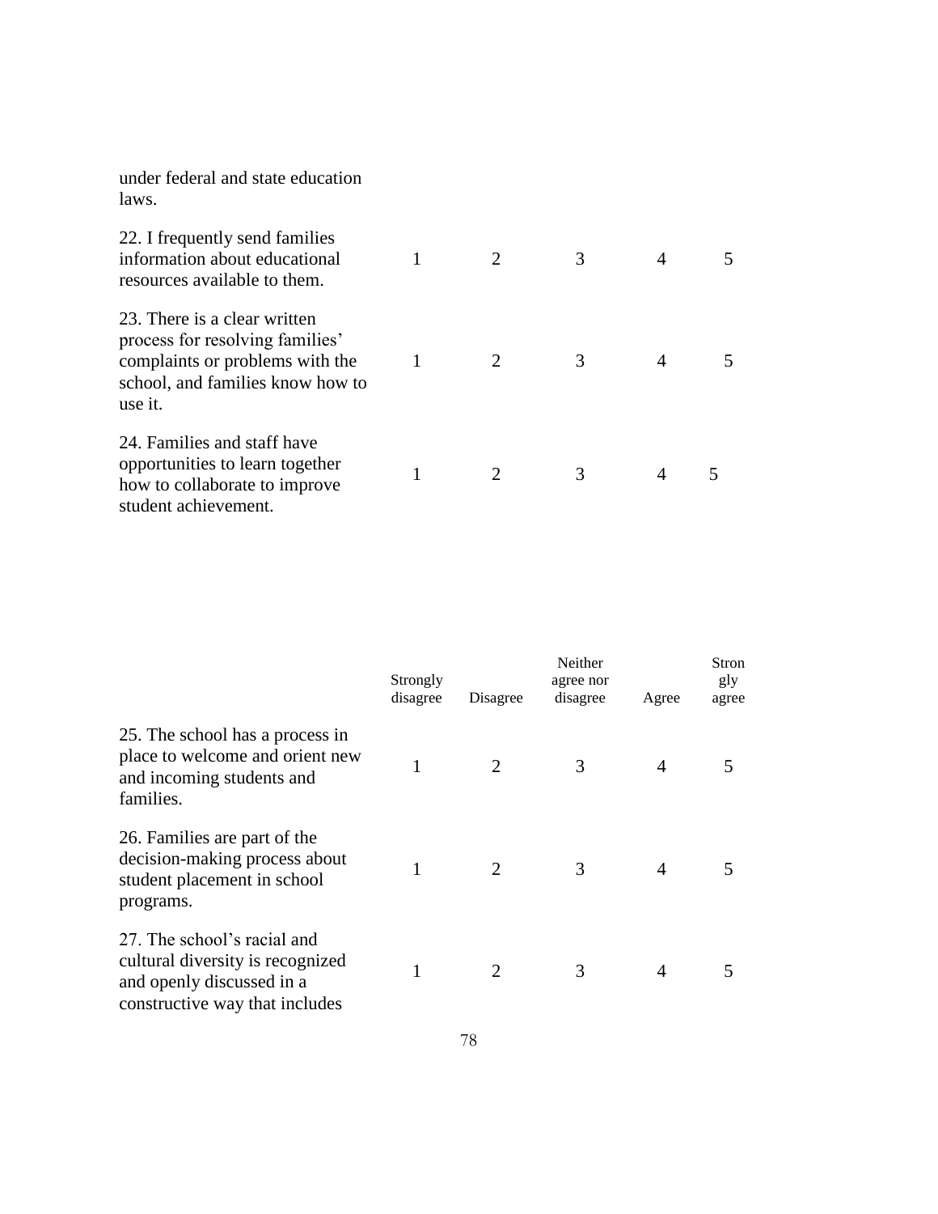| | | | | | |
|---|---|---|---|---|---|
| under federal and state education laws. | | | | | |
| 22. I frequently send families information about educational resources available to them. | 1 | 2 | 3 | 4 | 5 |
| 23. There is a clear written process for resolving families' complaints or problems with the school, and families know how to use it. | 1 | 2 | 3 | 4 | 5 |
| 24. Families and staff have opportunities to learn together how to collaborate to improve student achievement. | 1 | 2 | 3 | 4 | 5 |

| | Strongly disagree | Disagree | Neither agree nor disagree | Agree | Strongly agree |
|---|---|---|---|---|---|
| 25. The school has a process in place to welcome and orient new and incoming students and families. | 1 | 2 | 3 | 4 | 5 |
| 26. Families are part of the decision-making process about student placement in school programs. | 1 | 2 | 3 | 4 | 5 |
| 27. The school's racial and cultural diversity is recognized and openly discussed in a constructive way that includes | 1 | 2 | 3 | 4 | 5 |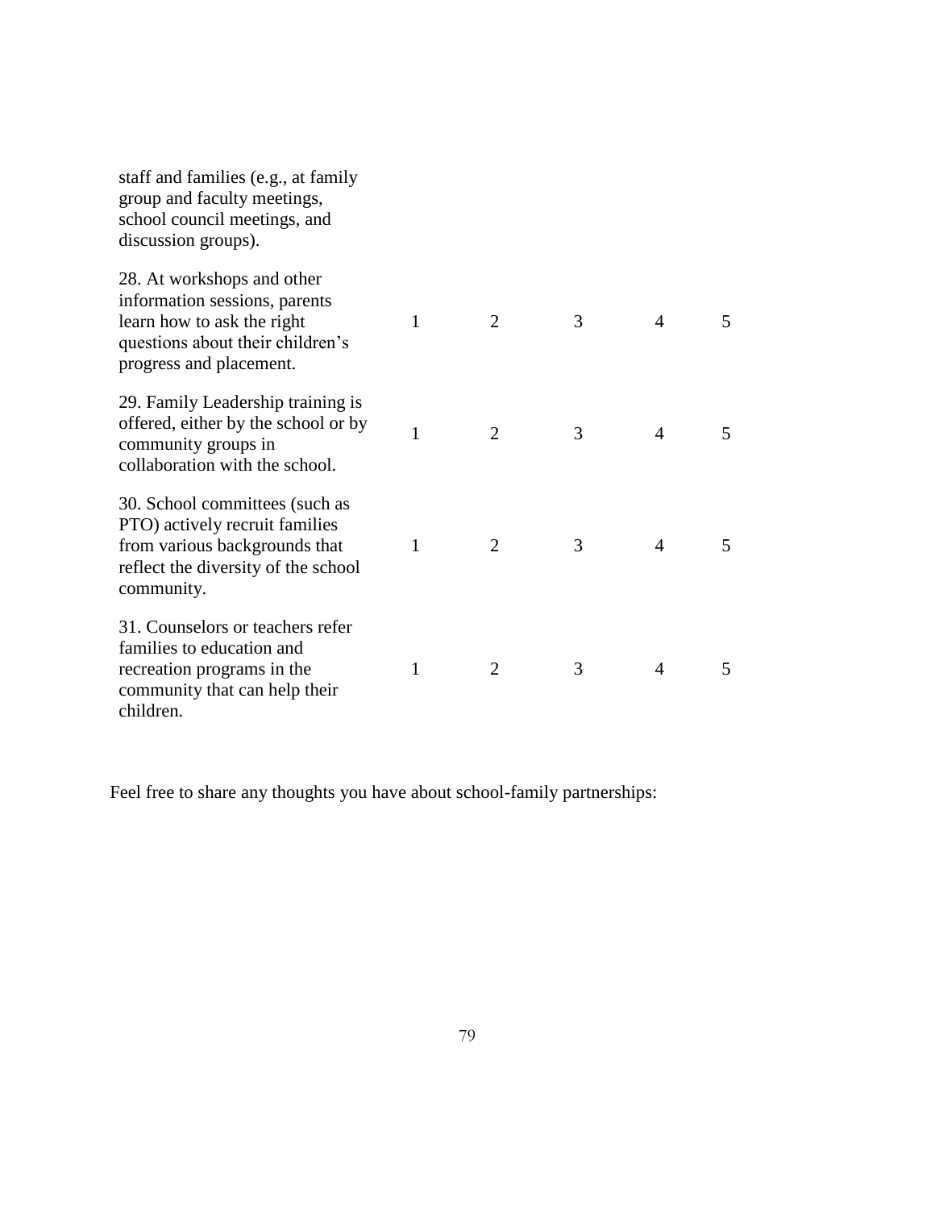| | | | | | |
|---|---|---|---|---|---|
| staff and families (e.g., at family group and faculty meetings, school council meetings, and discussion groups). | | | | | |
| 28. At workshops and other information sessions, parents learn how to ask the right questions about their children's progress and placement. | 1 | 2 | 3 | 4 | 5 |
| 29. Family Leadership training is offered, either by the school or by community groups in collaboration with the school. | 1 | 2 | 3 | 4 | 5 |
| 30. School committees (such as PTO) actively recruit families from various backgrounds that reflect the diversity of the school community. | 1 | 2 | 3 | 4 | 5 |
| 31. Counselors or teachers refer families to education and recreation programs in the community that can help their children. | 1 | 2 | 3 | 4 | 5 |

Feel free to share any thoughts you have about school-family partnerships: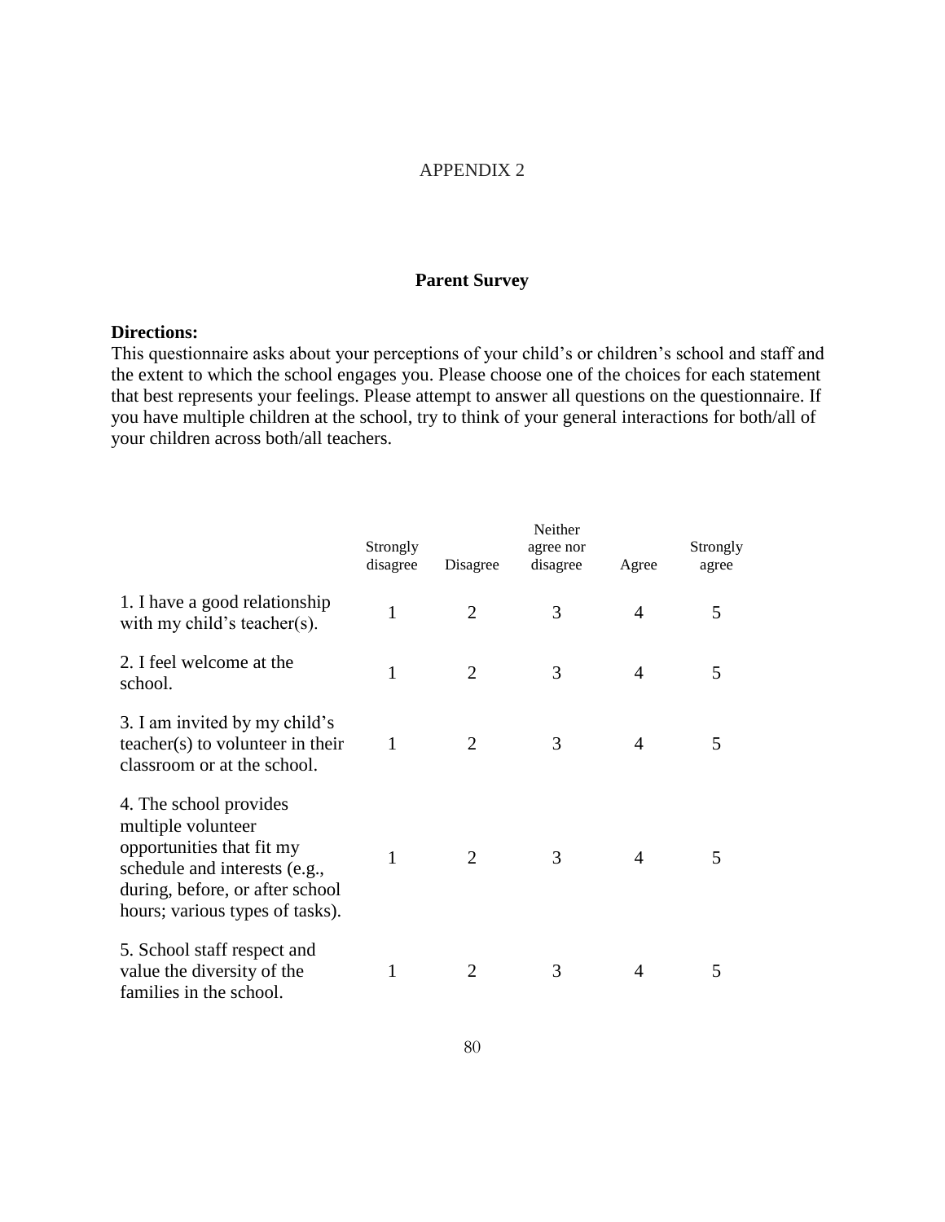APPENDIX 2

## Parent Survey

**Directions:**
This questionnaire asks about your perceptions of your child's or children's school and staff and the extent to which the school engages you. Please choose one of the choices for each statement that best represents your feelings. Please attempt to answer all questions on the questionnaire. If you have multiple children at the school, try to think of your general interactions for both/all of your children across both/all teachers.

| | Strongly disagree | Disagree | Neither agree nor disagree | Agree | Strongly agree |
|---|---|---|---|---|---|
| 1. I have a good relationship with my child's teacher(s). | 1 | 2 | 3 | 4 | 5 |
| 2. I feel welcome at the school. | 1 | 2 | 3 | 4 | 5 |
| 3. I am invited by my child's teacher(s) to volunteer in their classroom or at the school. | 1 | 2 | 3 | 4 | 5 |
| 4. The school provides multiple volunteer opportunities that fit my schedule and interests (e.g., during, before, or after school hours; various types of tasks). | 1 | 2 | 3 | 4 | 5 |
| 5. School staff respect and value the diversity of the families in the school. | 1 | 2 | 3 | 4 | 5 |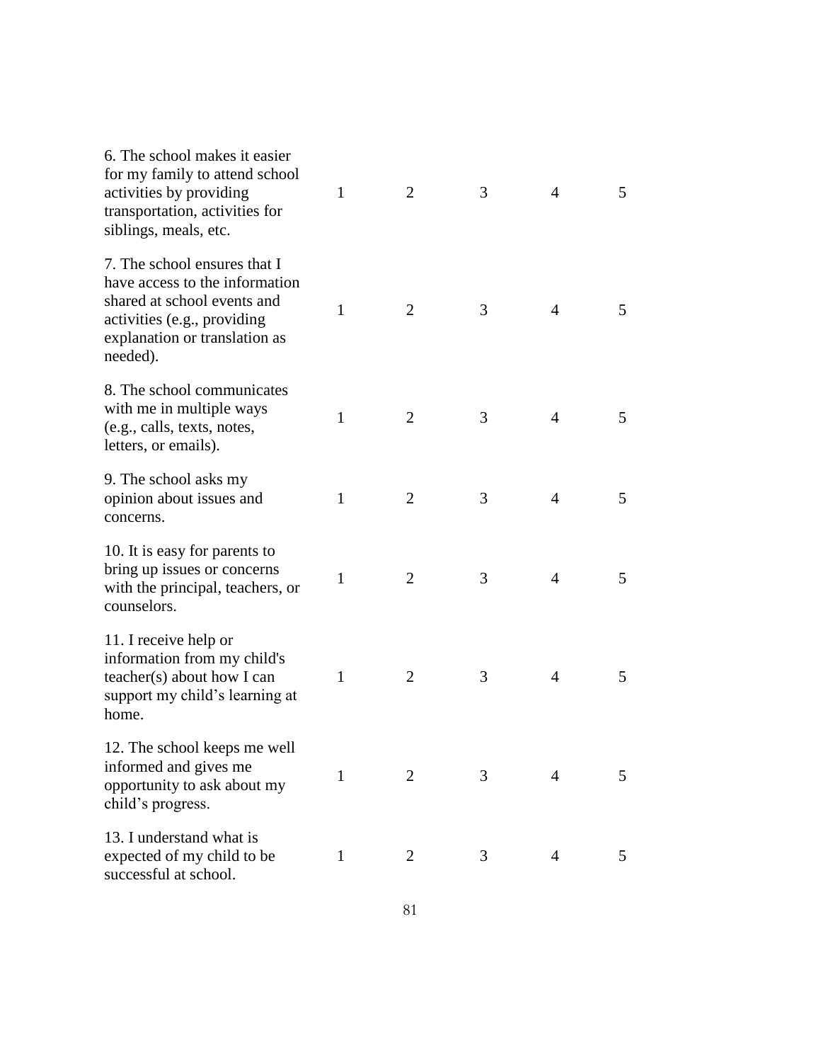| | | | | | |
|---|---|---|---|---|---|
| 6. The school makes it easier for my family to attend school activities by providing transportation, activities for siblings, meals, etc. | 1 | 2 | 3 | 4 | 5 |
| 7. The school ensures that I have access to the information shared at school events and activities (e.g., providing explanation or translation as needed). | 1 | 2 | 3 | 4 | 5 |
| 8. The school communicates with me in multiple ways (e.g., calls, texts, notes, letters, or emails). | 1 | 2 | 3 | 4 | 5 |
| 9. The school asks my opinion about issues and concerns. | 1 | 2 | 3 | 4 | 5 |
| 10. It is easy for parents to bring up issues or concerns with the principal, teachers, or counselors. | 1 | 2 | 3 | 4 | 5 |
| 11. I receive help or information from my child's teacher(s) about how I can support my child's learning at home. | 1 | 2 | 3 | 4 | 5 |
| 12. The school keeps me well informed and gives me opportunity to ask about my child's progress. | 1 | 2 | 3 | 4 | 5 |
| 13. I understand what is expected of my child to be successful at school. | 1 | 2 | 3 | 4 | 5 |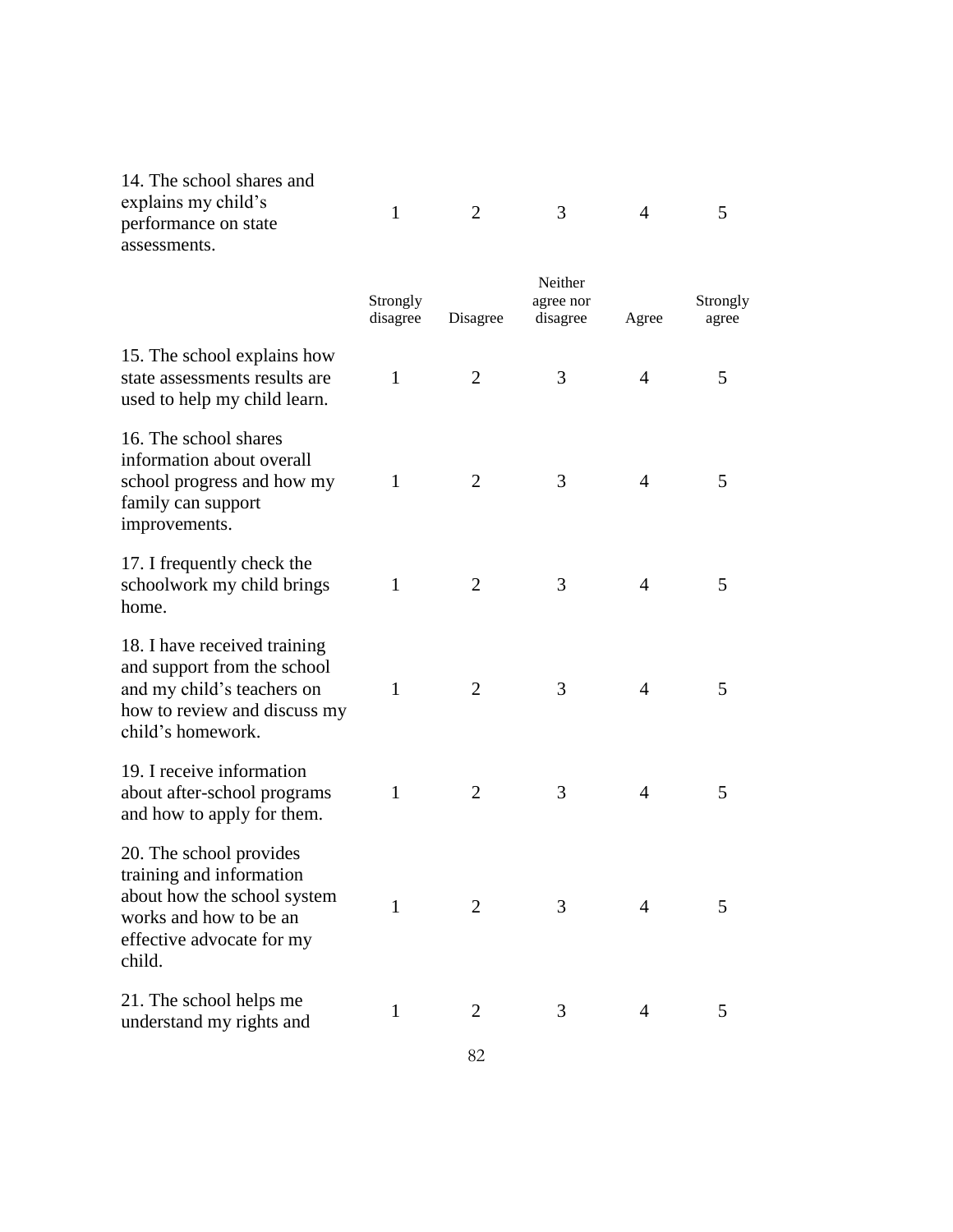| | | | | | |
|---|---|---|---|---|---|
| 14. The school shares and explains my child's performance on state assessments. | 1 | 2 | 3 | 4 | 5 |

| | Strongly disagree | Disagree | Neither agree nor disagree | Agree | Strongly agree |
|---|---|---|---|---|---|
| 15. The school explains how state assessments results are used to help my child learn. | 1 | 2 | 3 | 4 | 5 |
| 16. The school shares information about overall school progress and how my family can support improvements. | 1 | 2 | 3 | 4 | 5 |
| 17. I frequently check the schoolwork my child brings home. | 1 | 2 | 3 | 4 | 5 |
| 18. I have received training and support from the school and my child's teachers on how to review and discuss my child's homework. | 1 | 2 | 3 | 4 | 5 |
| 19. I receive information about after-school programs and how to apply for them. | 1 | 2 | 3 | 4 | 5 |
| 20. The school provides training and information about how the school system works and how to be an effective advocate for my child. | 1 | 2 | 3 | 4 | 5 |
| 21. The school helps me understand my rights and | 1 | 2 | 3 | 4 | 5 |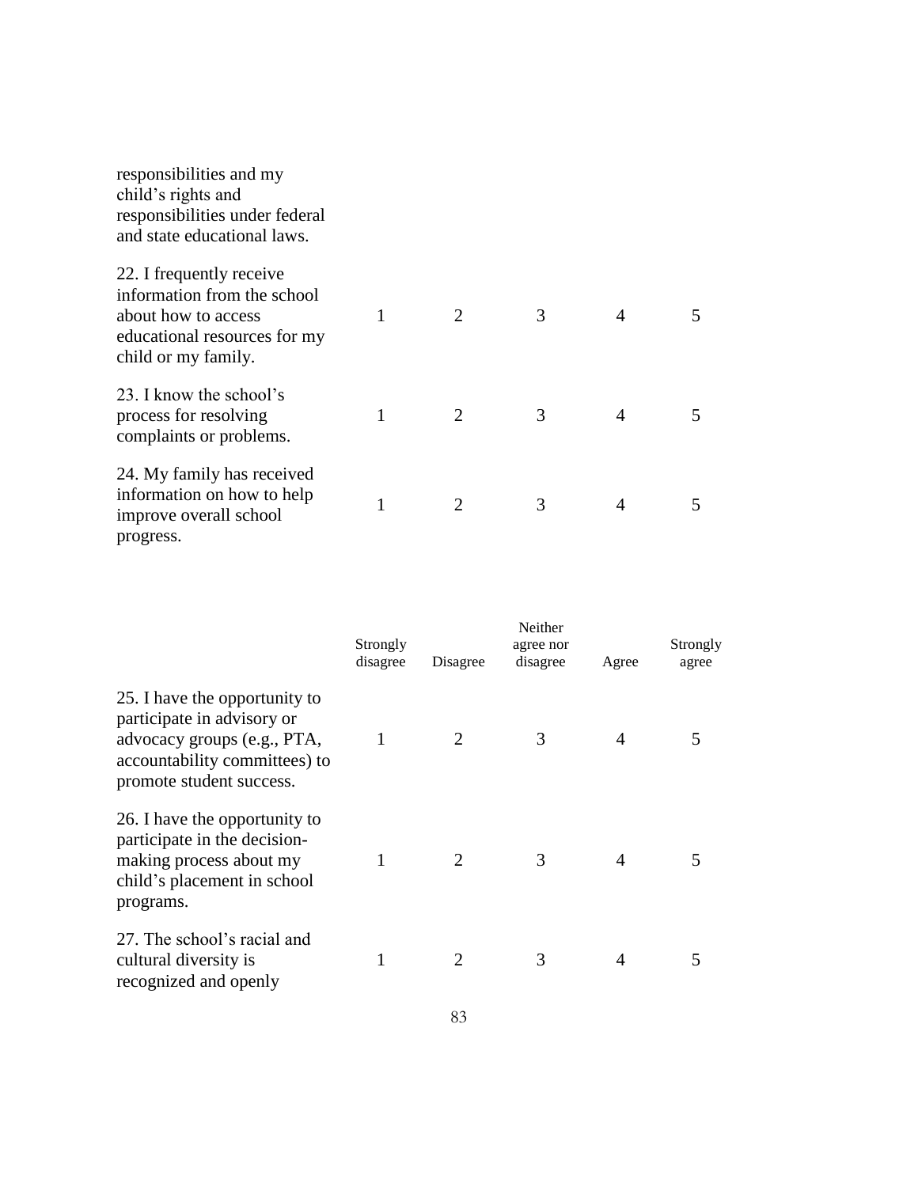| | | | | | |
|---|---|---|---|---|---|
| responsibilities and my child's rights and responsibilities under federal and state educational laws. | | | | | |
| 22. I frequently receive information from the school about how to access educational resources for my child or my family. | 1 | 2 | 3 | 4 | 5 |
| 23. I know the school's process for resolving complaints or problems. | 1 | 2 | 3 | 4 | 5 |
| 24. My family has received information on how to help improve overall school progress. | 1 | 2 | 3 | 4 | 5 |

| | Strongly disagree | Disagree | Neither agree nor disagree | Agree | Strongly agree |
|---|---|---|---|---|---|
| 25. I have the opportunity to participate in advisory or advocacy groups (e.g., PTA, accountability committees) to promote student success. | 1 | 2 | 3 | 4 | 5 |
| 26. I have the opportunity to participate in the decision-making process about my child's placement in school programs. | 1 | 2 | 3 | 4 | 5 |
| 27. The school's racial and cultural diversity is recognized and openly | 1 | 2 | 3 | 4 | 5 |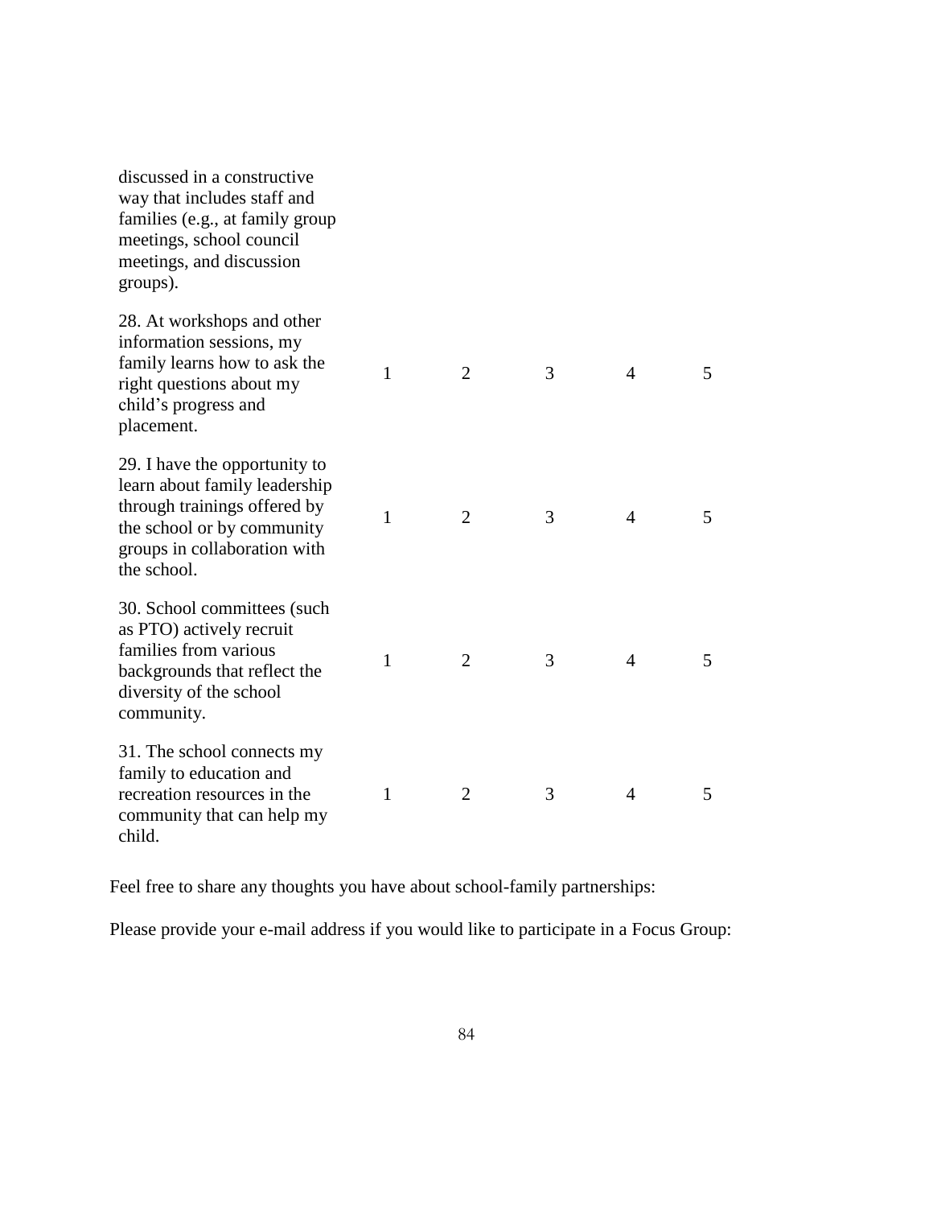| | | | | | |
|---|---|---|---|---|---|
| discussed in a constructive way that includes staff and families (e.g., at family group meetings, school council meetings, and discussion groups). | | | | | |
| 28. At workshops and other information sessions, my family learns how to ask the right questions about my child's progress and placement. | 1 | 2 | 3 | 4 | 5 |
| 29. I have the opportunity to learn about family leadership through trainings offered by the school or by community groups in collaboration with the school. | 1 | 2 | 3 | 4 | 5 |
| 30. School committees (such as PTO) actively recruit families from various backgrounds that reflect the diversity of the school community. | 1 | 2 | 3 | 4 | 5 |
| 31. The school connects my family to education and recreation resources in the community that can help my child. | 1 | 2 | 3 | 4 | 5 |

Feel free to share any thoughts you have about school-family partnerships:

Please provide your e-mail address if you would like to participate in a Focus Group: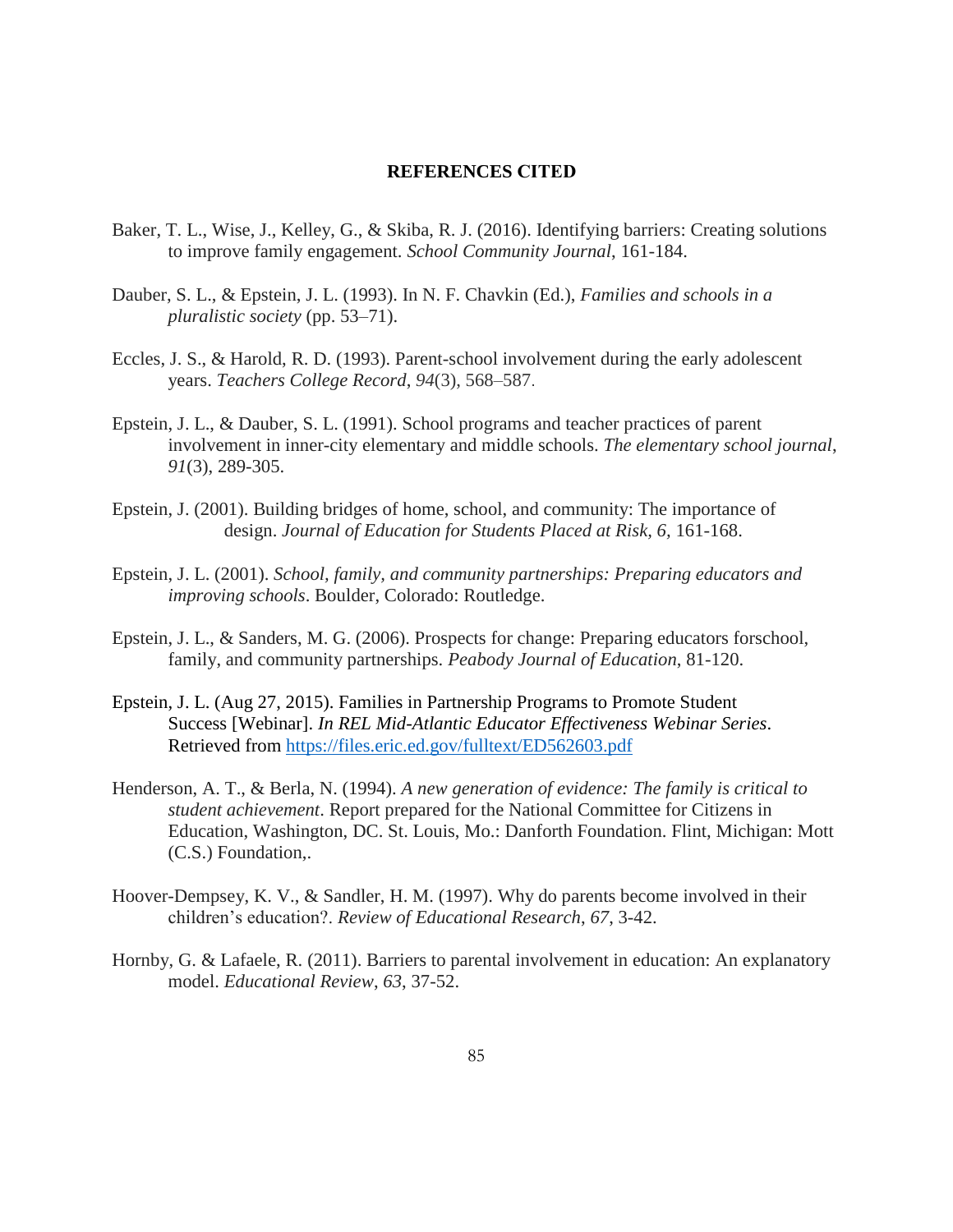## REFERENCES CITED

Baker, T. L., Wise, J., Kelley, G., & Skiba, R. J. (2016). Identifying barriers: Creating solutions to improve family engagement. *School Community Journal*, 161-184.

Dauber, S. L., & Epstein, J. L. (1993). In N. F. Chavkin (Ed.), *Families and schools in a pluralistic society* (pp. 53–71).

Eccles, J. S., & Harold, R. D. (1993). Parent-school involvement during the early adolescent years. *Teachers College Record*, *94*(3), 568–587.

Epstein, J. L., & Dauber, S. L. (1991). School programs and teacher practices of parent involvement in inner-city elementary and middle schools. *The elementary school journal*, *91*(3), 289-305.

Epstein, J. (2001). Building bridges of home, school, and community: The importance of design. *Journal of Education for Students Placed at Risk, 6*, 161-168.

Epstein, J. L. (2001). *School, family, and community partnerships: Preparing educators and improving schools*. Boulder, Colorado: Routledge.

Epstein, J. L., & Sanders, M. G. (2006). Prospects for change: Preparing educators forschool, family, and community partnerships. *Peabody Journal of Education*, 81-120.

Epstein, J. L. (Aug 27, 2015). Families in Partnership Programs to Promote Student Success [Webinar]. *In REL Mid-Atlantic Educator Effectiveness Webinar Series*. Retrieved from https://files.eric.ed.gov/fulltext/ED562603.pdf

Henderson, A. T., & Berla, N. (1994). *A new generation of evidence: The family is critical to student achievement*. Report prepared for the National Committee for Citizens in Education, Washington, DC. St. Louis, Mo.: Danforth Foundation. Flint, Michigan: Mott (C.S.) Foundation,.

Hoover-Dempsey, K. V., & Sandler, H. M. (1997). Why do parents become involved in their children's education?. *Review of Educational Research*, *67*, 3-42.

Hornby, G. & Lafaele, R. (2011). Barriers to parental involvement in education: An explanatory model. *Educational Review*, *63*, 37-52.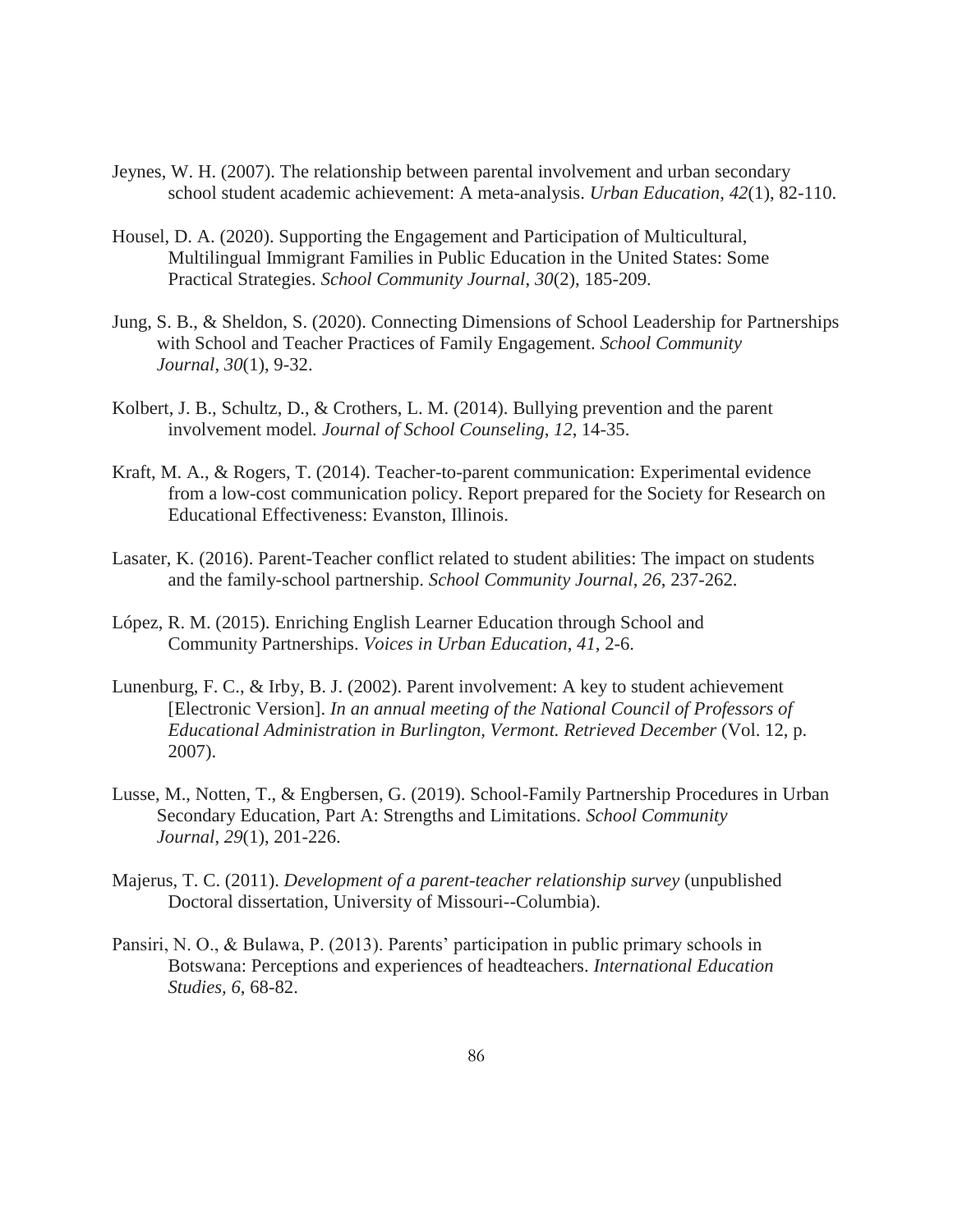Jeynes, W. H. (2007). The relationship between parental involvement and urban secondary school student academic achievement: A meta-analysis. *Urban Education*, *42*(1), 82-110.

Housel, D. A. (2020). Supporting the Engagement and Participation of Multicultural, Multilingual Immigrant Families in Public Education in the United States: Some Practical Strategies. *School Community Journal*, *30*(2), 185-209.

Jung, S. B., & Sheldon, S. (2020). Connecting Dimensions of School Leadership for Partnerships with School and Teacher Practices of Family Engagement. *School Community Journal*, *30*(1), 9-32.

Kolbert, J. B., Schultz, D., & Crothers, L. M. (2014). Bullying prevention and the parent involvement model*. Journal of School Counseling*, *12,* 14-35.

Kraft, M. A., & Rogers, T. (2014). Teacher-to-parent communication: Experimental evidence from a low-cost communication policy. Report prepared for the Society for Research on Educational Effectiveness: Evanston, Illinois.

Lasater, K. (2016). Parent-Teacher conflict related to student abilities: The impact on students and the family-school partnership. *School Community Journal*, *26,* 237-262.

López, R. M. (2015). Enriching English Learner Education through School and Community Partnerships. *Voices in Urban Education*, *41*, 2-6.

Lunenburg, F. C., & Irby, B. J. (2002). Parent involvement: A key to student achievement [Electronic Version]. *In an annual meeting of the National Council of Professors of Educational Administration in Burlington, Vermont. Retrieved December* (Vol. 12, p. 2007).

Lusse, M., Notten, T., & Engbersen, G. (2019). School-Family Partnership Procedures in Urban Secondary Education, Part A: Strengths and Limitations. *School Community Journal*, *29*(1), 201-226.

Majerus, T. C. (2011). *Development of a parent-teacher relationship survey* (unpublished Doctoral dissertation, University of Missouri--Columbia).

Pansiri, N. O., & Bulawa, P. (2013). Parents' participation in public primary schools in Botswana: Perceptions and experiences of headteachers. *International Education Studies, 6*, 68-82.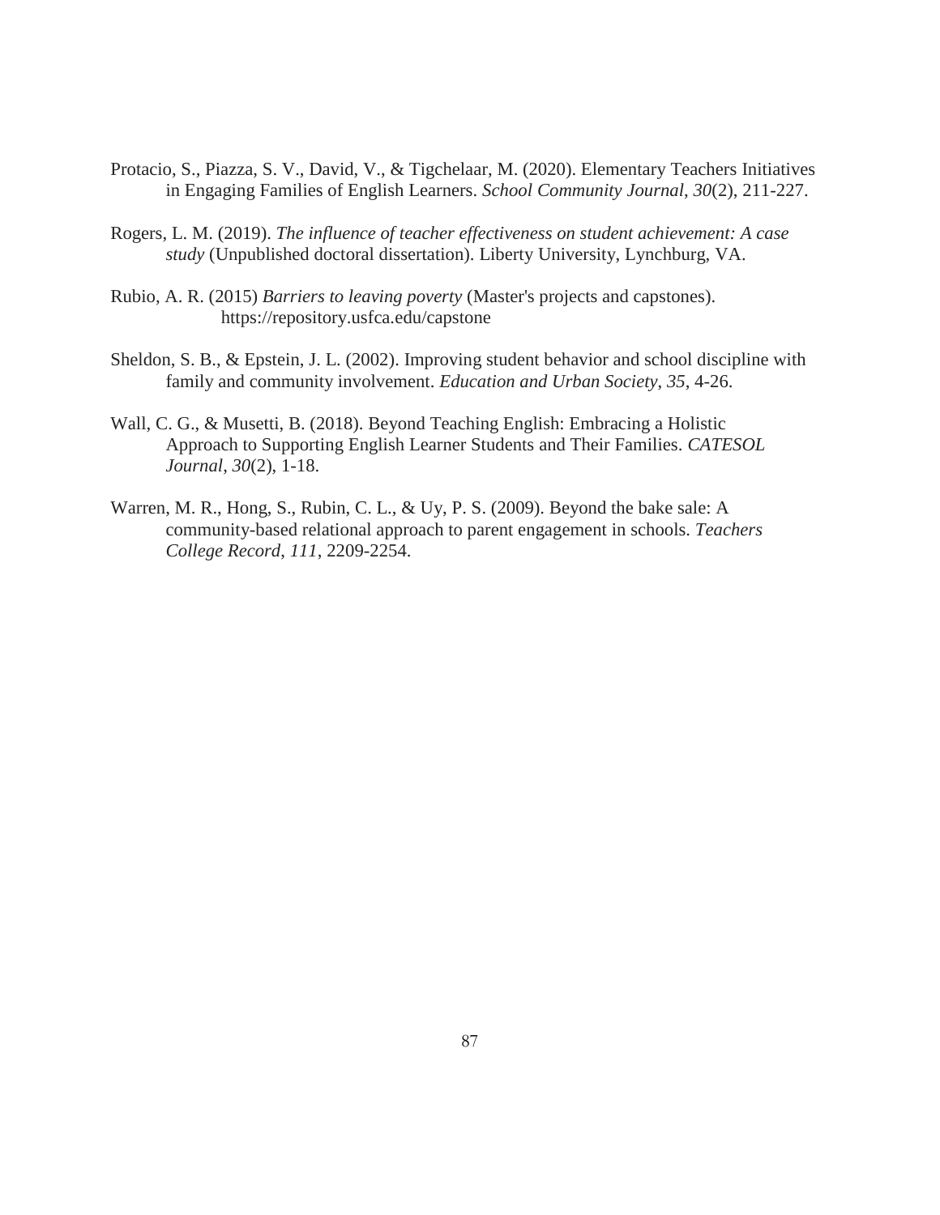Protacio, S., Piazza, S. V., David, V., & Tigchelaar, M. (2020). Elementary Teachers Initiatives in Engaging Families of English Learners. *School Community Journal*, *30*(2), 211-227.

Rogers, L. M. (2019). *The influence of teacher effectiveness on student achievement: A case study* (Unpublished doctoral dissertation). Liberty University, Lynchburg, VA.

Rubio, A. R. (2015) *Barriers to leaving poverty* (Master's projects and capstones). https://repository.usfca.edu/capstone

Sheldon, S. B., & Epstein, J. L. (2002). Improving student behavior and school discipline with family and community involvement. *Education and Urban Society*, *35*, 4-26.

Wall, C. G., & Musetti, B. (2018). Beyond Teaching English: Embracing a Holistic Approach to Supporting English Learner Students and Their Families. *CATESOL Journal*, *30*(2), 1-18.

Warren, M. R., Hong, S., Rubin, C. L., & Uy, P. S. (2009). Beyond the bake sale: A community-based relational approach to parent engagement in schools. *Teachers College Record*, *111*, 2209-2254.